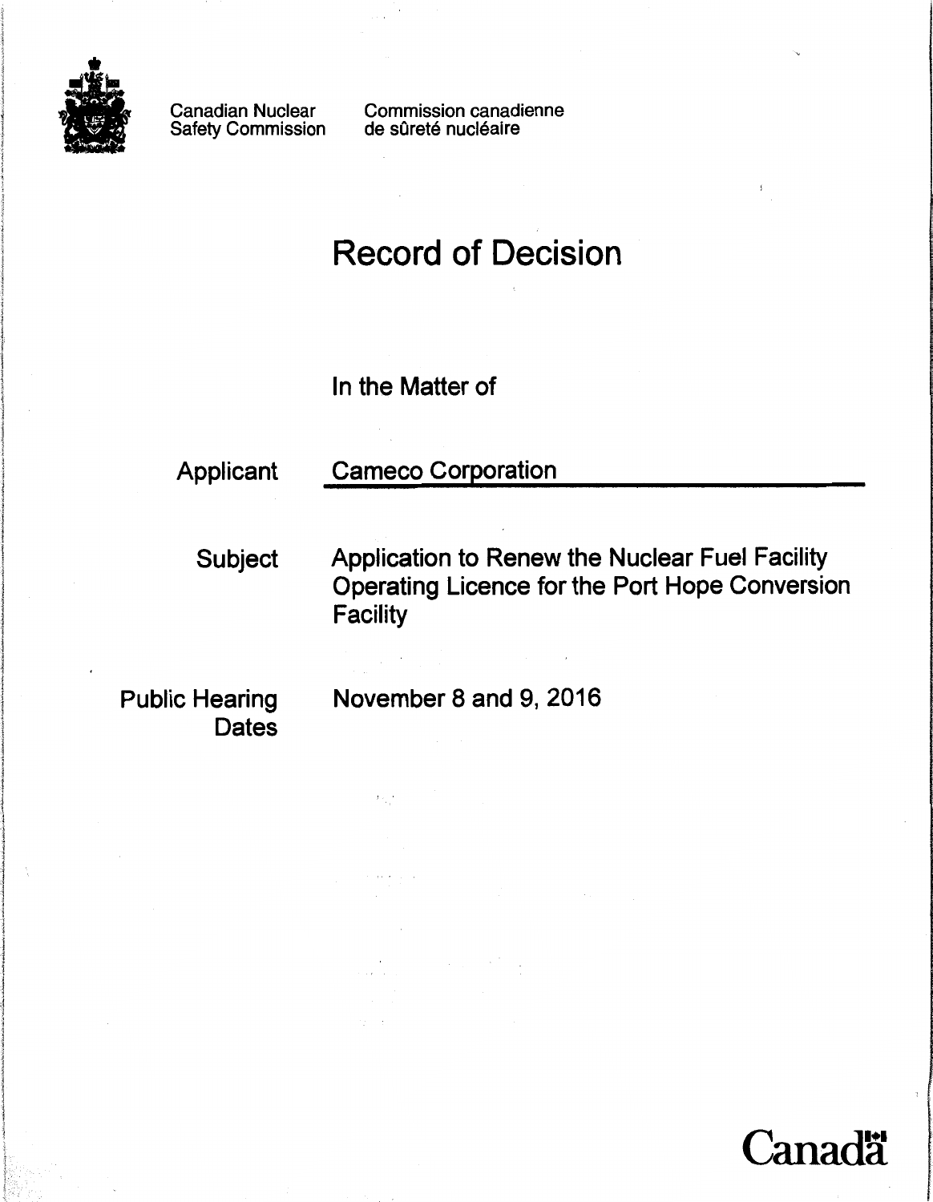Canadian Nuclear Safety Commission

Commission canadienne de sûreté nucléaire

# Record of Decision

In the Matter of

Applicant: Cameco Corporation

Subject: Application to Renew the Nuclear Fuel Facility Operating Licence for the Port Hope Conversion Facility

Public Hearing Dates: November 8 and 9, 2016

Canadä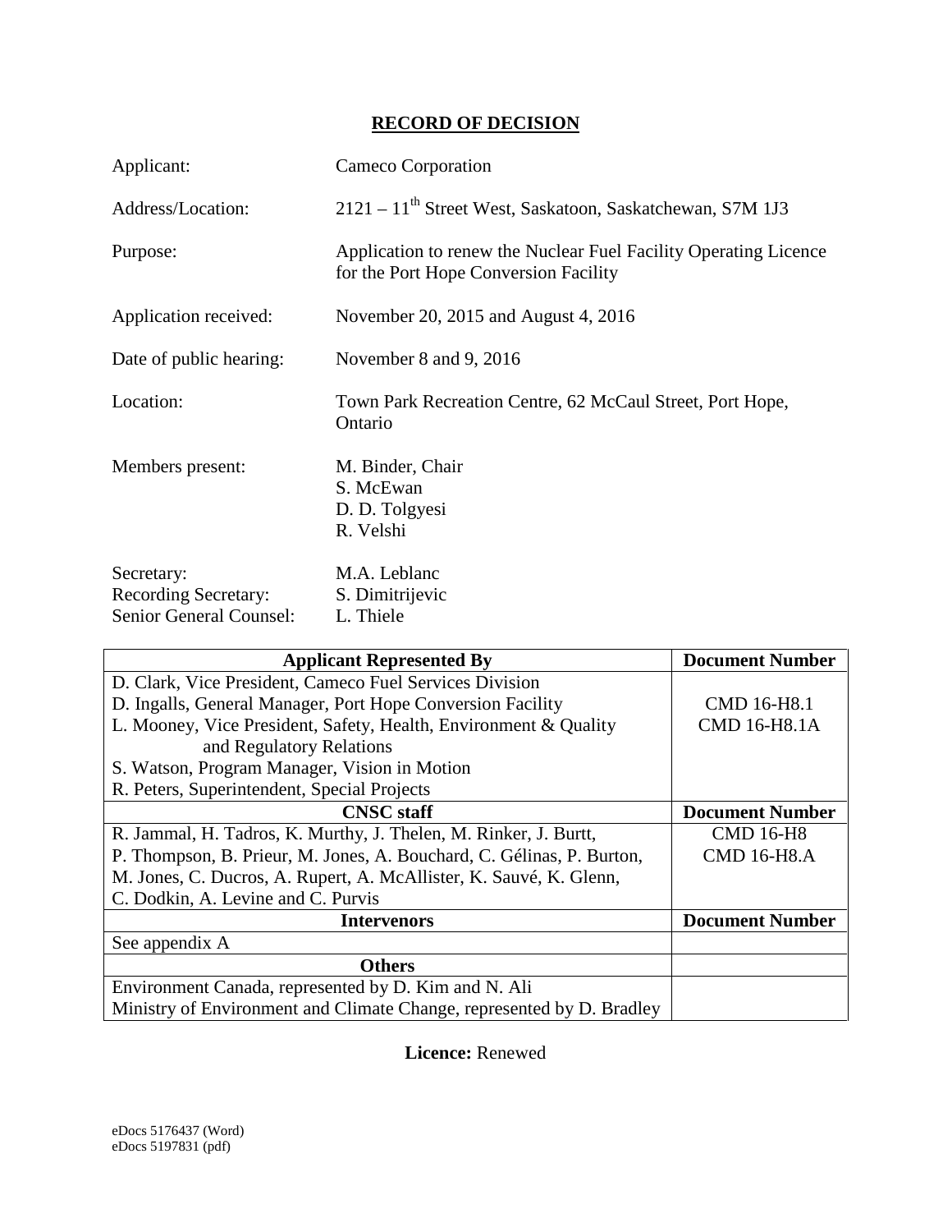# RECORD OF DECISION

| | |
|---|---|
| Applicant: | Cameco Corporation |
| Address/Location: | 2121 – 11th Street West, Saskatoon, Saskatchewan, S7M 1J3 |
| Purpose: | Application to renew the Nuclear Fuel Facility Operating Licence for the Port Hope Conversion Facility |
| Application received: | November 20, 2015 and August 4, 2016 |
| Date of public hearing: | November 8 and 9, 2016 |
| Location: | Town Park Recreation Centre, 62 McCaul Street, Port Hope, Ontario |
| Members present: | M. Binder, Chair<br>S. McEwan<br>D. D. Tolgyesi<br>R. Velshi |
| Secretary: | M.A. Leblanc |
| Recording Secretary: | S. Dimitrijevic |
| Senior General Counsel: | L. Thiele |

| Applicant Represented By | Document Number |
|---|---|
| D. Clark, Vice President, Cameco Fuel Services Division<br>D. Ingalls, General Manager, Port Hope Conversion Facility<br>L. Mooney, Vice President, Safety, Health, Environment & Quality and Regulatory Relations<br>S. Watson, Program Manager, Vision in Motion<br>R. Peters, Superintendent, Special Projects | CMD 16-H8.1<br>CMD 16-H8.1A |
| **CNSC staff** | **Document Number** |
| R. Jammal, H. Tadros, K. Murthy, J. Thelen, M. Rinker, J. Burtt, P. Thompson, B. Prieur, M. Jones, A. Bouchard, C. Gélinas, P. Burton, M. Jones, C. Ducros, A. Rupert, A. McAllister, K. Sauvé, K. Glenn, C. Dodkin, A. Levine and C. Purvis | CMD 16-H8<br>CMD 16-H8.A |
| **Intervenors** | **Document Number** |
| See appendix A | |
| **Others** | |
| Environment Canada, represented by D. Kim and N. Ali<br>Ministry of Environment and Climate Change, represented by D. Bradley | |

**Licence:** Renewed

eDocs 5176437 (Word)
eDocs 5197831 (pdf)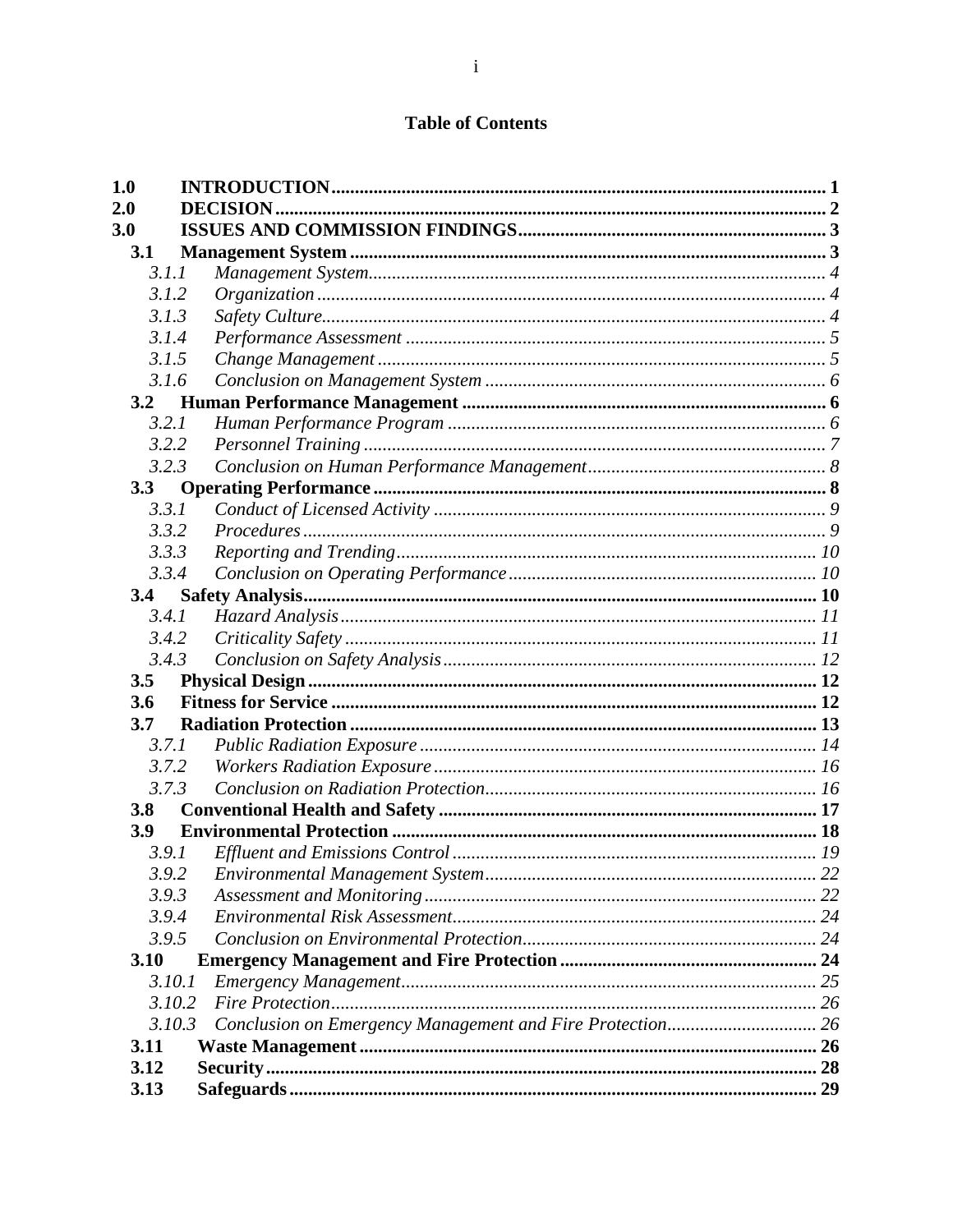# Table of Contents

| | | |
|---|---|---|
| **1.0** | **INTRODUCTION** | **1** |
| **2.0** | **DECISION** | **2** |
| **3.0** | **ISSUES AND COMMISSION FINDINGS** | **3** |
| **3.1** | **Management System** | **3** |
| *3.1.1* | *Management System* | *4* |
| *3.1.2* | *Organization* | *4* |
| *3.1.3* | *Safety Culture* | *4* |
| *3.1.4* | *Performance Assessment* | *5* |
| *3.1.5* | *Change Management* | *5* |
| *3.1.6* | *Conclusion on Management System* | *6* |
| **3.2** | **Human Performance Management** | **6** |
| *3.2.1* | *Human Performance Program* | *6* |
| *3.2.2* | *Personnel Training* | *7* |
| *3.2.3* | *Conclusion on Human Performance Management* | *8* |
| **3.3** | **Operating Performance** | **8** |
| *3.3.1* | *Conduct of Licensed Activity* | *9* |
| *3.3.2* | *Procedures* | *9* |
| *3.3.3* | *Reporting and Trending* | *10* |
| *3.3.4* | *Conclusion on Operating Performance* | *10* |
| **3.4** | **Safety Analysis** | **10** |
| *3.4.1* | *Hazard Analysis* | *11* |
| *3.4.2* | *Criticality Safety* | *11* |
| *3.4.3* | *Conclusion on Safety Analysis* | *12* |
| **3.5** | **Physical Design** | **12** |
| **3.6** | **Fitness for Service** | **12** |
| **3.7** | **Radiation Protection** | **13** |
| *3.7.1* | *Public Radiation Exposure* | *14* |
| *3.7.2* | *Workers Radiation Exposure* | *16* |
| *3.7.3* | *Conclusion on Radiation Protection* | *16* |
| **3.8** | **Conventional Health and Safety** | **17** |
| **3.9** | **Environmental Protection** | **18** |
| *3.9.1* | *Effluent and Emissions Control* | *19* |
| *3.9.2* | *Environmental Management System* | *22* |
| *3.9.3* | *Assessment and Monitoring* | *22* |
| *3.9.4* | *Environmental Risk Assessment* | *24* |
| *3.9.5* | *Conclusion on Environmental Protection* | *24* |
| **3.10** | **Emergency Management and Fire Protection** | **24** |
| *3.10.1* | *Emergency Management* | *25* |
| *3.10.2* | *Fire Protection* | *26* |
| *3.10.3* | *Conclusion on Emergency Management and Fire Protection* | *26* |
| **3.11** | **Waste Management** | **26** |
| **3.12** | **Security** | **28** |
| **3.13** | **Safeguards** | **29** |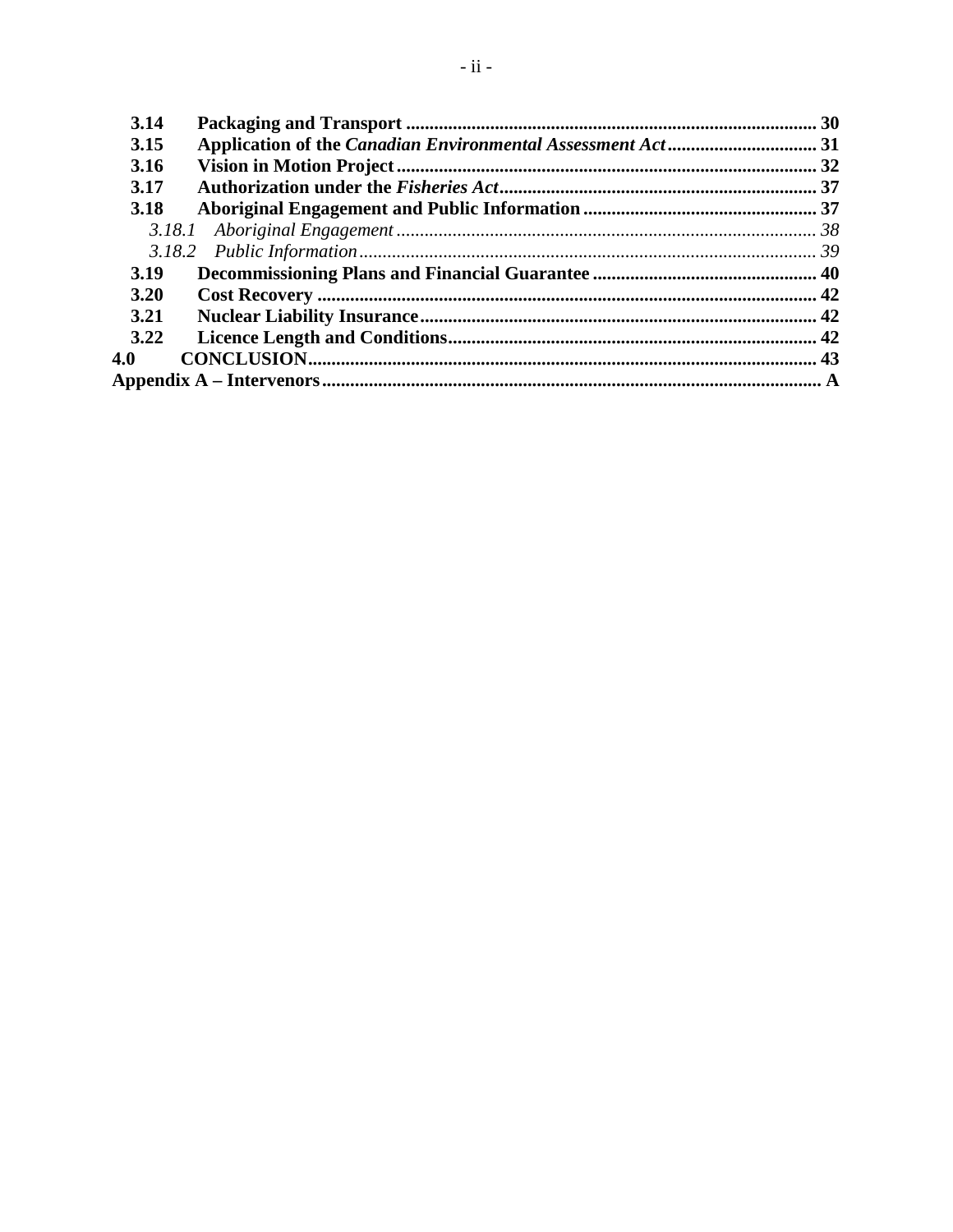**3.14 Packaging and Transport** ........ 30
**3.15 Application of the *Canadian Environmental Assessment Act*** ........ 31
**3.16 Vision in Motion Project** ........ 32
**3.17 Authorization under the *Fisheries Act*** ........ 37
**3.18 Aboriginal Engagement and Public Information** ........ 37
*3.18.1 Aboriginal Engagement* ........ 38
*3.18.2 Public Information* ........ 39
**3.19 Decommissioning Plans and Financial Guarantee** ........ 40
**3.20 Cost Recovery** ........ 42
**3.21 Nuclear Liability Insurance** ........ 42
**3.22 Licence Length and Conditions** ........ 42
**4.0 CONCLUSION** ........ 43
**Appendix A – Intervenors** ........ A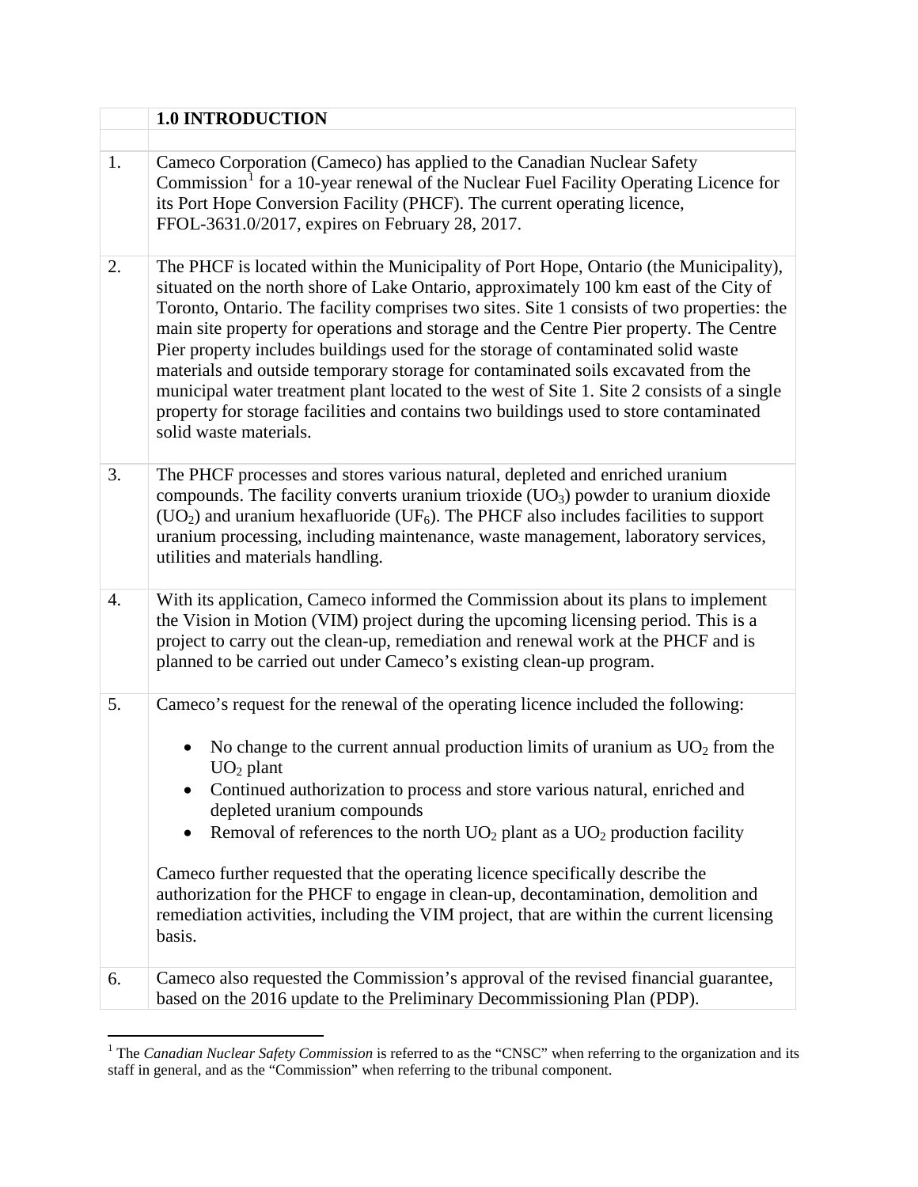## 1.0 INTRODUCTION

1. Cameco Corporation (Cameco) has applied to the Canadian Nuclear Safety Commission[1] for a 10-year renewal of the Nuclear Fuel Facility Operating Licence for its Port Hope Conversion Facility (PHCF). The current operating licence, FFOL-3631.0/2017, expires on February 28, 2017.

2. The PHCF is located within the Municipality of Port Hope, Ontario (the Municipality), situated on the north shore of Lake Ontario, approximately 100 km east of the City of Toronto, Ontario. The facility comprises two sites. Site 1 consists of two properties: the main site property for operations and storage and the Centre Pier property. The Centre Pier property includes buildings used for the storage of contaminated solid waste materials and outside temporary storage for contaminated soils excavated from the municipal water treatment plant located to the west of Site 1. Site 2 consists of a single property for storage facilities and contains two buildings used to store contaminated solid waste materials.

3. The PHCF processes and stores various natural, depleted and enriched uranium compounds. The facility converts uranium trioxide ($UO_3$) powder to uranium dioxide ($UO_2$) and uranium hexafluoride ($UF_6$). The PHCF also includes facilities to support uranium processing, including maintenance, waste management, laboratory services, utilities and materials handling.

4. With its application, Cameco informed the Commission about its plans to implement the Vision in Motion (VIM) project during the upcoming licensing period. This is a project to carry out the clean-up, remediation and renewal work at the PHCF and is planned to be carried out under Cameco's existing clean-up program.

5. Cameco's request for the renewal of the operating licence included the following:

   - No change to the current annual production limits of uranium as $UO_2$ from the $UO_2$ plant
   - Continued authorization to process and store various natural, enriched and depleted uranium compounds
   - Removal of references to the north $UO_2$ plant as a $UO_2$ production facility

   Cameco further requested that the operating licence specifically describe the authorization for the PHCF to engage in clean-up, decontamination, demolition and remediation activities, including the VIM project, that are within the current licensing basis.

6. Cameco also requested the Commission's approval of the revised financial guarantee, based on the 2016 update to the Preliminary Decommissioning Plan (PDP).

---

[1] The *Canadian Nuclear Safety Commission* is referred to as the "CNSC" when referring to the organization and its staff in general, and as the "Commission" when referring to the tribunal component.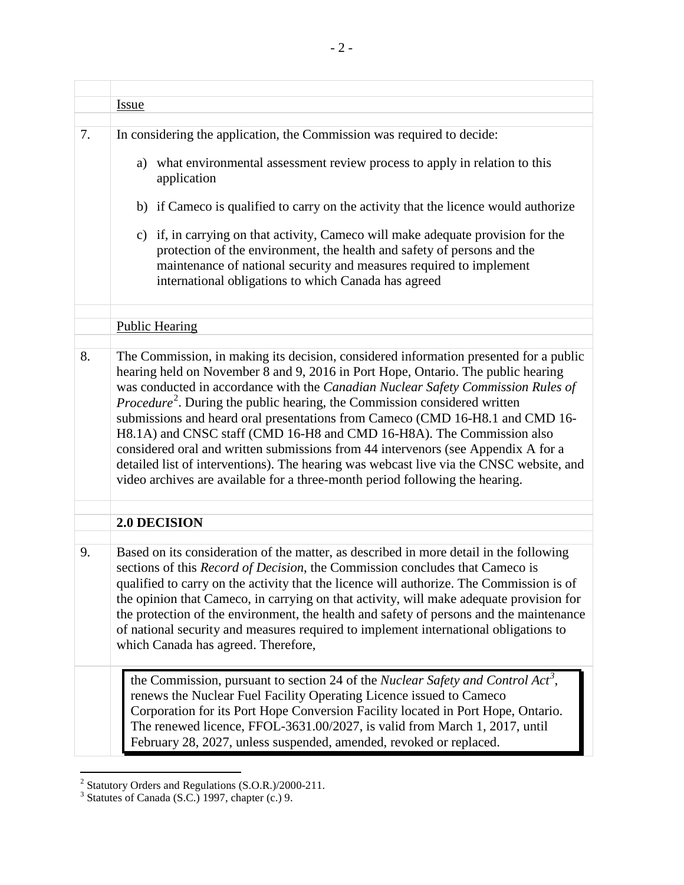Issue

7. In considering the application, the Commission was required to decide:

   a) what environmental assessment review process to apply in relation to this application

   b) if Cameco is qualified to carry on the activity that the licence would authorize

   c) if, in carrying on that activity, Cameco will make adequate provision for the protection of the environment, the health and safety of persons and the maintenance of national security and measures required to implement international obligations to which Canada has agreed

Public Hearing

8. The Commission, in making its decision, considered information presented for a public hearing held on November 8 and 9, 2016 in Port Hope, Ontario. The public hearing was conducted in accordance with the *Canadian Nuclear Safety Commission Rules of Procedure*[2]. During the public hearing, the Commission considered written submissions and heard oral presentations from Cameco (CMD 16-H8.1 and CMD 16-H8.1A) and CNSC staff (CMD 16-H8 and CMD 16-H8A). The Commission also considered oral and written submissions from 44 intervenors (see Appendix A for a detailed list of interventions). The hearing was webcast live via the CNSC website, and video archives are available for a three-month period following the hearing.

## 2.0 DECISION

9. Based on its consideration of the matter, as described in more detail in the following sections of this *Record of Decision*, the Commission concludes that Cameco is qualified to carry on the activity that the licence will authorize. The Commission is of the opinion that Cameco, in carrying on that activity, will make adequate provision for the protection of the environment, the health and safety of persons and the maintenance of national security and measures required to implement international obligations to which Canada has agreed. Therefore,

> the Commission, pursuant to section 24 of the *Nuclear Safety and Control Act*[3], renews the Nuclear Fuel Facility Operating Licence issued to Cameco Corporation for its Port Hope Conversion Facility located in Port Hope, Ontario. The renewed licence, FFOL-3631.00/2027, is valid from March 1, 2017, until February 28, 2027, unless suspended, amended, revoked or replaced.

---

[2] Statutory Orders and Regulations (S.O.R.)/2000-211.

[3] Statutes of Canada (S.C.) 1997, chapter (c.) 9.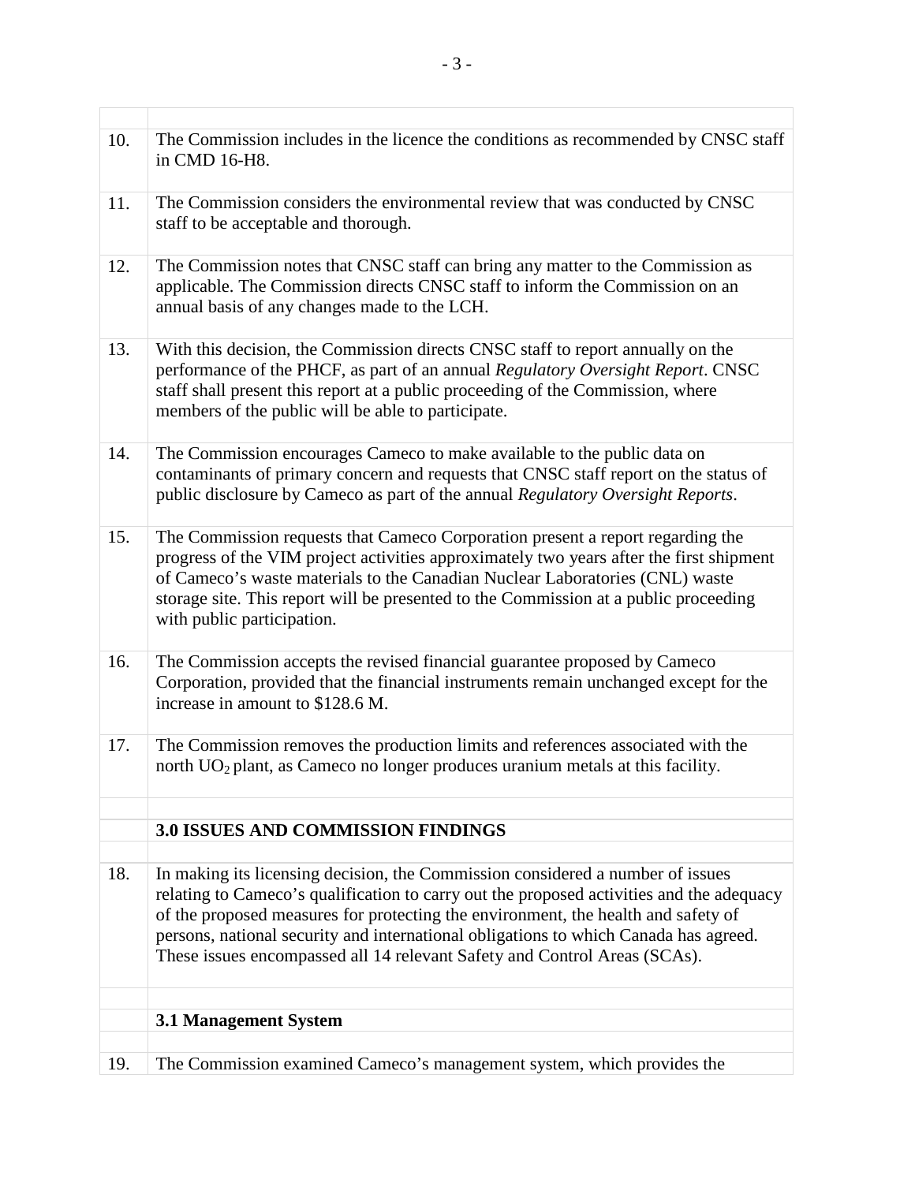10. The Commission includes in the licence the conditions as recommended by CNSC staff in CMD 16-H8.

11. The Commission considers the environmental review that was conducted by CNSC staff to be acceptable and thorough.

12. The Commission notes that CNSC staff can bring any matter to the Commission as applicable. The Commission directs CNSC staff to inform the Commission on an annual basis of any changes made to the LCH.

13. With this decision, the Commission directs CNSC staff to report annually on the performance of the PHCF, as part of an annual *Regulatory Oversight Report*. CNSC staff shall present this report at a public proceeding of the Commission, where members of the public will be able to participate.

14. The Commission encourages Cameco to make available to the public data on contaminants of primary concern and requests that CNSC staff report on the status of public disclosure by Cameco as part of the annual *Regulatory Oversight Reports*.

15. The Commission requests that Cameco Corporation present a report regarding the progress of the VIM project activities approximately two years after the first shipment of Cameco's waste materials to the Canadian Nuclear Laboratories (CNL) waste storage site. This report will be presented to the Commission at a public proceeding with public participation.

16. The Commission accepts the revised financial guarantee proposed by Cameco Corporation, provided that the financial instruments remain unchanged except for the increase in amount to \$128.6 M.

17. The Commission removes the production limits and references associated with the north $UO_2$ plant, as Cameco no longer produces uranium metals at this facility.

## 3.0 ISSUES AND COMMISSION FINDINGS

18. In making its licensing decision, the Commission considered a number of issues relating to Cameco's qualification to carry out the proposed activities and the adequacy of the proposed measures for protecting the environment, the health and safety of persons, national security and international obligations to which Canada has agreed. These issues encompassed all 14 relevant Safety and Control Areas (SCAs).

### 3.1 Management System

19. The Commission examined Cameco's management system, which provides the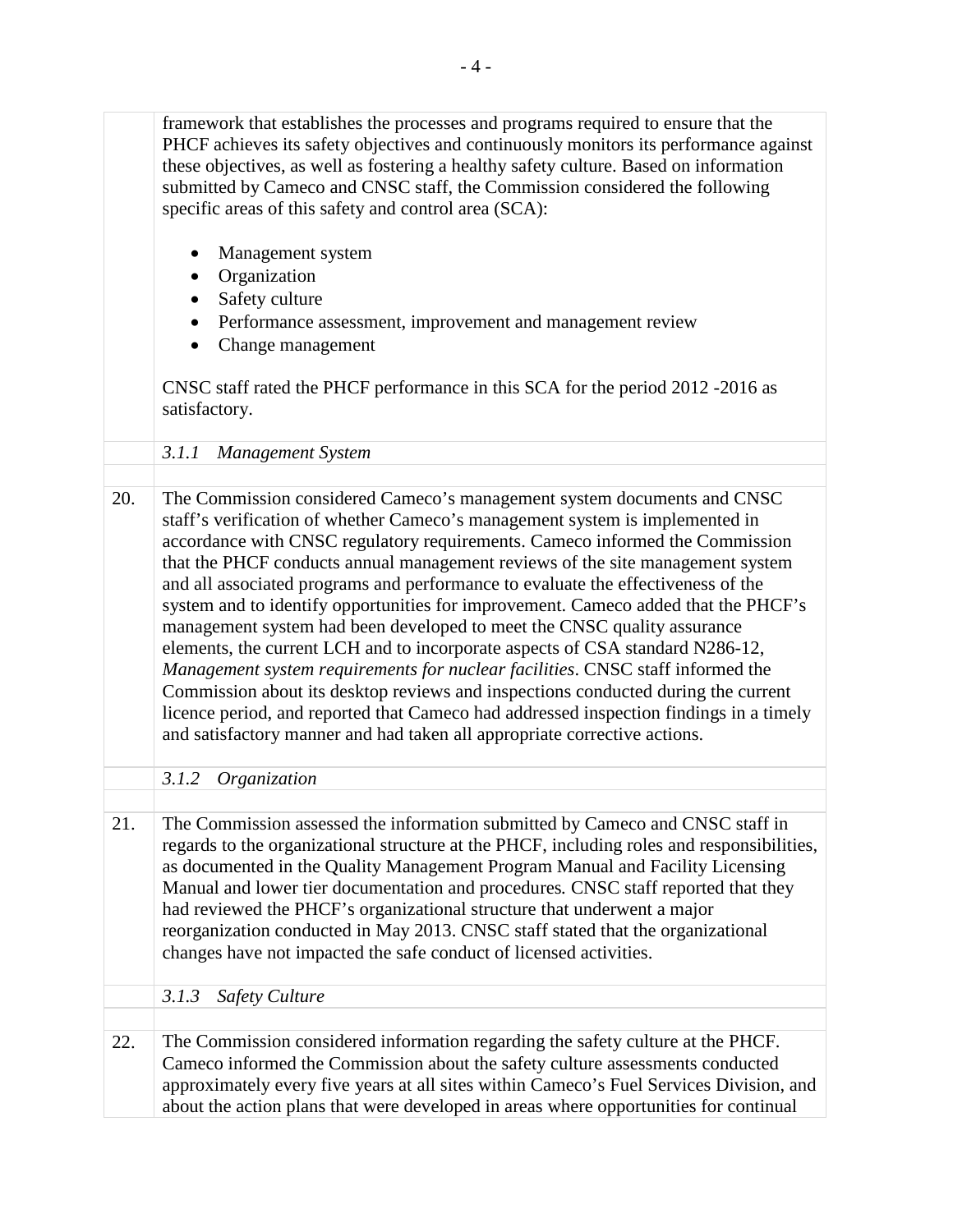framework that establishes the processes and programs required to ensure that the PHCF achieves its safety objectives and continuously monitors its performance against these objectives, as well as fostering a healthy safety culture. Based on information submitted by Cameco and CNSC staff, the Commission considered the following specific areas of this safety and control area (SCA):

- Management system
- Organization
- Safety culture
- Performance assessment, improvement and management review
- Change management

CNSC staff rated the PHCF performance in this SCA for the period 2012 -2016 as satisfactory.

*3.1.1 Management System*

20. The Commission considered Cameco's management system documents and CNSC staff's verification of whether Cameco's management system is implemented in accordance with CNSC regulatory requirements. Cameco informed the Commission that the PHCF conducts annual management reviews of the site management system and all associated programs and performance to evaluate the effectiveness of the system and to identify opportunities for improvement. Cameco added that the PHCF's management system had been developed to meet the CNSC quality assurance elements, the current LCH and to incorporate aspects of CSA standard N286-12, *Management system requirements for nuclear facilities*. CNSC staff informed the Commission about its desktop reviews and inspections conducted during the current licence period, and reported that Cameco had addressed inspection findings in a timely and satisfactory manner and had taken all appropriate corrective actions.

*3.1.2 Organization*

21. The Commission assessed the information submitted by Cameco and CNSC staff in regards to the organizational structure at the PHCF, including roles and responsibilities, as documented in the Quality Management Program Manual and Facility Licensing Manual and lower tier documentation and procedures. CNSC staff reported that they had reviewed the PHCF's organizational structure that underwent a major reorganization conducted in May 2013. CNSC staff stated that the organizational changes have not impacted the safe conduct of licensed activities.

*3.1.3 Safety Culture*

22. The Commission considered information regarding the safety culture at the PHCF. Cameco informed the Commission about the safety culture assessments conducted approximately every five years at all sites within Cameco's Fuel Services Division, and about the action plans that were developed in areas where opportunities for continual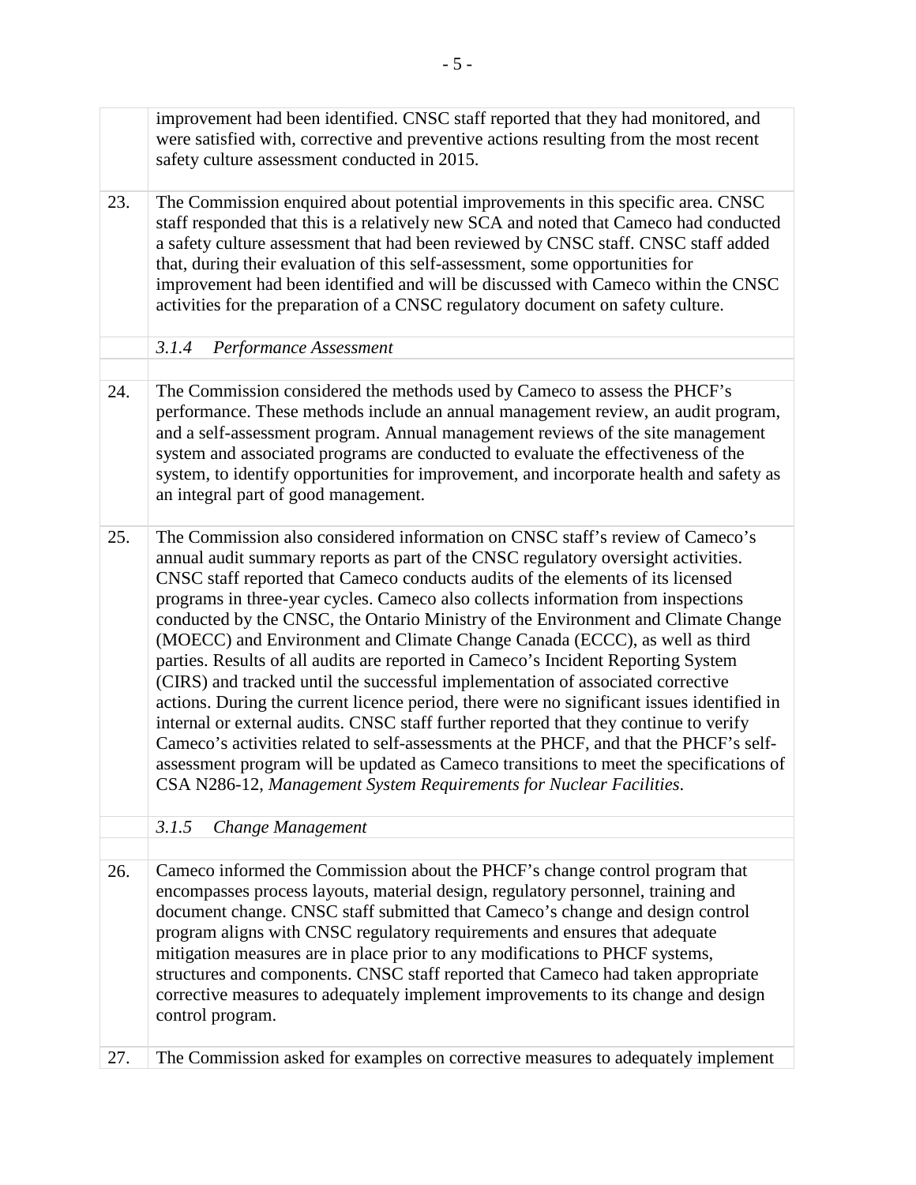improvement had been identified. CNSC staff reported that they had monitored, and were satisfied with, corrective and preventive actions resulting from the most recent safety culture assessment conducted in 2015.

23. The Commission enquired about potential improvements in this specific area. CNSC staff responded that this is a relatively new SCA and noted that Cameco had conducted a safety culture assessment that had been reviewed by CNSC staff. CNSC staff added that, during their evaluation of this self-assessment, some opportunities for improvement had been identified and will be discussed with Cameco within the CNSC activities for the preparation of a CNSC regulatory document on safety culture.

#### *3.1.4 Performance Assessment*

24. The Commission considered the methods used by Cameco to assess the PHCF's performance. These methods include an annual management review, an audit program, and a self-assessment program. Annual management reviews of the site management system and associated programs are conducted to evaluate the effectiveness of the system, to identify opportunities for improvement, and incorporate health and safety as an integral part of good management.

25. The Commission also considered information on CNSC staff's review of Cameco's annual audit summary reports as part of the CNSC regulatory oversight activities. CNSC staff reported that Cameco conducts audits of the elements of its licensed programs in three-year cycles. Cameco also collects information from inspections conducted by the CNSC, the Ontario Ministry of the Environment and Climate Change (MOECC) and Environment and Climate Change Canada (ECCC), as well as third parties. Results of all audits are reported in Cameco's Incident Reporting System (CIRS) and tracked until the successful implementation of associated corrective actions. During the current licence period, there were no significant issues identified in internal or external audits. CNSC staff further reported that they continue to verify Cameco's activities related to self-assessments at the PHCF, and that the PHCF's self-assessment program will be updated as Cameco transitions to meet the specifications of CSA N286-12, *Management System Requirements for Nuclear Facilities*.

#### *3.1.5 Change Management*

26. Cameco informed the Commission about the PHCF's change control program that encompasses process layouts, material design, regulatory personnel, training and document change. CNSC staff submitted that Cameco's change and design control program aligns with CNSC regulatory requirements and ensures that adequate mitigation measures are in place prior to any modifications to PHCF systems, structures and components. CNSC staff reported that Cameco had taken appropriate corrective measures to adequately implement improvements to its change and design control program.

27. The Commission asked for examples on corrective measures to adequately implement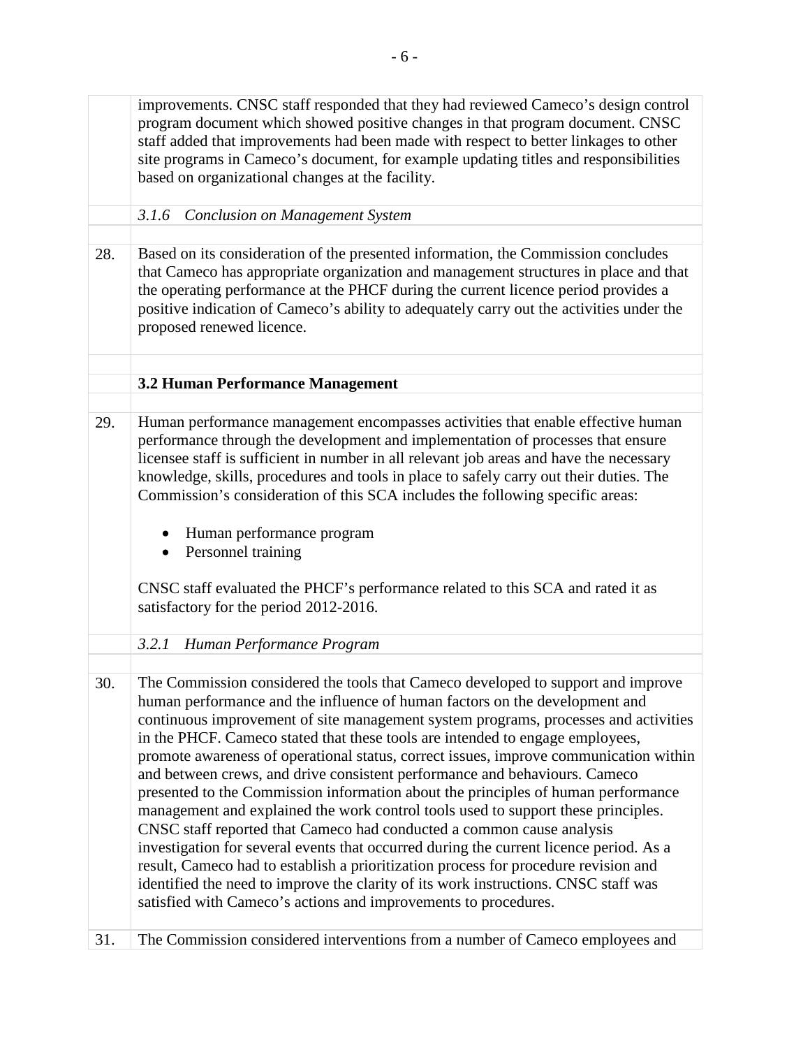improvements. CNSC staff responded that they had reviewed Cameco's design control program document which showed positive changes in that program document. CNSC staff added that improvements had been made with respect to better linkages to other site programs in Cameco's document, for example updating titles and responsibilities based on organizational changes at the facility.

### *3.1.6 Conclusion on Management System*

28. Based on its consideration of the presented information, the Commission concludes that Cameco has appropriate organization and management structures in place and that the operating performance at the PHCF during the current licence period provides a positive indication of Cameco's ability to adequately carry out the activities under the proposed renewed licence.

## 3.2 Human Performance Management

29. Human performance management encompasses activities that enable effective human performance through the development and implementation of processes that ensure licensee staff is sufficient in number in all relevant job areas and have the necessary knowledge, skills, procedures and tools in place to safely carry out their duties. The Commission's consideration of this SCA includes the following specific areas:

- Human performance program
- Personnel training

CNSC staff evaluated the PHCF's performance related to this SCA and rated it as satisfactory for the period 2012-2016.

### *3.2.1 Human Performance Program*

30. The Commission considered the tools that Cameco developed to support and improve human performance and the influence of human factors on the development and continuous improvement of site management system programs, processes and activities in the PHCF. Cameco stated that these tools are intended to engage employees, promote awareness of operational status, correct issues, improve communication within and between crews, and drive consistent performance and behaviours. Cameco presented to the Commission information about the principles of human performance management and explained the work control tools used to support these principles. CNSC staff reported that Cameco had conducted a common cause analysis investigation for several events that occurred during the current licence period. As a result, Cameco had to establish a prioritization process for procedure revision and identified the need to improve the clarity of its work instructions. CNSC staff was satisfied with Cameco's actions and improvements to procedures.

31. The Commission considered interventions from a number of Cameco employees and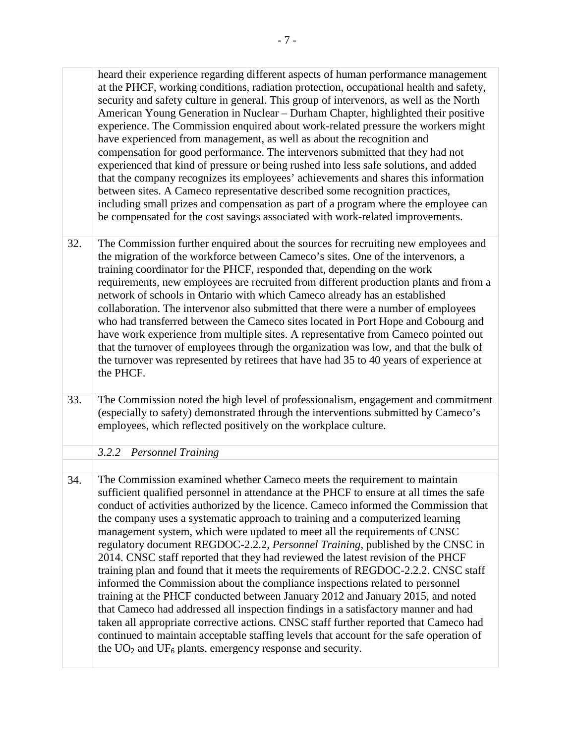heard their experience regarding different aspects of human performance management at the PHCF, working conditions, radiation protection, occupational health and safety, security and safety culture in general. This group of intervenors, as well as the North American Young Generation in Nuclear – Durham Chapter, highlighted their positive experience. The Commission enquired about work-related pressure the workers might have experienced from management, as well as about the recognition and compensation for good performance. The intervenors submitted that they had not experienced that kind of pressure or being rushed into less safe solutions, and added that the company recognizes its employees' achievements and shares this information between sites. A Cameco representative described some recognition practices, including small prizes and compensation as part of a program where the employee can be compensated for the cost savings associated with work-related improvements.

32. The Commission further enquired about the sources for recruiting new employees and the migration of the workforce between Cameco's sites. One of the intervenors, a training coordinator for the PHCF, responded that, depending on the work requirements, new employees are recruited from different production plants and from a network of schools in Ontario with which Cameco already has an established collaboration. The intervenor also submitted that there were a number of employees who had transferred between the Cameco sites located in Port Hope and Cobourg and have work experience from multiple sites. A representative from Cameco pointed out that the turnover of employees through the organization was low, and that the bulk of the turnover was represented by retirees that have had 35 to 40 years of experience at the PHCF.

33. The Commission noted the high level of professionalism, engagement and commitment (especially to safety) demonstrated through the interventions submitted by Cameco's employees, which reflected positively on the workplace culture.

#### *3.2.2 Personnel Training*

34. The Commission examined whether Cameco meets the requirement to maintain sufficient qualified personnel in attendance at the PHCF to ensure at all times the safe conduct of activities authorized by the licence. Cameco informed the Commission that the company uses a systematic approach to training and a computerized learning management system, which were updated to meet all the requirements of CNSC regulatory document REGDOC-2.2.2, *Personnel Training*, published by the CNSC in 2014. CNSC staff reported that they had reviewed the latest revision of the PHCF training plan and found that it meets the requirements of REGDOC-2.2.2. CNSC staff informed the Commission about the compliance inspections related to personnel training at the PHCF conducted between January 2012 and January 2015, and noted that Cameco had addressed all inspection findings in a satisfactory manner and had taken all appropriate corrective actions. CNSC staff further reported that Cameco had continued to maintain acceptable staffing levels that account for the safe operation of the $UO_2$ and $UF_6$ plants, emergency response and security.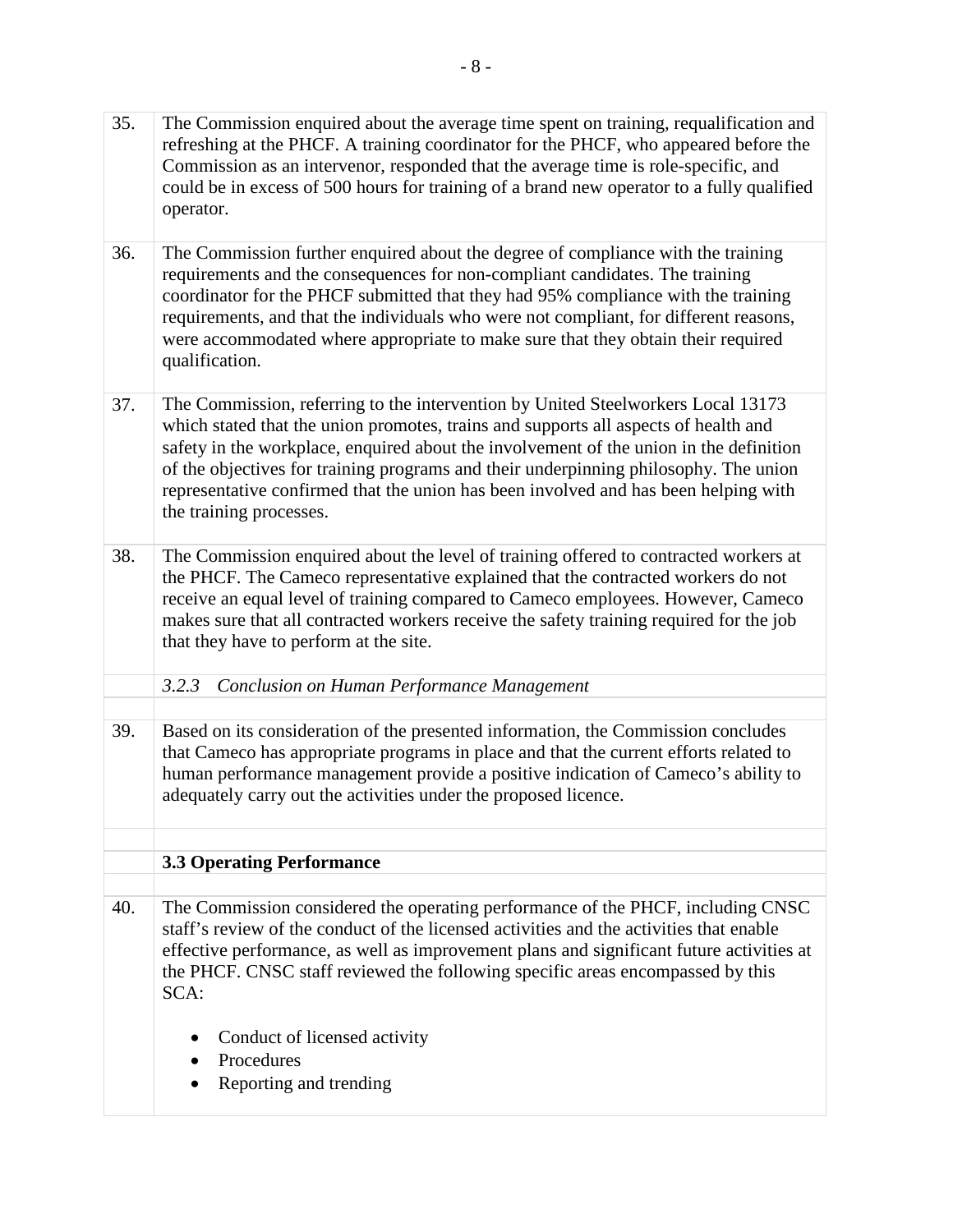35. The Commission enquired about the average time spent on training, requalification and refreshing at the PHCF. A training coordinator for the PHCF, who appeared before the Commission as an intervenor, responded that the average time is role-specific, and could be in excess of 500 hours for training of a brand new operator to a fully qualified operator.

36. The Commission further enquired about the degree of compliance with the training requirements and the consequences for non-compliant candidates. The training coordinator for the PHCF submitted that they had 95% compliance with the training requirements, and that the individuals who were not compliant, for different reasons, were accommodated where appropriate to make sure that they obtain their required qualification.

37. The Commission, referring to the intervention by United Steelworkers Local 13173 which stated that the union promotes, trains and supports all aspects of health and safety in the workplace, enquired about the involvement of the union in the definition of the objectives for training programs and their underpinning philosophy. The union representative confirmed that the union has been involved and has been helping with the training processes.

38. The Commission enquired about the level of training offered to contracted workers at the PHCF. The Cameco representative explained that the contracted workers do not receive an equal level of training compared to Cameco employees. However, Cameco makes sure that all contracted workers receive the safety training required for the job that they have to perform at the site.

#### *3.2.3 Conclusion on Human Performance Management*

39. Based on its consideration of the presented information, the Commission concludes that Cameco has appropriate programs in place and that the current efforts related to human performance management provide a positive indication of Cameco's ability to adequately carry out the activities under the proposed licence.

### 3.3 Operating Performance

40. The Commission considered the operating performance of the PHCF, including CNSC staff's review of the conduct of the licensed activities and the activities that enable effective performance, as well as improvement plans and significant future activities at the PHCF. CNSC staff reviewed the following specific areas encompassed by this SCA:

- Conduct of licensed activity
- Procedures
- Reporting and trending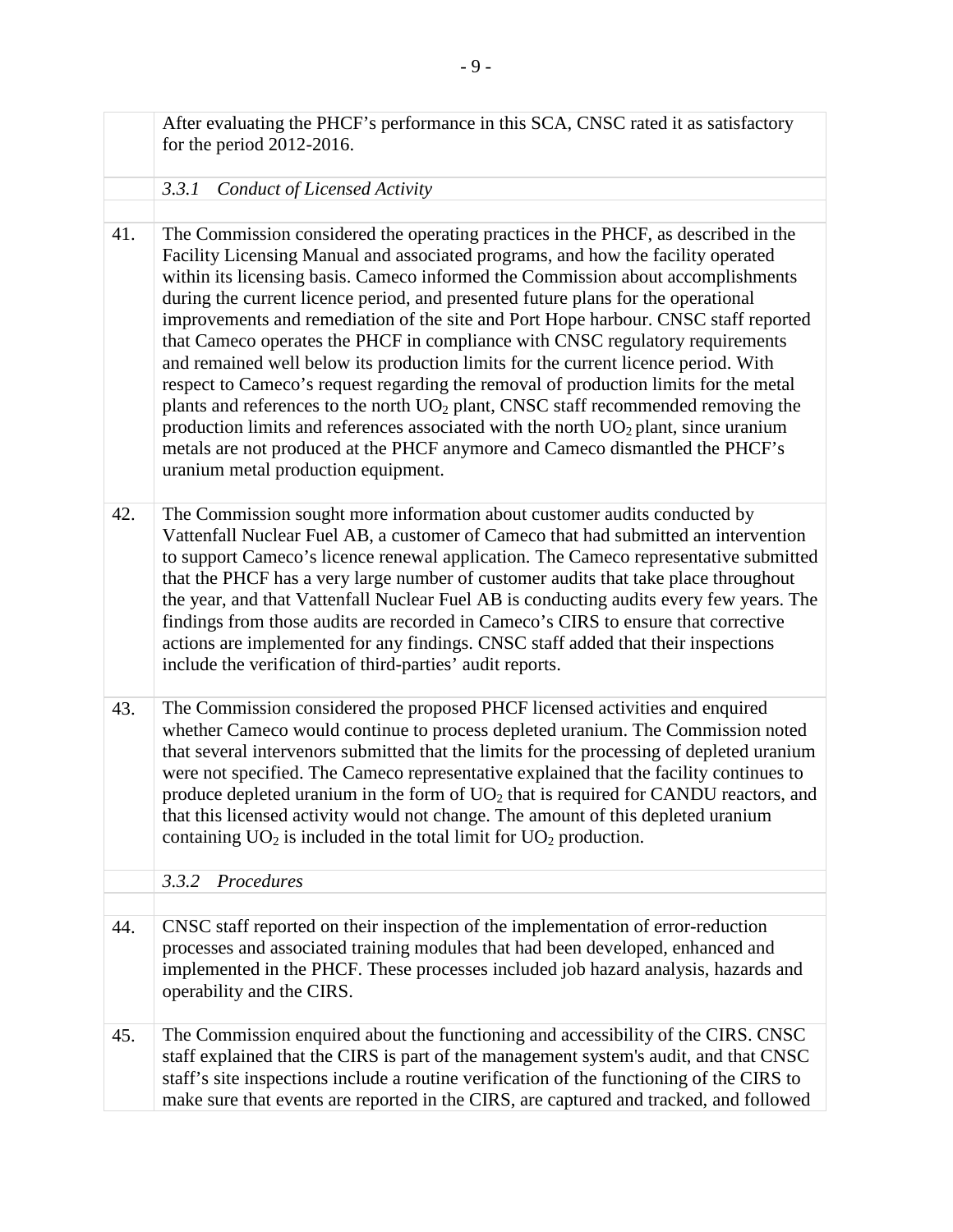After evaluating the PHCF's performance in this SCA, CNSC rated it as satisfactory for the period 2012-2016.

#### *3.3.1 Conduct of Licensed Activity*

41. The Commission considered the operating practices in the PHCF, as described in the Facility Licensing Manual and associated programs, and how the facility operated within its licensing basis. Cameco informed the Commission about accomplishments during the current licence period, and presented future plans for the operational improvements and remediation of the site and Port Hope harbour. CNSC staff reported that Cameco operates the PHCF in compliance with CNSC regulatory requirements and remained well below its production limits for the current licence period. With respect to Cameco's request regarding the removal of production limits for the metal plants and references to the north $UO_2$ plant, CNSC staff recommended removing the production limits and references associated with the north $UO_2$ plant, since uranium metals are not produced at the PHCF anymore and Cameco dismantled the PHCF's uranium metal production equipment.

42. The Commission sought more information about customer audits conducted by Vattenfall Nuclear Fuel AB, a customer of Cameco that had submitted an intervention to support Cameco's licence renewal application. The Cameco representative submitted that the PHCF has a very large number of customer audits that take place throughout the year, and that Vattenfall Nuclear Fuel AB is conducting audits every few years. The findings from those audits are recorded in Cameco's CIRS to ensure that corrective actions are implemented for any findings. CNSC staff added that their inspections include the verification of third-parties' audit reports.

43. The Commission considered the proposed PHCF licensed activities and enquired whether Cameco would continue to process depleted uranium. The Commission noted that several intervenors submitted that the limits for the processing of depleted uranium were not specified. The Cameco representative explained that the facility continues to produce depleted uranium in the form of $UO_2$ that is required for CANDU reactors, and that this licensed activity would not change. The amount of this depleted uranium containing $UO_2$ is included in the total limit for $UO_2$ production.

#### *3.3.2 Procedures*

44. CNSC staff reported on their inspection of the implementation of error-reduction processes and associated training modules that had been developed, enhanced and implemented in the PHCF. These processes included job hazard analysis, hazards and operability and the CIRS.

45. The Commission enquired about the functioning and accessibility of the CIRS. CNSC staff explained that the CIRS is part of the management system's audit, and that CNSC staff's site inspections include a routine verification of the functioning of the CIRS to make sure that events are reported in the CIRS, are captured and tracked, and followed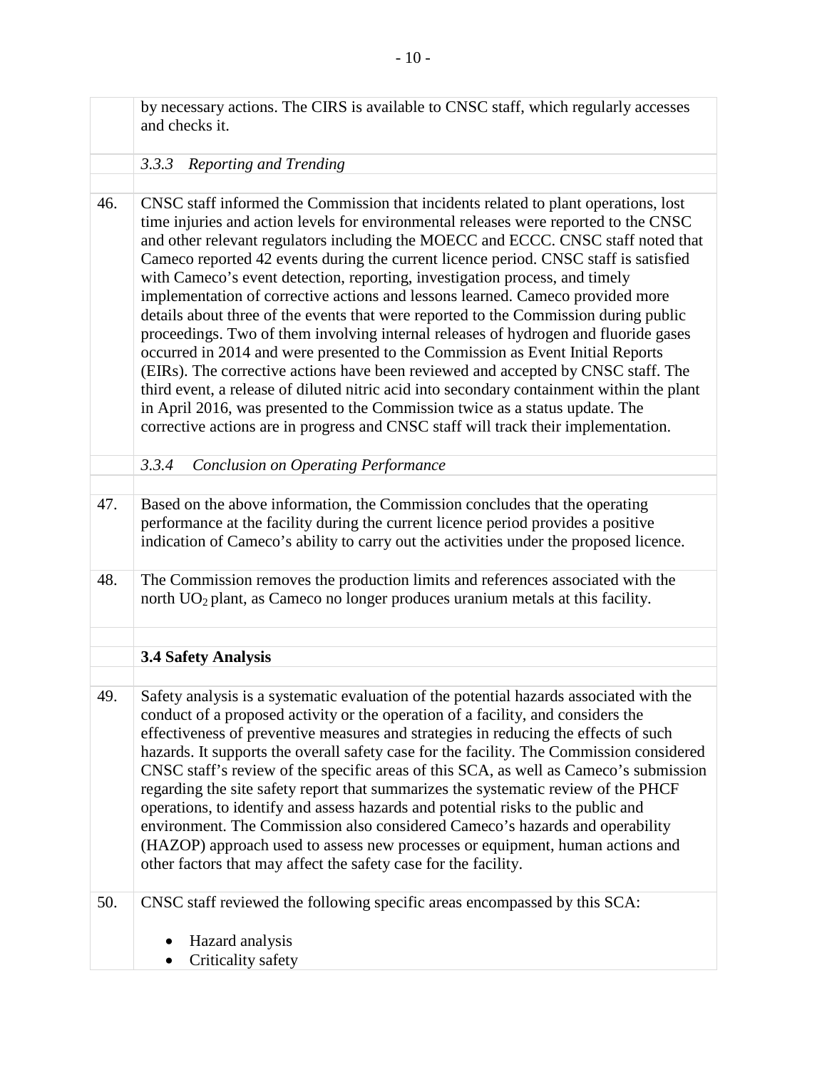by necessary actions. The CIRS is available to CNSC staff, which regularly accesses and checks it.

*3.3.3 Reporting and Trending*

46. CNSC staff informed the Commission that incidents related to plant operations, lost time injuries and action levels for environmental releases were reported to the CNSC and other relevant regulators including the MOECC and ECCC. CNSC staff noted that Cameco reported 42 events during the current licence period. CNSC staff is satisfied with Cameco's event detection, reporting, investigation process, and timely implementation of corrective actions and lessons learned. Cameco provided more details about three of the events that were reported to the Commission during public proceedings. Two of them involving internal releases of hydrogen and fluoride gases occurred in 2014 and were presented to the Commission as Event Initial Reports (EIRs). The corrective actions have been reviewed and accepted by CNSC staff. The third event, a release of diluted nitric acid into secondary containment within the plant in April 2016, was presented to the Commission twice as a status update. The corrective actions are in progress and CNSC staff will track their implementation.

*3.3.4 Conclusion on Operating Performance*

47. Based on the above information, the Commission concludes that the operating performance at the facility during the current licence period provides a positive indication of Cameco's ability to carry out the activities under the proposed licence.

48. The Commission removes the production limits and references associated with the north $UO_2$ plant, as Cameco no longer produces uranium metals at this facility.

**3.4 Safety Analysis**

49. Safety analysis is a systematic evaluation of the potential hazards associated with the conduct of a proposed activity or the operation of a facility, and considers the effectiveness of preventive measures and strategies in reducing the effects of such hazards. It supports the overall safety case for the facility. The Commission considered CNSC staff's review of the specific areas of this SCA, as well as Cameco's submission regarding the site safety report that summarizes the systematic review of the PHCF operations, to identify and assess hazards and potential risks to the public and environment. The Commission also considered Cameco's hazards and operability (HAZOP) approach used to assess new processes or equipment, human actions and other factors that may affect the safety case for the facility.

50. CNSC staff reviewed the following specific areas encompassed by this SCA:

- Hazard analysis
- Criticality safety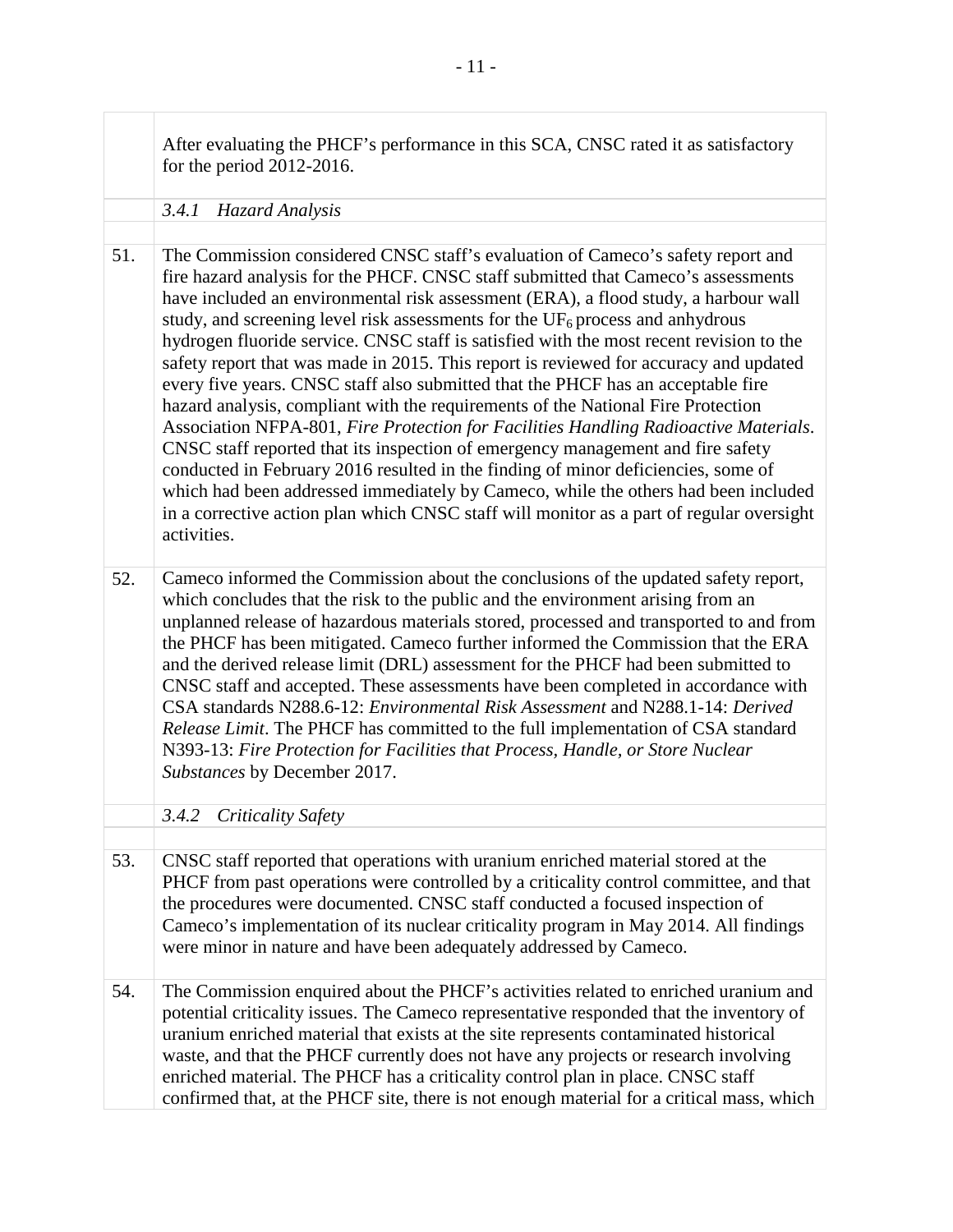After evaluating the PHCF's performance in this SCA, CNSC rated it as satisfactory for the period 2012-2016.

### *3.4.1 Hazard Analysis*

51. The Commission considered CNSC staff's evaluation of Cameco's safety report and fire hazard analysis for the PHCF. CNSC staff submitted that Cameco's assessments have included an environmental risk assessment (ERA), a flood study, a harbour wall study, and screening level risk assessments for the $UF_6$ process and anhydrous hydrogen fluoride service. CNSC staff is satisfied with the most recent revision to the safety report that was made in 2015. This report is reviewed for accuracy and updated every five years. CNSC staff also submitted that the PHCF has an acceptable fire hazard analysis, compliant with the requirements of the National Fire Protection Association NFPA-801, *Fire Protection for Facilities Handling Radioactive Materials*. CNSC staff reported that its inspection of emergency management and fire safety conducted in February 2016 resulted in the finding of minor deficiencies, some of which had been addressed immediately by Cameco, while the others had been included in a corrective action plan which CNSC staff will monitor as a part of regular oversight activities.

52. Cameco informed the Commission about the conclusions of the updated safety report, which concludes that the risk to the public and the environment arising from an unplanned release of hazardous materials stored, processed and transported to and from the PHCF has been mitigated. Cameco further informed the Commission that the ERA and the derived release limit (DRL) assessment for the PHCF had been submitted to CNSC staff and accepted. These assessments have been completed in accordance with CSA standards N288.6-12: *Environmental Risk Assessment* and N288.1-14: *Derived Release Limit*. The PHCF has committed to the full implementation of CSA standard N393-13: *Fire Protection for Facilities that Process, Handle, or Store Nuclear Substances* by December 2017.

### *3.4.2 Criticality Safety*

53. CNSC staff reported that operations with uranium enriched material stored at the PHCF from past operations were controlled by a criticality control committee, and that the procedures were documented. CNSC staff conducted a focused inspection of Cameco's implementation of its nuclear criticality program in May 2014. All findings were minor in nature and have been adequately addressed by Cameco.

54. The Commission enquired about the PHCF's activities related to enriched uranium and potential criticality issues. The Cameco representative responded that the inventory of uranium enriched material that exists at the site represents contaminated historical waste, and that the PHCF currently does not have any projects or research involving enriched material. The PHCF has a criticality control plan in place. CNSC staff confirmed that, at the PHCF site, there is not enough material for a critical mass, which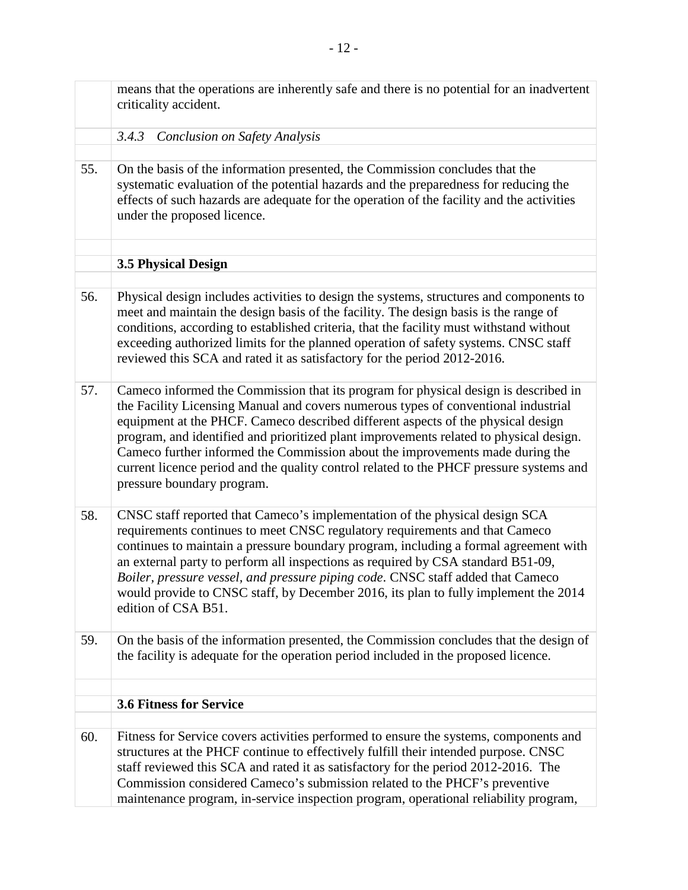means that the operations are inherently safe and there is no potential for an inadvertent criticality accident.

#### *3.4.3 Conclusion on Safety Analysis*

55. On the basis of the information presented, the Commission concludes that the systematic evaluation of the potential hazards and the preparedness for reducing the effects of such hazards are adequate for the operation of the facility and the activities under the proposed licence.

### 3.5 Physical Design

56. Physical design includes activities to design the systems, structures and components to meet and maintain the design basis of the facility. The design basis is the range of conditions, according to established criteria, that the facility must withstand without exceeding authorized limits for the planned operation of safety systems. CNSC staff reviewed this SCA and rated it as satisfactory for the period 2012-2016.

57. Cameco informed the Commission that its program for physical design is described in the Facility Licensing Manual and covers numerous types of conventional industrial equipment at the PHCF. Cameco described different aspects of the physical design program, and identified and prioritized plant improvements related to physical design. Cameco further informed the Commission about the improvements made during the current licence period and the quality control related to the PHCF pressure systems and pressure boundary program.

58. CNSC staff reported that Cameco's implementation of the physical design SCA requirements continues to meet CNSC regulatory requirements and that Cameco continues to maintain a pressure boundary program, including a formal agreement with an external party to perform all inspections as required by CSA standard B51-09, *Boiler, pressure vessel, and pressure piping code*. CNSC staff added that Cameco would provide to CNSC staff, by December 2016, its plan to fully implement the 2014 edition of CSA B51.

59. On the basis of the information presented, the Commission concludes that the design of the facility is adequate for the operation period included in the proposed licence.

### 3.6 Fitness for Service

60. Fitness for Service covers activities performed to ensure the systems, components and structures at the PHCF continue to effectively fulfill their intended purpose. CNSC staff reviewed this SCA and rated it as satisfactory for the period 2012-2016. The Commission considered Cameco's submission related to the PHCF's preventive maintenance program, in-service inspection program, operational reliability program,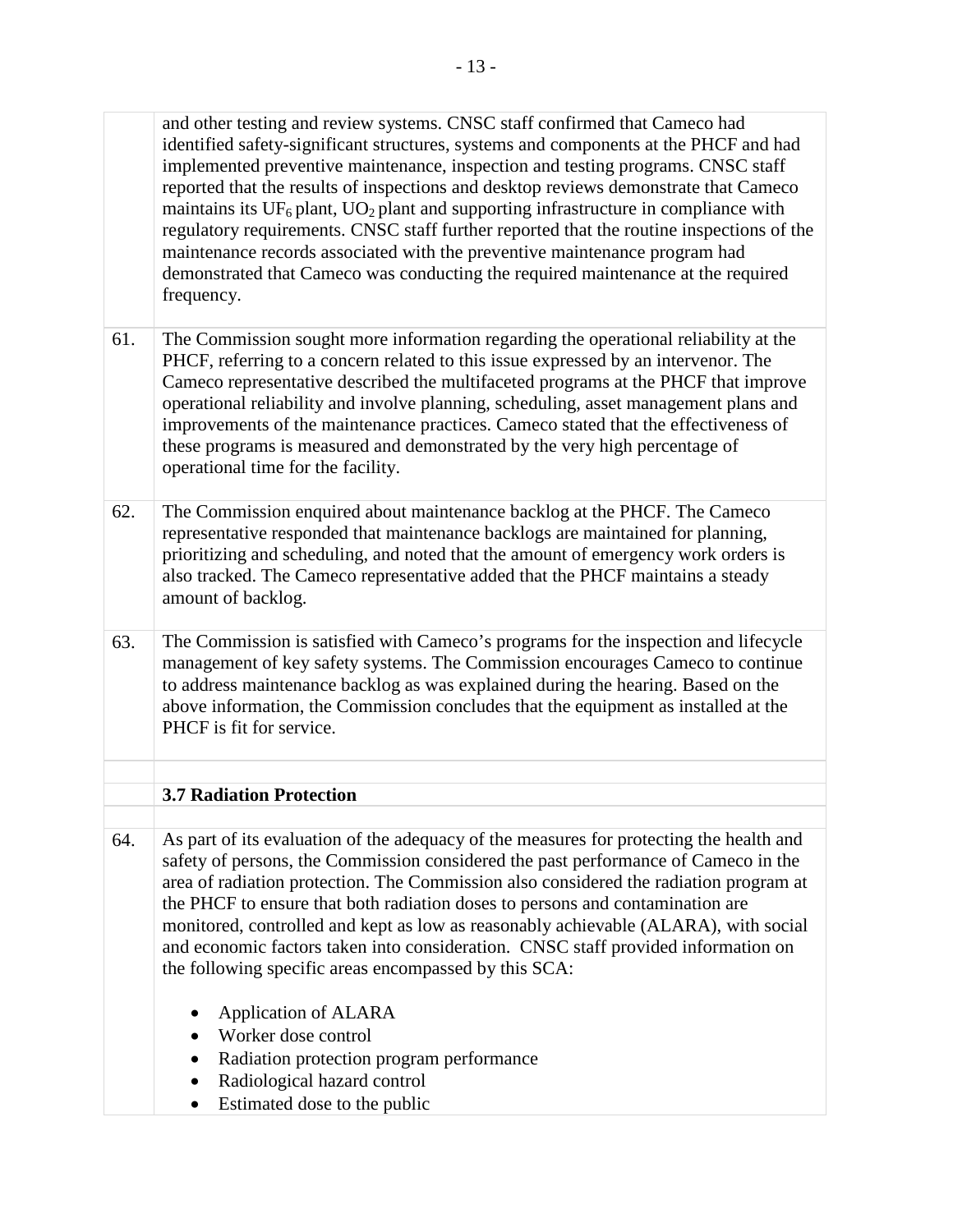and other testing and review systems. CNSC staff confirmed that Cameco had identified safety-significant structures, systems and components at the PHCF and had implemented preventive maintenance, inspection and testing programs. CNSC staff reported that the results of inspections and desktop reviews demonstrate that Cameco maintains its $UF_6$ plant, $UO_2$ plant and supporting infrastructure in compliance with regulatory requirements. CNSC staff further reported that the routine inspections of the maintenance records associated with the preventive maintenance program had demonstrated that Cameco was conducting the required maintenance at the required frequency.

61. The Commission sought more information regarding the operational reliability at the PHCF, referring to a concern related to this issue expressed by an intervenor. The Cameco representative described the multifaceted programs at the PHCF that improve operational reliability and involve planning, scheduling, asset management plans and improvements of the maintenance practices. Cameco stated that the effectiveness of these programs is measured and demonstrated by the very high percentage of operational time for the facility.

62. The Commission enquired about maintenance backlog at the PHCF. The Cameco representative responded that maintenance backlogs are maintained for planning, prioritizing and scheduling, and noted that the amount of emergency work orders is also tracked. The Cameco representative added that the PHCF maintains a steady amount of backlog.

63. The Commission is satisfied with Cameco's programs for the inspection and lifecycle management of key safety systems. The Commission encourages Cameco to continue to address maintenance backlog as was explained during the hearing. Based on the above information, the Commission concludes that the equipment as installed at the PHCF is fit for service.

### 3.7 Radiation Protection

64. As part of its evaluation of the adequacy of the measures for protecting the health and safety of persons, the Commission considered the past performance of Cameco in the area of radiation protection. The Commission also considered the radiation program at the PHCF to ensure that both radiation doses to persons and contamination are monitored, controlled and kept as low as reasonably achievable (ALARA), with social and economic factors taken into consideration. CNSC staff provided information on the following specific areas encompassed by this SCA:

- Application of ALARA
- Worker dose control
- Radiation protection program performance
- Radiological hazard control
- Estimated dose to the public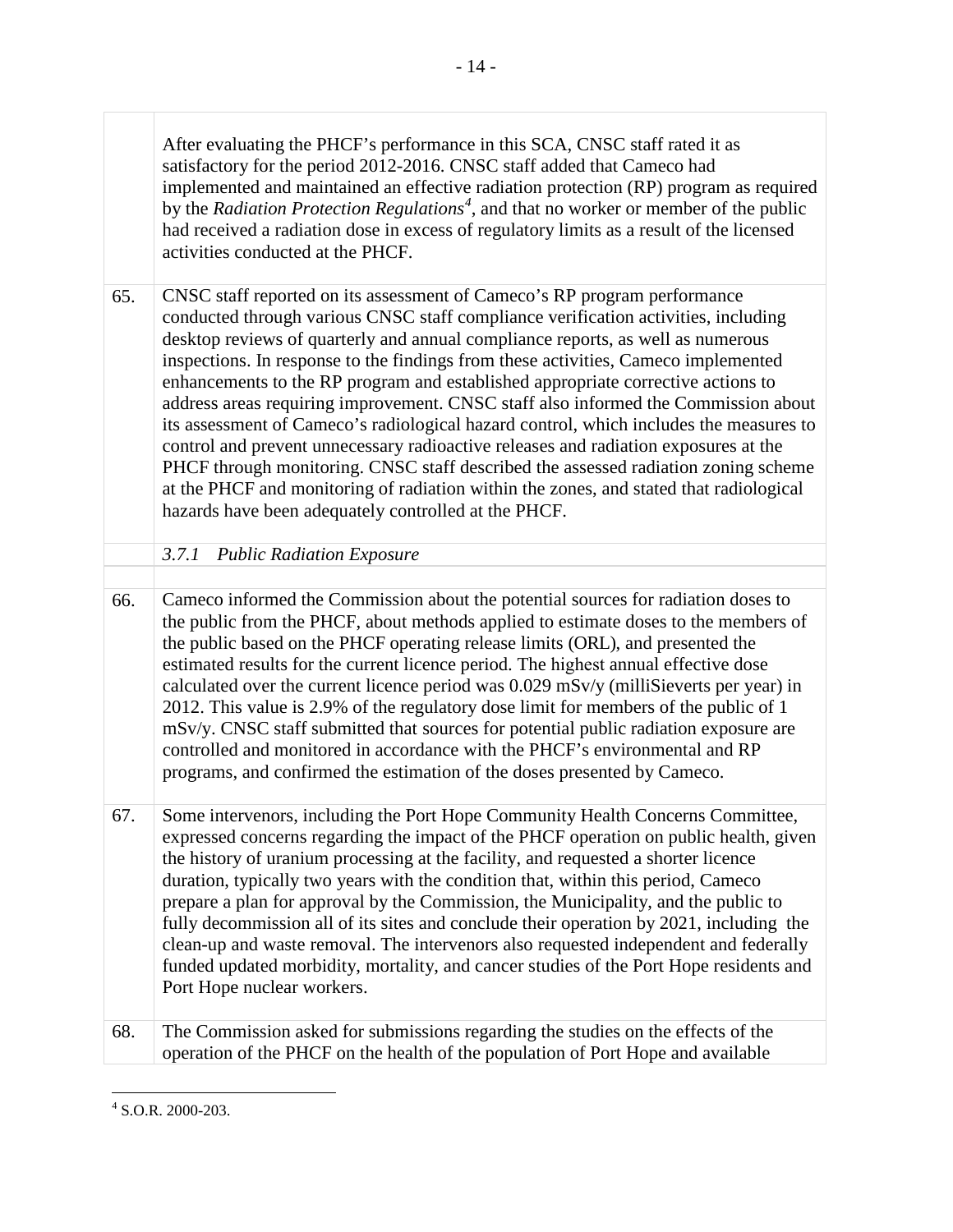After evaluating the PHCF's performance in this SCA, CNSC staff rated it as satisfactory for the period 2012-2016. CNSC staff added that Cameco had implemented and maintained an effective radiation protection (RP) program as required by the *Radiation Protection Regulations*[4], and that no worker or member of the public had received a radiation dose in excess of regulatory limits as a result of the licensed activities conducted at the PHCF.

65. CNSC staff reported on its assessment of Cameco's RP program performance conducted through various CNSC staff compliance verification activities, including desktop reviews of quarterly and annual compliance reports, as well as numerous inspections. In response to the findings from these activities, Cameco implemented enhancements to the RP program and established appropriate corrective actions to address areas requiring improvement. CNSC staff also informed the Commission about its assessment of Cameco's radiological hazard control, which includes the measures to control and prevent unnecessary radioactive releases and radiation exposures at the PHCF through monitoring. CNSC staff described the assessed radiation zoning scheme at the PHCF and monitoring of radiation within the zones, and stated that radiological hazards have been adequately controlled at the PHCF.

### *3.7.1 Public Radiation Exposure*

66. Cameco informed the Commission about the potential sources for radiation doses to the public from the PHCF, about methods applied to estimate doses to the members of the public based on the PHCF operating release limits (ORL), and presented the estimated results for the current licence period. The highest annual effective dose calculated over the current licence period was 0.029 mSv/y (milliSieverts per year) in 2012. This value is 2.9% of the regulatory dose limit for members of the public of 1 mSv/y. CNSC staff submitted that sources for potential public radiation exposure are controlled and monitored in accordance with the PHCF's environmental and RP programs, and confirmed the estimation of the doses presented by Cameco.

67. Some intervenors, including the Port Hope Community Health Concerns Committee, expressed concerns regarding the impact of the PHCF operation on public health, given the history of uranium processing at the facility, and requested a shorter licence duration, typically two years with the condition that, within this period, Cameco prepare a plan for approval by the Commission, the Municipality, and the public to fully decommission all of its sites and conclude their operation by 2021, including the clean-up and waste removal. The intervenors also requested independent and federally funded updated morbidity, mortality, and cancer studies of the Port Hope residents and Port Hope nuclear workers.

68. The Commission asked for submissions regarding the studies on the effects of the operation of the PHCF on the health of the population of Port Hope and available

---

[4] S.O.R. 2000-203.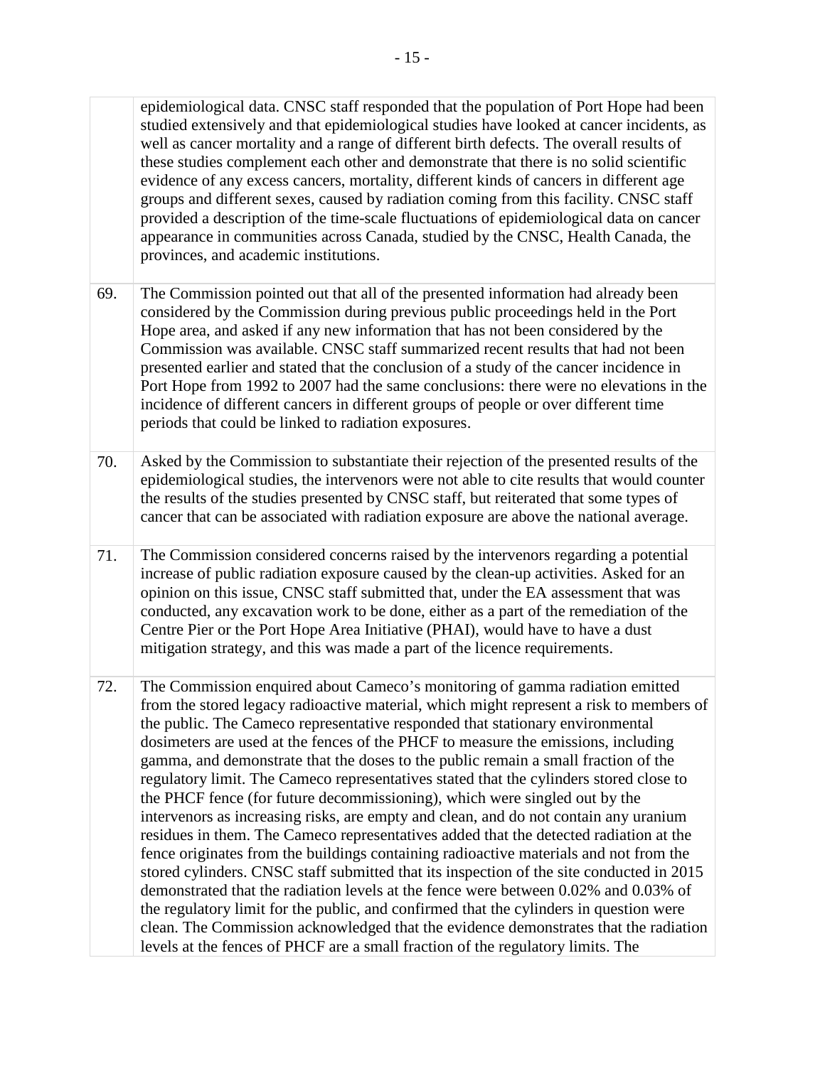epidemiological data. CNSC staff responded that the population of Port Hope had been studied extensively and that epidemiological studies have looked at cancer incidents, as well as cancer mortality and a range of different birth defects. The overall results of these studies complement each other and demonstrate that there is no solid scientific evidence of any excess cancers, mortality, different kinds of cancers in different age groups and different sexes, caused by radiation coming from this facility. CNSC staff provided a description of the time-scale fluctuations of epidemiological data on cancer appearance in communities across Canada, studied by the CNSC, Health Canada, the provinces, and academic institutions.

69. The Commission pointed out that all of the presented information had already been considered by the Commission during previous public proceedings held in the Port Hope area, and asked if any new information that has not been considered by the Commission was available. CNSC staff summarized recent results that had not been presented earlier and stated that the conclusion of a study of the cancer incidence in Port Hope from 1992 to 2007 had the same conclusions: there were no elevations in the incidence of different cancers in different groups of people or over different time periods that could be linked to radiation exposures.

70. Asked by the Commission to substantiate their rejection of the presented results of the epidemiological studies, the intervenors were not able to cite results that would counter the results of the studies presented by CNSC staff, but reiterated that some types of cancer that can be associated with radiation exposure are above the national average.

71. The Commission considered concerns raised by the intervenors regarding a potential increase of public radiation exposure caused by the clean-up activities. Asked for an opinion on this issue, CNSC staff submitted that, under the EA assessment that was conducted, any excavation work to be done, either as a part of the remediation of the Centre Pier or the Port Hope Area Initiative (PHAI), would have to have a dust mitigation strategy, and this was made a part of the licence requirements.

72. The Commission enquired about Cameco's monitoring of gamma radiation emitted from the stored legacy radioactive material, which might represent a risk to members of the public. The Cameco representative responded that stationary environmental dosimeters are used at the fences of the PHCF to measure the emissions, including gamma, and demonstrate that the doses to the public remain a small fraction of the regulatory limit. The Cameco representatives stated that the cylinders stored close to the PHCF fence (for future decommissioning), which were singled out by the intervenors as increasing risks, are empty and clean, and do not contain any uranium residues in them. The Cameco representatives added that the detected radiation at the fence originates from the buildings containing radioactive materials and not from the stored cylinders. CNSC staff submitted that its inspection of the site conducted in 2015 demonstrated that the radiation levels at the fence were between 0.02% and 0.03% of the regulatory limit for the public, and confirmed that the cylinders in question were clean. The Commission acknowledged that the evidence demonstrates that the radiation levels at the fences of PHCF are a small fraction of the regulatory limits. The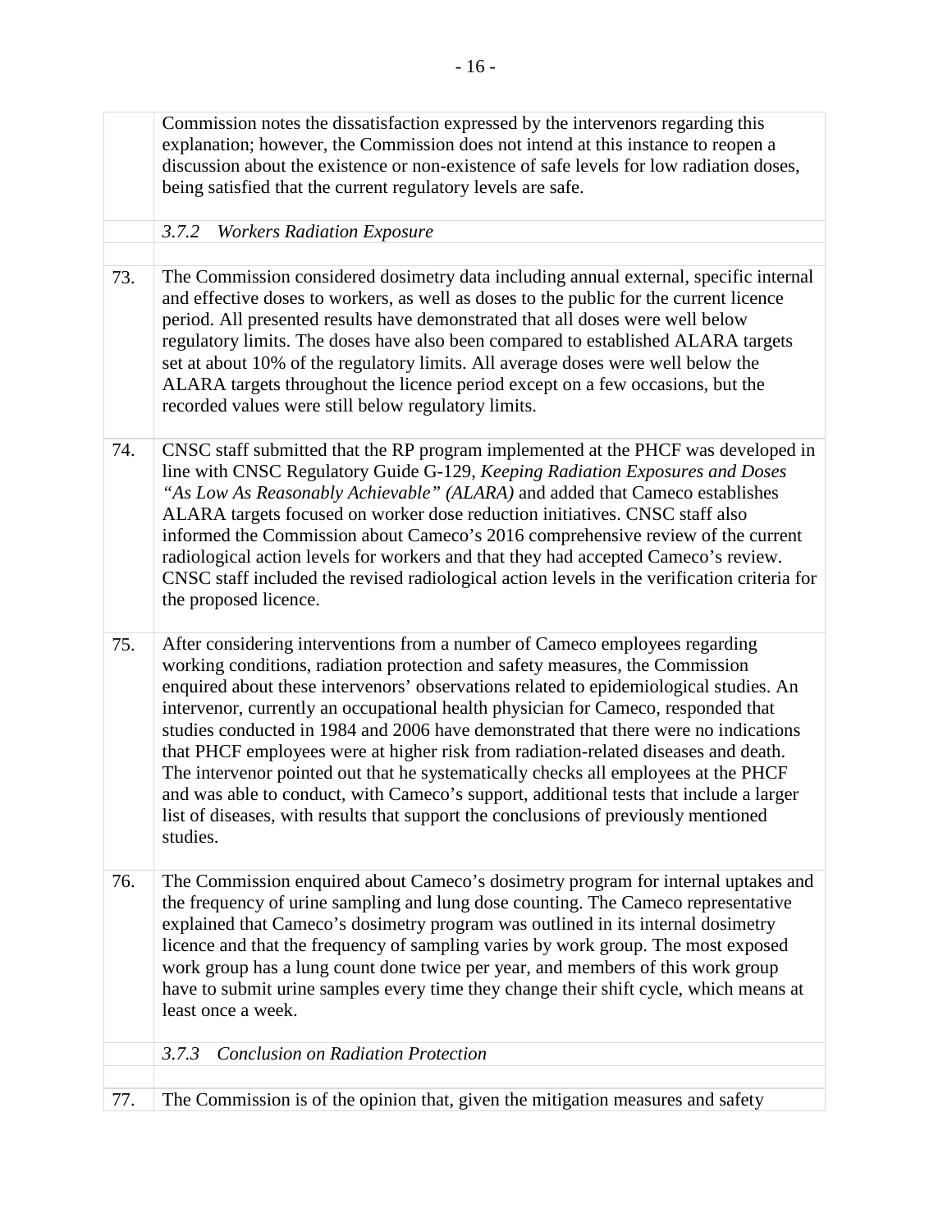Commission notes the dissatisfaction expressed by the intervenors regarding this explanation; however, the Commission does not intend at this instance to reopen a discussion about the existence or non-existence of safe levels for low radiation doses, being satisfied that the current regulatory levels are safe.

### *3.7.2 Workers Radiation Exposure*

73. The Commission considered dosimetry data including annual external, specific internal and effective doses to workers, as well as doses to the public for the current licence period. All presented results have demonstrated that all doses were well below regulatory limits. The doses have also been compared to established ALARA targets set at about 10% of the regulatory limits. All average doses were well below the ALARA targets throughout the licence period except on a few occasions, but the recorded values were still below regulatory limits.

74. CNSC staff submitted that the RP program implemented at the PHCF was developed in line with CNSC Regulatory Guide G-129, *Keeping Radiation Exposures and Doses "As Low As Reasonably Achievable" (ALARA)* and added that Cameco establishes ALARA targets focused on worker dose reduction initiatives. CNSC staff also informed the Commission about Cameco's 2016 comprehensive review of the current radiological action levels for workers and that they had accepted Cameco's review. CNSC staff included the revised radiological action levels in the verification criteria for the proposed licence.

75. After considering interventions from a number of Cameco employees regarding working conditions, radiation protection and safety measures, the Commission enquired about these intervenors' observations related to epidemiological studies. An intervenor, currently an occupational health physician for Cameco, responded that studies conducted in 1984 and 2006 have demonstrated that there were no indications that PHCF employees were at higher risk from radiation-related diseases and death. The intervenor pointed out that he systematically checks all employees at the PHCF and was able to conduct, with Cameco's support, additional tests that include a larger list of diseases, with results that support the conclusions of previously mentioned studies.

76. The Commission enquired about Cameco's dosimetry program for internal uptakes and the frequency of urine sampling and lung dose counting. The Cameco representative explained that Cameco's dosimetry program was outlined in its internal dosimetry licence and that the frequency of sampling varies by work group. The most exposed work group has a lung count done twice per year, and members of this work group have to submit urine samples every time they change their shift cycle, which means at least once a week.

### *3.7.3 Conclusion on Radiation Protection*

77. The Commission is of the opinion that, given the mitigation measures and safety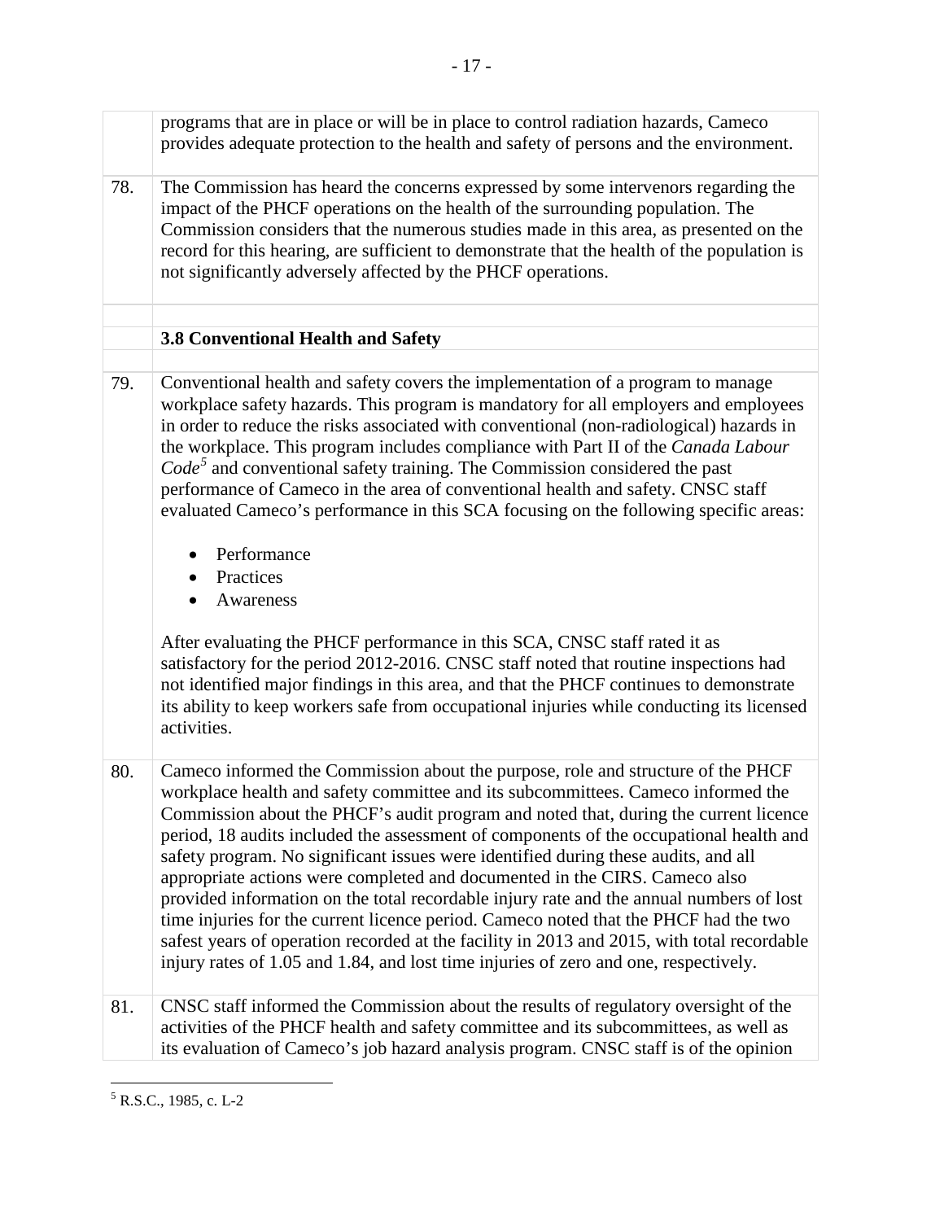programs that are in place or will be in place to control radiation hazards, Cameco provides adequate protection to the health and safety of persons and the environment.

78. The Commission has heard the concerns expressed by some intervenors regarding the impact of the PHCF operations on the health of the surrounding population. The Commission considers that the numerous studies made in this area, as presented on the record for this hearing, are sufficient to demonstrate that the health of the population is not significantly adversely affected by the PHCF operations.

### 3.8 Conventional Health and Safety

79. Conventional health and safety covers the implementation of a program to manage workplace safety hazards. This program is mandatory for all employers and employees in order to reduce the risks associated with conventional (non-radiological) hazards in the workplace. This program includes compliance with Part II of the *Canada Labour Code*[5] and conventional safety training. The Commission considered the past performance of Cameco in the area of conventional health and safety. CNSC staff evaluated Cameco's performance in this SCA focusing on the following specific areas:

- Performance
- Practices
- Awareness

After evaluating the PHCF performance in this SCA, CNSC staff rated it as satisfactory for the period 2012-2016. CNSC staff noted that routine inspections had not identified major findings in this area, and that the PHCF continues to demonstrate its ability to keep workers safe from occupational injuries while conducting its licensed activities.

80. Cameco informed the Commission about the purpose, role and structure of the PHCF workplace health and safety committee and its subcommittees. Cameco informed the Commission about the PHCF's audit program and noted that, during the current licence period, 18 audits included the assessment of components of the occupational health and safety program. No significant issues were identified during these audits, and all appropriate actions were completed and documented in the CIRS. Cameco also provided information on the total recordable injury rate and the annual numbers of lost time injuries for the current licence period. Cameco noted that the PHCF had the two safest years of operation recorded at the facility in 2013 and 2015, with total recordable injury rates of 1.05 and 1.84, and lost time injuries of zero and one, respectively.

81. CNSC staff informed the Commission about the results of regulatory oversight of the activities of the PHCF health and safety committee and its subcommittees, as well as its evaluation of Cameco's job hazard analysis program. CNSC staff is of the opinion

[5] R.S.C., 1985, c. L-2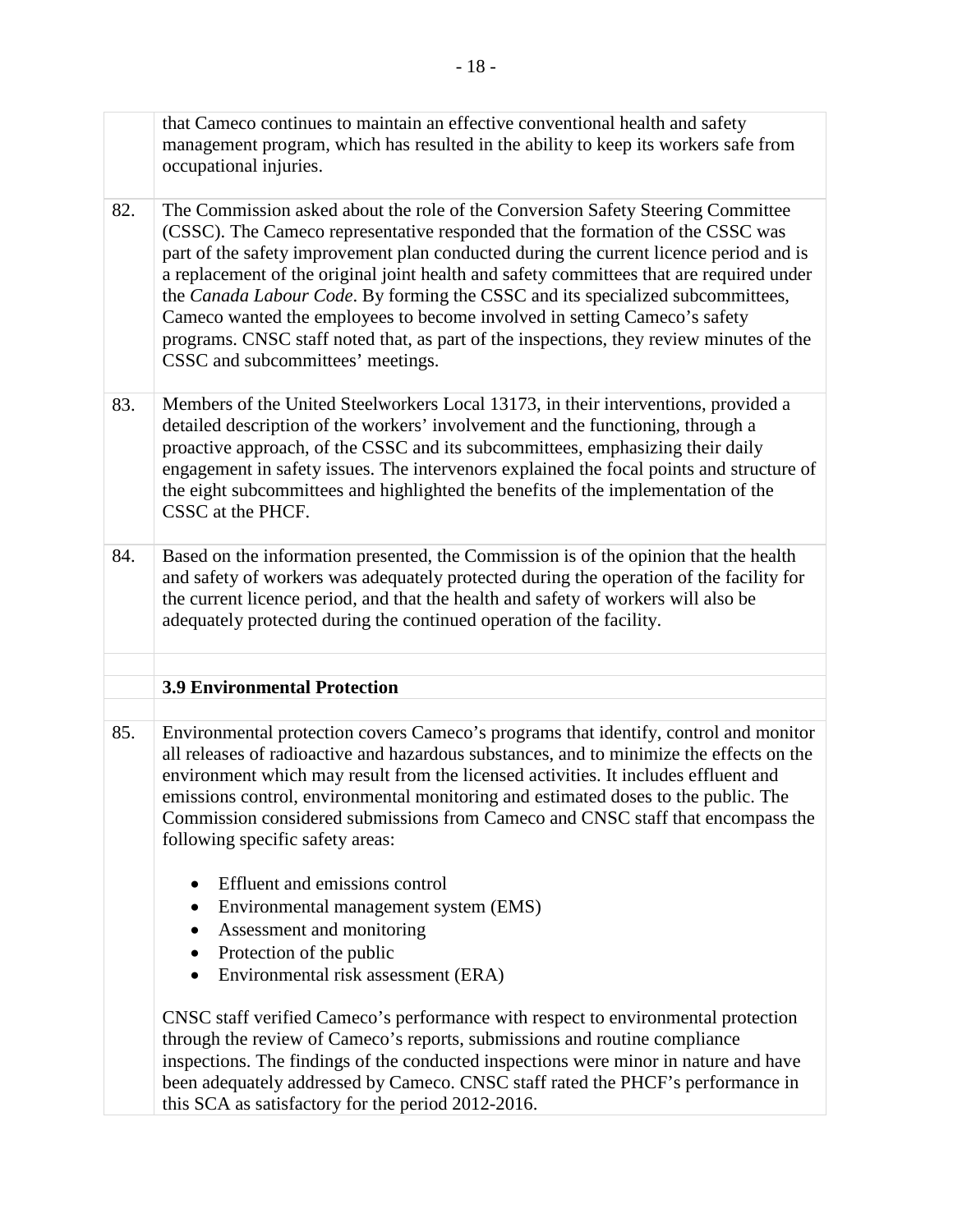that Cameco continues to maintain an effective conventional health and safety management program, which has resulted in the ability to keep its workers safe from occupational injuries.

82. The Commission asked about the role of the Conversion Safety Steering Committee (CSSC). The Cameco representative responded that the formation of the CSSC was part of the safety improvement plan conducted during the current licence period and is a replacement of the original joint health and safety committees that are required under the *Canada Labour Code*. By forming the CSSC and its specialized subcommittees, Cameco wanted the employees to become involved in setting Cameco's safety programs. CNSC staff noted that, as part of the inspections, they review minutes of the CSSC and subcommittees' meetings.

83. Members of the United Steelworkers Local 13173, in their interventions, provided a detailed description of the workers' involvement and the functioning, through a proactive approach, of the CSSC and its subcommittees, emphasizing their daily engagement in safety issues. The intervenors explained the focal points and structure of the eight subcommittees and highlighted the benefits of the implementation of the CSSC at the PHCF.

84. Based on the information presented, the Commission is of the opinion that the health and safety of workers was adequately protected during the operation of the facility for the current licence period, and that the health and safety of workers will also be adequately protected during the continued operation of the facility.

### 3.9 Environmental Protection

85. Environmental protection covers Cameco's programs that identify, control and monitor all releases of radioactive and hazardous substances, and to minimize the effects on the environment which may result from the licensed activities. It includes effluent and emissions control, environmental monitoring and estimated doses to the public. The Commission considered submissions from Cameco and CNSC staff that encompass the following specific safety areas:

- Effluent and emissions control
- Environmental management system (EMS)
- Assessment and monitoring
- Protection of the public
- Environmental risk assessment (ERA)

CNSC staff verified Cameco's performance with respect to environmental protection through the review of Cameco's reports, submissions and routine compliance inspections. The findings of the conducted inspections were minor in nature and have been adequately addressed by Cameco. CNSC staff rated the PHCF's performance in this SCA as satisfactory for the period 2012-2016.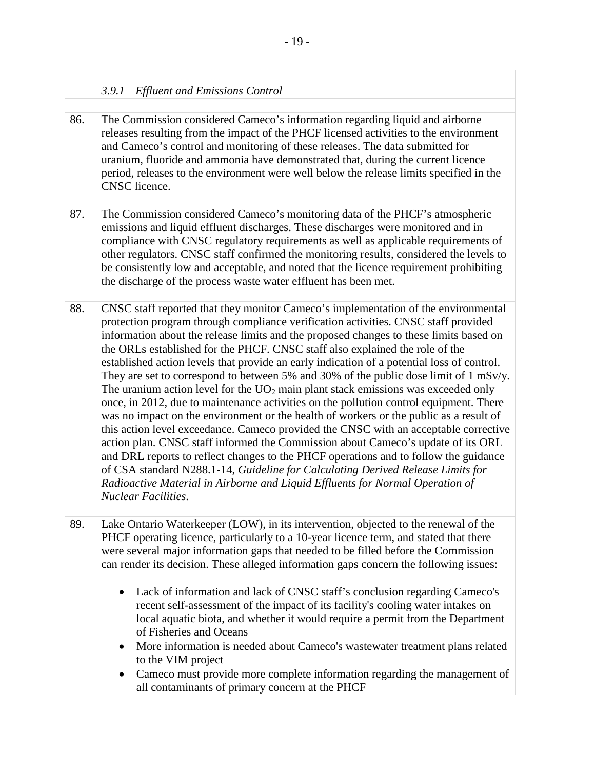### *3.9.1 Effluent and Emissions Control*

86. The Commission considered Cameco's information regarding liquid and airborne releases resulting from the impact of the PHCF licensed activities to the environment and Cameco's control and monitoring of these releases. The data submitted for uranium, fluoride and ammonia have demonstrated that, during the current licence period, releases to the environment were well below the release limits specified in the CNSC licence.

87. The Commission considered Cameco's monitoring data of the PHCF's atmospheric emissions and liquid effluent discharges. These discharges were monitored and in compliance with CNSC regulatory requirements as well as applicable requirements of other regulators. CNSC staff confirmed the monitoring results, considered the levels to be consistently low and acceptable, and noted that the licence requirement prohibiting the discharge of the process waste water effluent has been met.

88. CNSC staff reported that they monitor Cameco's implementation of the environmental protection program through compliance verification activities. CNSC staff provided information about the release limits and the proposed changes to these limits based on the ORLs established for the PHCF. CNSC staff also explained the role of the established action levels that provide an early indication of a potential loss of control. They are set to correspond to between 5% and 30% of the public dose limit of 1 mSv/y. The uranium action level for the $UO_2$ main plant stack emissions was exceeded only once, in 2012, due to maintenance activities on the pollution control equipment. There was no impact on the environment or the health of workers or the public as a result of this action level exceedance. Cameco provided the CNSC with an acceptable corrective action plan. CNSC staff informed the Commission about Cameco's update of its ORL and DRL reports to reflect changes to the PHCF operations and to follow the guidance of CSA standard N288.1-14, *Guideline for Calculating Derived Release Limits for Radioactive Material in Airborne and Liquid Effluents for Normal Operation of Nuclear Facilities*.

89. Lake Ontario Waterkeeper (LOW), in its intervention, objected to the renewal of the PHCF operating licence, particularly to a 10-year licence term, and stated that there were several major information gaps that needed to be filled before the Commission can render its decision. These alleged information gaps concern the following issues:

    - Lack of information and lack of CNSC staff's conclusion regarding Cameco's recent self-assessment of the impact of its facility's cooling water intakes on local aquatic biota, and whether it would require a permit from the Department of Fisheries and Oceans
    - More information is needed about Cameco's wastewater treatment plans related to the VIM project
    - Cameco must provide more complete information regarding the management of all contaminants of primary concern at the PHCF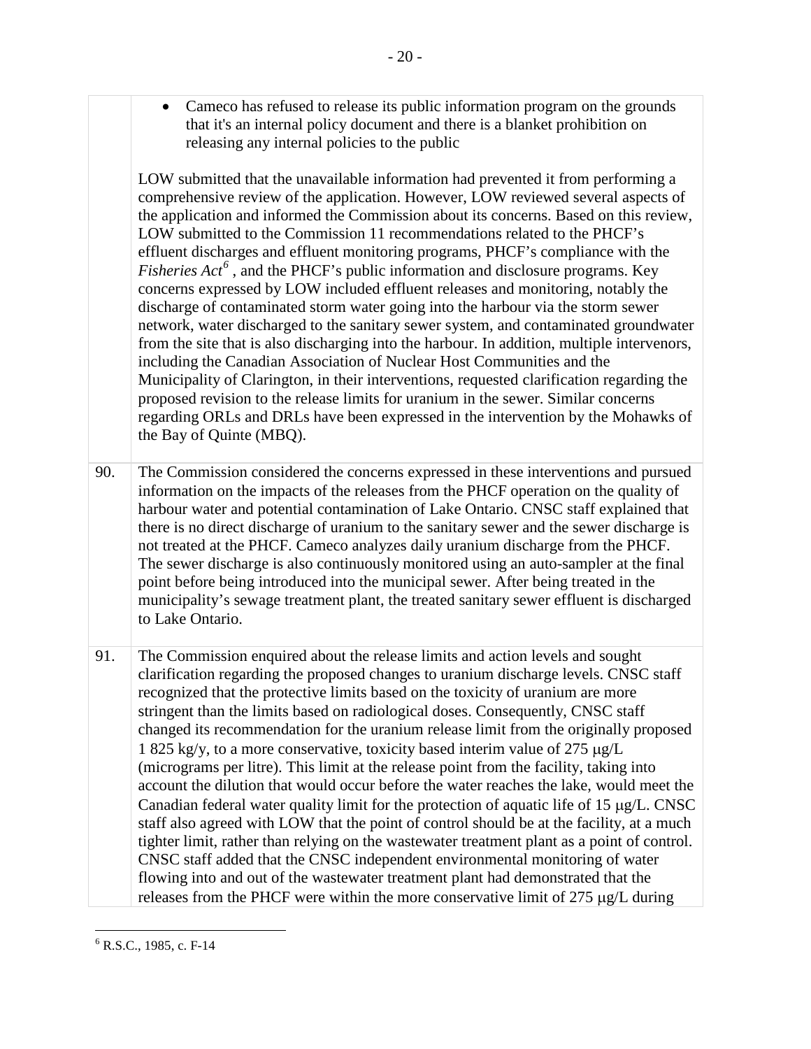- Cameco has refused to release its public information program on the grounds that it's an internal policy document and there is a blanket prohibition on releasing any internal policies to the public

LOW submitted that the unavailable information had prevented it from performing a comprehensive review of the application. However, LOW reviewed several aspects of the application and informed the Commission about its concerns. Based on this review, LOW submitted to the Commission 11 recommendations related to the PHCF's effluent discharges and effluent monitoring programs, PHCF's compliance with the *Fisheries Act*[6], and the PHCF's public information and disclosure programs. Key concerns expressed by LOW included effluent releases and monitoring, notably the discharge of contaminated storm water going into the harbour via the storm sewer network, water discharged to the sanitary sewer system, and contaminated groundwater from the site that is also discharging into the harbour. In addition, multiple intervenors, including the Canadian Association of Nuclear Host Communities and the Municipality of Clarington, in their interventions, requested clarification regarding the proposed revision to the release limits for uranium in the sewer. Similar concerns regarding ORLs and DRLs have been expressed in the intervention by the Mohawks of the Bay of Quinte (MBQ).

90. The Commission considered the concerns expressed in these interventions and pursued information on the impacts of the releases from the PHCF operation on the quality of harbour water and potential contamination of Lake Ontario. CNSC staff explained that there is no direct discharge of uranium to the sanitary sewer and the sewer discharge is not treated at the PHCF. Cameco analyzes daily uranium discharge from the PHCF. The sewer discharge is also continuously monitored using an auto-sampler at the final point before being introduced into the municipal sewer. After being treated in the municipality's sewage treatment plant, the treated sanitary sewer effluent is discharged to Lake Ontario.

91. The Commission enquired about the release limits and action levels and sought clarification regarding the proposed changes to uranium discharge levels. CNSC staff recognized that the protective limits based on the toxicity of uranium are more stringent than the limits based on radiological doses. Consequently, CNSC staff changed its recommendation for the uranium release limit from the originally proposed 1 825 kg/y, to a more conservative, toxicity based interim value of 275 μg/L (micrograms per litre). This limit at the release point from the facility, taking into account the dilution that would occur before the water reaches the lake, would meet the Canadian federal water quality limit for the protection of aquatic life of 15 μg/L. CNSC staff also agreed with LOW that the point of control should be at the facility, at a much tighter limit, rather than relying on the wastewater treatment plant as a point of control. CNSC staff added that the CNSC independent environmental monitoring of water flowing into and out of the wastewater treatment plant had demonstrated that the releases from the PHCF were within the more conservative limit of 275 μg/L during

[6] R.S.C., 1985, c. F-14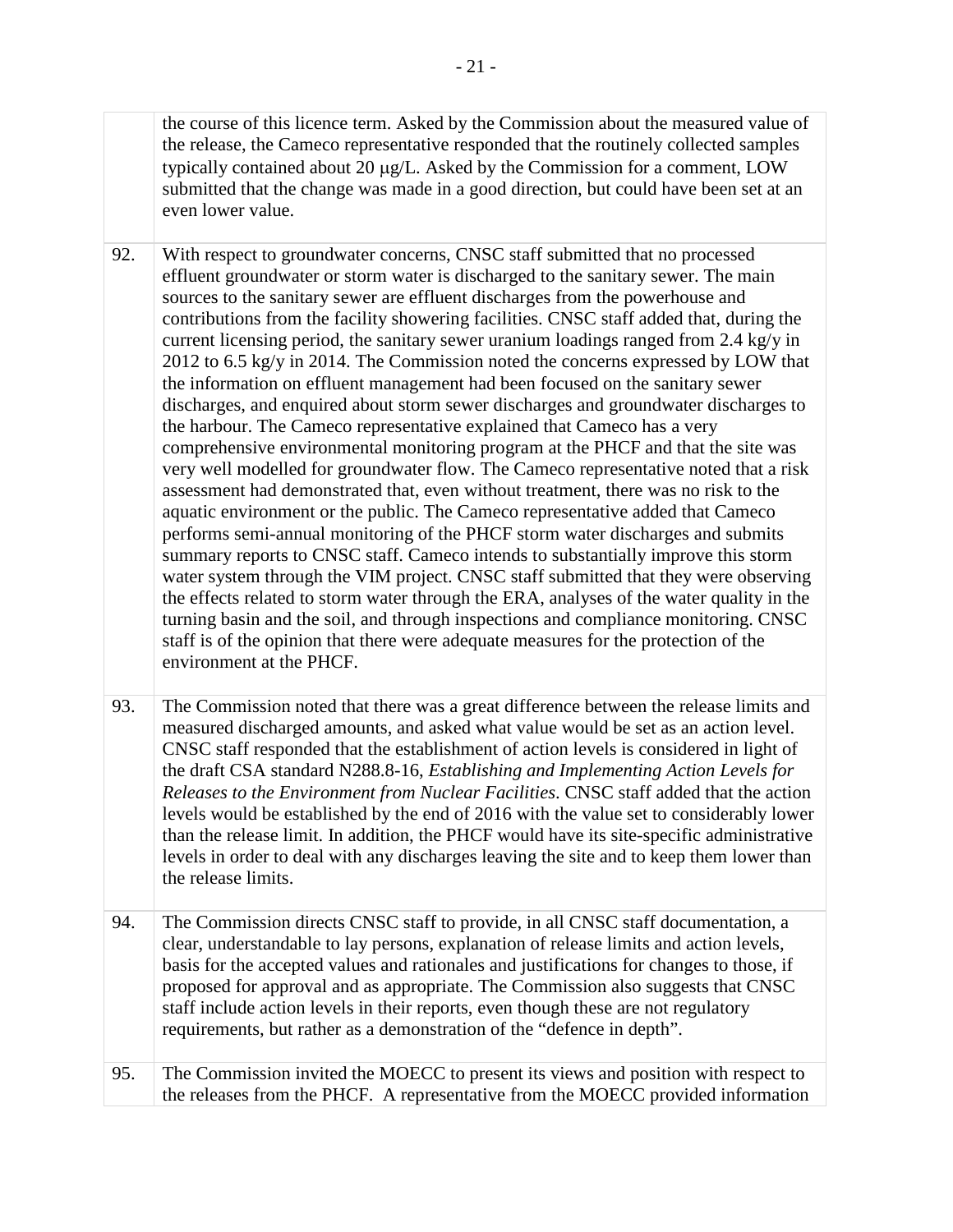the course of this licence term. Asked by the Commission about the measured value of the release, the Cameco representative responded that the routinely collected samples typically contained about 20 μg/L. Asked by the Commission for a comment, LOW submitted that the change was made in a good direction, but could have been set at an even lower value.

92. With respect to groundwater concerns, CNSC staff submitted that no processed effluent groundwater or storm water is discharged to the sanitary sewer. The main sources to the sanitary sewer are effluent discharges from the powerhouse and contributions from the facility showering facilities. CNSC staff added that, during the current licensing period, the sanitary sewer uranium loadings ranged from 2.4 kg/y in 2012 to 6.5 kg/y in 2014. The Commission noted the concerns expressed by LOW that the information on effluent management had been focused on the sanitary sewer discharges, and enquired about storm sewer discharges and groundwater discharges to the harbour. The Cameco representative explained that Cameco has a very comprehensive environmental monitoring program at the PHCF and that the site was very well modelled for groundwater flow. The Cameco representative noted that a risk assessment had demonstrated that, even without treatment, there was no risk to the aquatic environment or the public. The Cameco representative added that Cameco performs semi-annual monitoring of the PHCF storm water discharges and submits summary reports to CNSC staff. Cameco intends to substantially improve this storm water system through the VIM project. CNSC staff submitted that they were observing the effects related to storm water through the ERA, analyses of the water quality in the turning basin and the soil, and through inspections and compliance monitoring. CNSC staff is of the opinion that there were adequate measures for the protection of the environment at the PHCF.

93. The Commission noted that there was a great difference between the release limits and measured discharged amounts, and asked what value would be set as an action level. CNSC staff responded that the establishment of action levels is considered in light of the draft CSA standard N288.8-16, *Establishing and Implementing Action Levels for Releases to the Environment from Nuclear Facilities*. CNSC staff added that the action levels would be established by the end of 2016 with the value set to considerably lower than the release limit. In addition, the PHCF would have its site-specific administrative levels in order to deal with any discharges leaving the site and to keep them lower than the release limits.

94. The Commission directs CNSC staff to provide, in all CNSC staff documentation, a clear, understandable to lay persons, explanation of release limits and action levels, basis for the accepted values and rationales and justifications for changes to those, if proposed for approval and as appropriate. The Commission also suggests that CNSC staff include action levels in their reports, even though these are not regulatory requirements, but rather as a demonstration of the "defence in depth".

95. The Commission invited the MOECC to present its views and position with respect to the releases from the PHCF. A representative from the MOECC provided information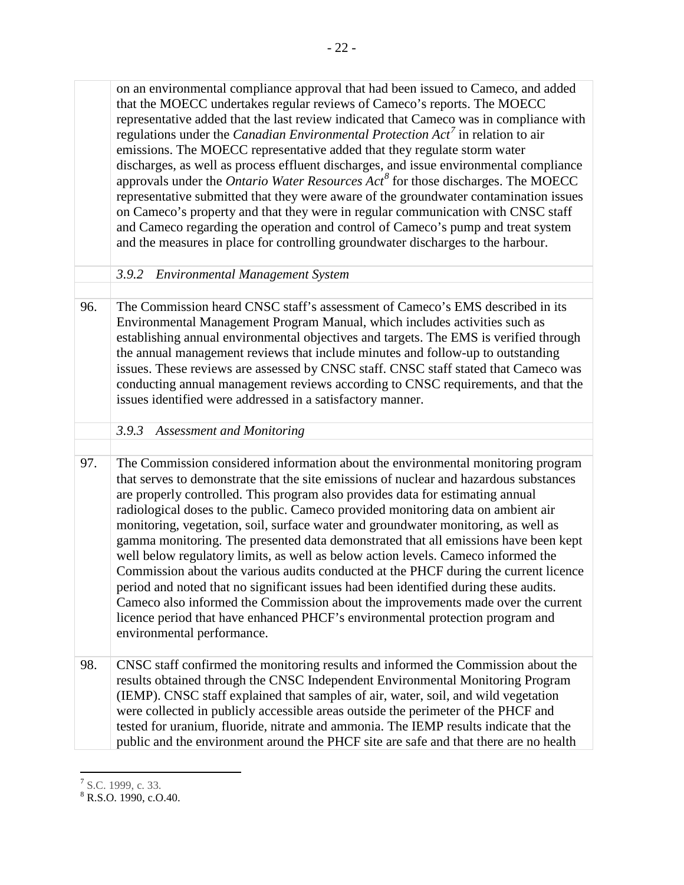on an environmental compliance approval that had been issued to Cameco, and added that the MOECC undertakes regular reviews of Cameco's reports. The MOECC representative added that the last review indicated that Cameco was in compliance with regulations under the *Canadian Environmental Protection Act*[7] in relation to air emissions. The MOECC representative added that they regulate storm water discharges, as well as process effluent discharges, and issue environmental compliance approvals under the *Ontario Water Resources Act*[8] for those discharges. The MOECC representative submitted that they were aware of the groundwater contamination issues on Cameco's property and that they were in regular communication with CNSC staff and Cameco regarding the operation and control of Cameco's pump and treat system and the measures in place for controlling groundwater discharges to the harbour.

#### *3.9.2 Environmental Management System*

96. The Commission heard CNSC staff's assessment of Cameco's EMS described in its Environmental Management Program Manual, which includes activities such as establishing annual environmental objectives and targets. The EMS is verified through the annual management reviews that include minutes and follow-up to outstanding issues. These reviews are assessed by CNSC staff. CNSC staff stated that Cameco was conducting annual management reviews according to CNSC requirements, and that the issues identified were addressed in a satisfactory manner.

#### *3.9.3 Assessment and Monitoring*

97. The Commission considered information about the environmental monitoring program that serves to demonstrate that the site emissions of nuclear and hazardous substances are properly controlled. This program also provides data for estimating annual radiological doses to the public. Cameco provided monitoring data on ambient air monitoring, vegetation, soil, surface water and groundwater monitoring, as well as gamma monitoring. The presented data demonstrated that all emissions have been kept well below regulatory limits, as well as below action levels. Cameco informed the Commission about the various audits conducted at the PHCF during the current licence period and noted that no significant issues had been identified during these audits. Cameco also informed the Commission about the improvements made over the current licence period that have enhanced PHCF's environmental protection program and environmental performance.

98. CNSC staff confirmed the monitoring results and informed the Commission about the results obtained through the CNSC Independent Environmental Monitoring Program (IEMP). CNSC staff explained that samples of air, water, soil, and wild vegetation were collected in publicly accessible areas outside the perimeter of the PHCF and tested for uranium, fluoride, nitrate and ammonia. The IEMP results indicate that the public and the environment around the PHCF site are safe and that there are no health

---

[7] S.C. 1999, c. 33.

[8] R.S.O. 1990, c.O.40.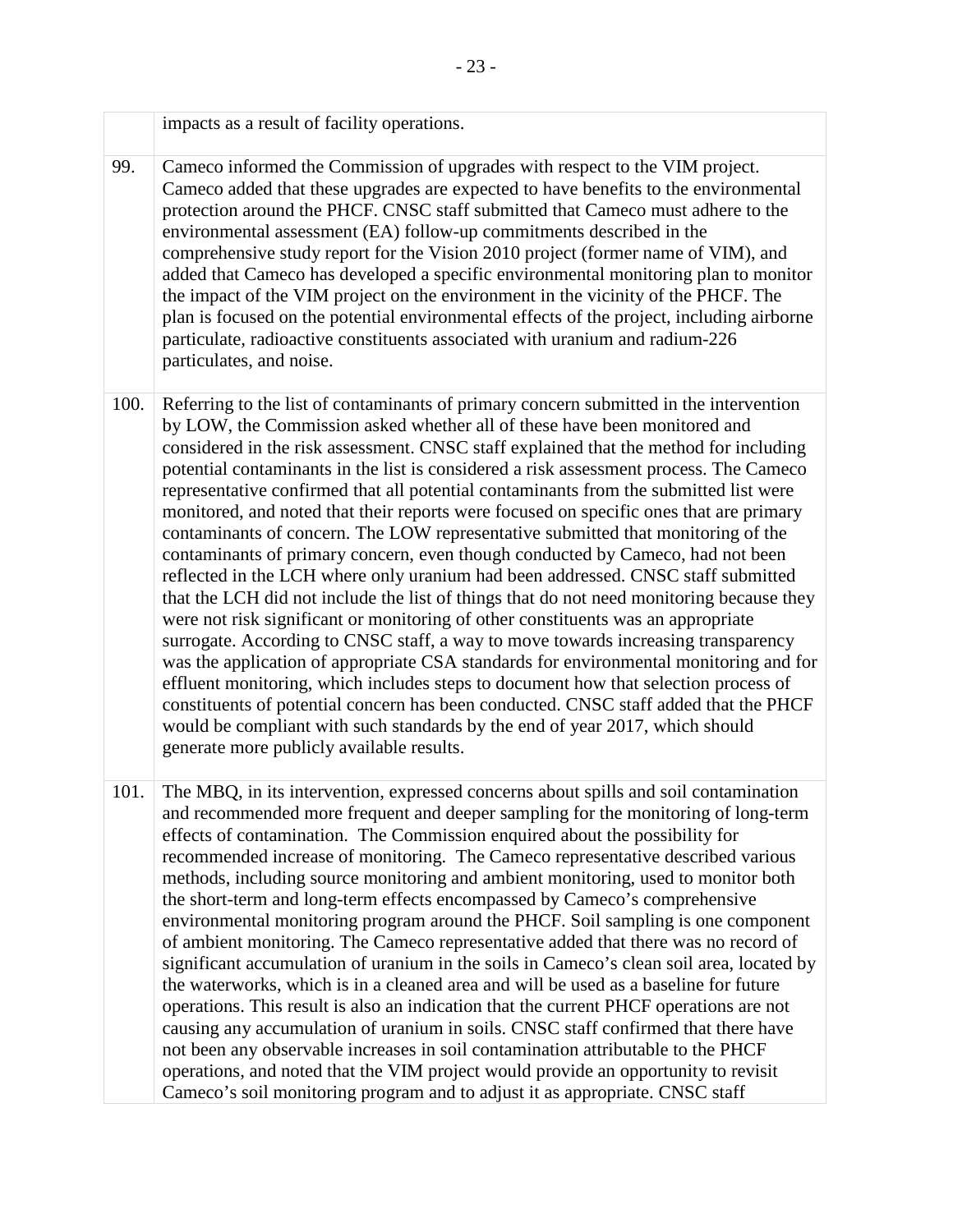| | |
|---|---|
| | impacts as a result of facility operations. |
| 99. | Cameco informed the Commission of upgrades with respect to the VIM project. Cameco added that these upgrades are expected to have benefits to the environmental protection around the PHCF. CNSC staff submitted that Cameco must adhere to the environmental assessment (EA) follow-up commitments described in the comprehensive study report for the Vision 2010 project (former name of VIM), and added that Cameco has developed a specific environmental monitoring plan to monitor the impact of the VIM project on the environment in the vicinity of the PHCF. The plan is focused on the potential environmental effects of the project, including airborne particulate, radioactive constituents associated with uranium and radium-226 particulates, and noise. |
| 100. | Referring to the list of contaminants of primary concern submitted in the intervention by LOW, the Commission asked whether all of these have been monitored and considered in the risk assessment. CNSC staff explained that the method for including potential contaminants in the list is considered a risk assessment process. The Cameco representative confirmed that all potential contaminants from the submitted list were monitored, and noted that their reports were focused on specific ones that are primary contaminants of concern. The LOW representative submitted that monitoring of the contaminants of primary concern, even though conducted by Cameco, had not been reflected in the LCH where only uranium had been addressed. CNSC staff submitted that the LCH did not include the list of things that do not need monitoring because they were not risk significant or monitoring of other constituents was an appropriate surrogate. According to CNSC staff, a way to move towards increasing transparency was the application of appropriate CSA standards for environmental monitoring and for effluent monitoring, which includes steps to document how that selection process of constituents of potential concern has been conducted. CNSC staff added that the PHCF would be compliant with such standards by the end of year 2017, which should generate more publicly available results. |
| 101. | The MBQ, in its intervention, expressed concerns about spills and soil contamination and recommended more frequent and deeper sampling for the monitoring of long-term effects of contamination. The Commission enquired about the possibility for recommended increase of monitoring. The Cameco representative described various methods, including source monitoring and ambient monitoring, used to monitor both the short-term and long-term effects encompassed by Cameco's comprehensive environmental monitoring program around the PHCF. Soil sampling is one component of ambient monitoring. The Cameco representative added that there was no record of significant accumulation of uranium in the soils in Cameco's clean soil area, located by the waterworks, which is in a cleaned area and will be used as a baseline for future operations. This result is also an indication that the current PHCF operations are not causing any accumulation of uranium in soils. CNSC staff confirmed that there have not been any observable increases in soil contamination attributable to the PHCF operations, and noted that the VIM project would provide an opportunity to revisit Cameco's soil monitoring program and to adjust it as appropriate. CNSC staff |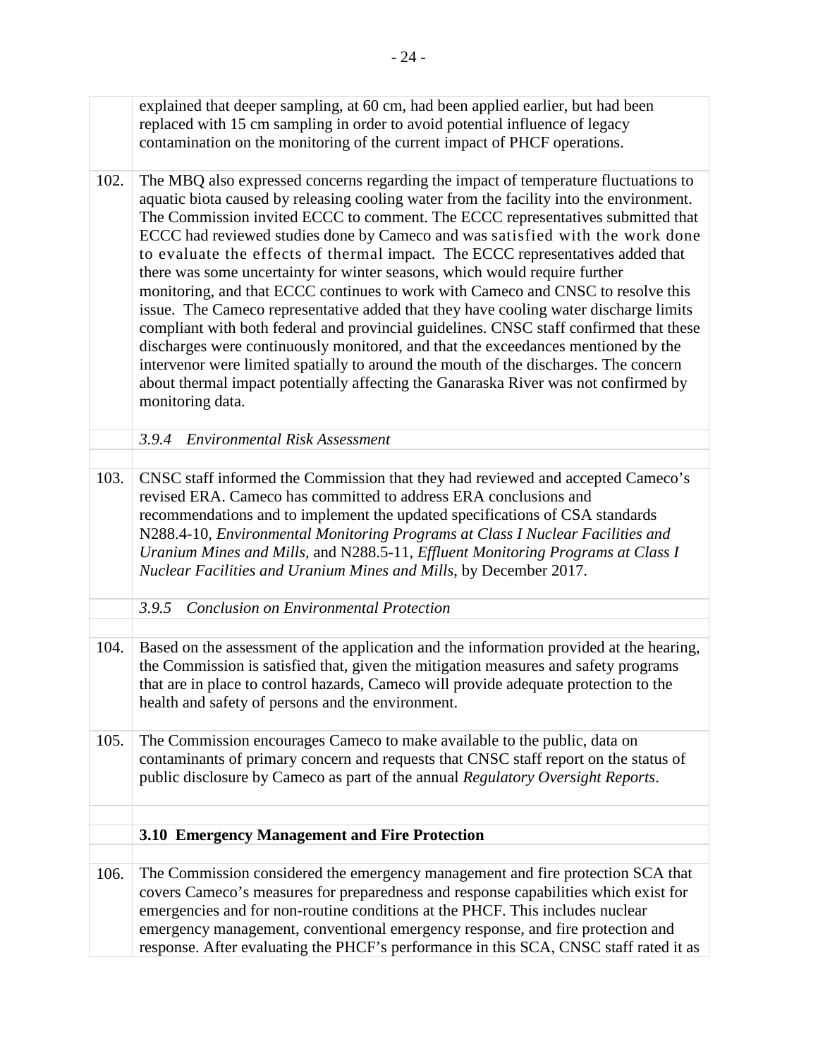explained that deeper sampling, at 60 cm, had been applied earlier, but had been replaced with 15 cm sampling in order to avoid potential influence of legacy contamination on the monitoring of the current impact of PHCF operations.

102. The MBQ also expressed concerns regarding the impact of temperature fluctuations to aquatic biota caused by releasing cooling water from the facility into the environment. The Commission invited ECCC to comment. The ECCC representatives submitted that ECCC had reviewed studies done by Cameco and was satisfied with the work done to evaluate the effects of thermal impact. The ECCC representatives added that there was some uncertainty for winter seasons, which would require further monitoring, and that ECCC continues to work with Cameco and CNSC to resolve this issue. The Cameco representative added that they have cooling water discharge limits compliant with both federal and provincial guidelines. CNSC staff confirmed that these discharges were continuously monitored, and that the exceedances mentioned by the intervenor were limited spatially to around the mouth of the discharges. The concern about thermal impact potentially affecting the Ganaraska River was not confirmed by monitoring data.

#### *3.9.4 Environmental Risk Assessment*

103. CNSC staff informed the Commission that they had reviewed and accepted Cameco's revised ERA. Cameco has committed to address ERA conclusions and recommendations and to implement the updated specifications of CSA standards N288.4-10, *Environmental Monitoring Programs at Class I Nuclear Facilities and Uranium Mines and Mills,* and N288.5-11, *Effluent Monitoring Programs at Class I Nuclear Facilities and Uranium Mines and Mills,* by December 2017.

#### *3.9.5 Conclusion on Environmental Protection*

104. Based on the assessment of the application and the information provided at the hearing, the Commission is satisfied that, given the mitigation measures and safety programs that are in place to control hazards, Cameco will provide adequate protection to the health and safety of persons and the environment.

105. The Commission encourages Cameco to make available to the public, data on contaminants of primary concern and requests that CNSC staff report on the status of public disclosure by Cameco as part of the annual *Regulatory Oversight Reports*.

### **3.10 Emergency Management and Fire Protection**

106. The Commission considered the emergency management and fire protection SCA that covers Cameco's measures for preparedness and response capabilities which exist for emergencies and for non-routine conditions at the PHCF. This includes nuclear emergency management, conventional emergency response, and fire protection and response. After evaluating the PHCF's performance in this SCA, CNSC staff rated it as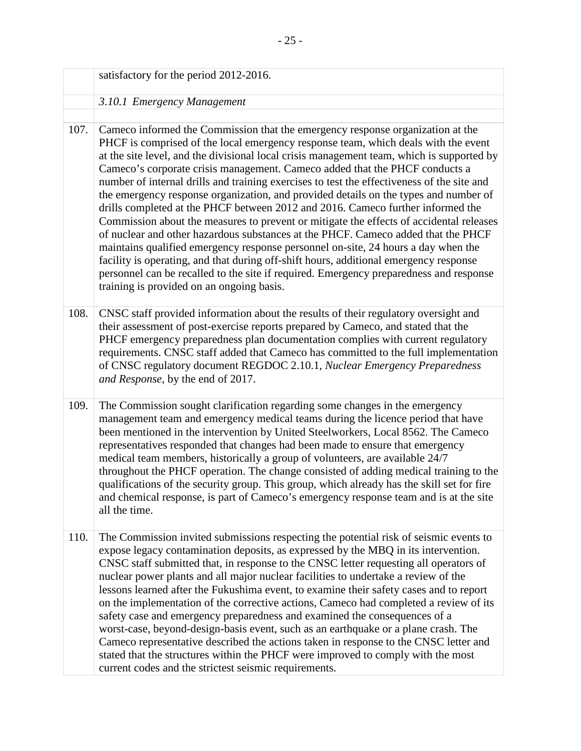satisfactory for the period 2012-2016.

*3.10.1 Emergency Management*

107. Cameco informed the Commission that the emergency response organization at the PHCF is comprised of the local emergency response team, which deals with the event at the site level, and the divisional local crisis management team, which is supported by Cameco's corporate crisis management. Cameco added that the PHCF conducts a number of internal drills and training exercises to test the effectiveness of the site and the emergency response organization, and provided details on the types and number of drills completed at the PHCF between 2012 and 2016. Cameco further informed the Commission about the measures to prevent or mitigate the effects of accidental releases of nuclear and other hazardous substances at the PHCF. Cameco added that the PHCF maintains qualified emergency response personnel on-site, 24 hours a day when the facility is operating, and that during off-shift hours, additional emergency response personnel can be recalled to the site if required. Emergency preparedness and response training is provided on an ongoing basis.

108. CNSC staff provided information about the results of their regulatory oversight and their assessment of post-exercise reports prepared by Cameco, and stated that the PHCF emergency preparedness plan documentation complies with current regulatory requirements. CNSC staff added that Cameco has committed to the full implementation of CNSC regulatory document REGDOC 2.10.1, *Nuclear Emergency Preparedness and Response*, by the end of 2017.

109. The Commission sought clarification regarding some changes in the emergency management team and emergency medical teams during the licence period that have been mentioned in the intervention by United Steelworkers, Local 8562. The Cameco representatives responded that changes had been made to ensure that emergency medical team members, historically a group of volunteers, are available 24/7 throughout the PHCF operation. The change consisted of adding medical training to the qualifications of the security group. This group, which already has the skill set for fire and chemical response, is part of Cameco's emergency response team and is at the site all the time.

110. The Commission invited submissions respecting the potential risk of seismic events to expose legacy contamination deposits, as expressed by the MBQ in its intervention. CNSC staff submitted that, in response to the CNSC letter requesting all operators of nuclear power plants and all major nuclear facilities to undertake a review of the lessons learned after the Fukushima event, to examine their safety cases and to report on the implementation of the corrective actions, Cameco had completed a review of its safety case and emergency preparedness and examined the consequences of a worst-case, beyond-design-basis event, such as an earthquake or a plane crash. The Cameco representative described the actions taken in response to the CNSC letter and stated that the structures within the PHCF were improved to comply with the most current codes and the strictest seismic requirements.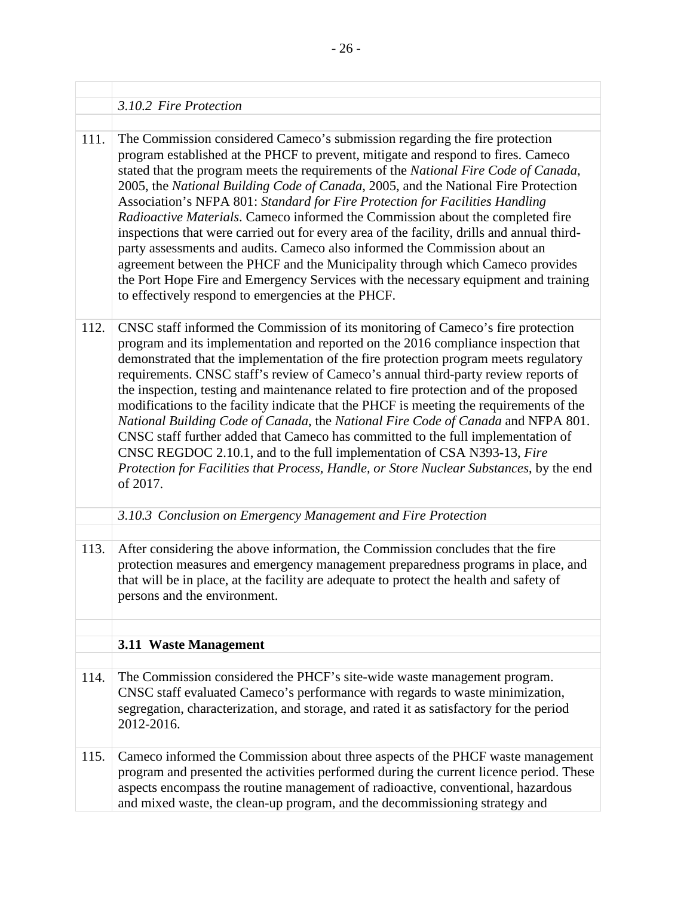### 3.10.2 Fire Protection

111. The Commission considered Cameco's submission regarding the fire protection program established at the PHCF to prevent, mitigate and respond to fires. Cameco stated that the program meets the requirements of the *National Fire Code of Canada*, 2005, the *National Building Code of Canada*, 2005, and the National Fire Protection Association's NFPA 801: *Standard for Fire Protection for Facilities Handling Radioactive Materials*. Cameco informed the Commission about the completed fire inspections that were carried out for every area of the facility, drills and annual third-party assessments and audits. Cameco also informed the Commission about an agreement between the PHCF and the Municipality through which Cameco provides the Port Hope Fire and Emergency Services with the necessary equipment and training to effectively respond to emergencies at the PHCF.

112. CNSC staff informed the Commission of its monitoring of Cameco's fire protection program and its implementation and reported on the 2016 compliance inspection that demonstrated that the implementation of the fire protection program meets regulatory requirements. CNSC staff's review of Cameco's annual third-party review reports of the inspection, testing and maintenance related to fire protection and of the proposed modifications to the facility indicate that the PHCF is meeting the requirements of the *National Building Code of Canada*, the *National Fire Code of Canada* and NFPA 801. CNSC staff further added that Cameco has committed to the full implementation of CNSC REGDOC 2.10.1, and to the full implementation of CSA N393-13, *Fire Protection for Facilities that Process, Handle, or Store Nuclear Substances*, by the end of 2017.

### 3.10.3 Conclusion on Emergency Management and Fire Protection

113. After considering the above information, the Commission concludes that the fire protection measures and emergency management preparedness programs in place, and that will be in place, at the facility are adequate to protect the health and safety of persons and the environment.

## 3.11 Waste Management

114. The Commission considered the PHCF's site-wide waste management program. CNSC staff evaluated Cameco's performance with regards to waste minimization, segregation, characterization, and storage, and rated it as satisfactory for the period 2012-2016.

115. Cameco informed the Commission about three aspects of the PHCF waste management program and presented the activities performed during the current licence period. These aspects encompass the routine management of radioactive, conventional, hazardous and mixed waste, the clean-up program, and the decommissioning strategy and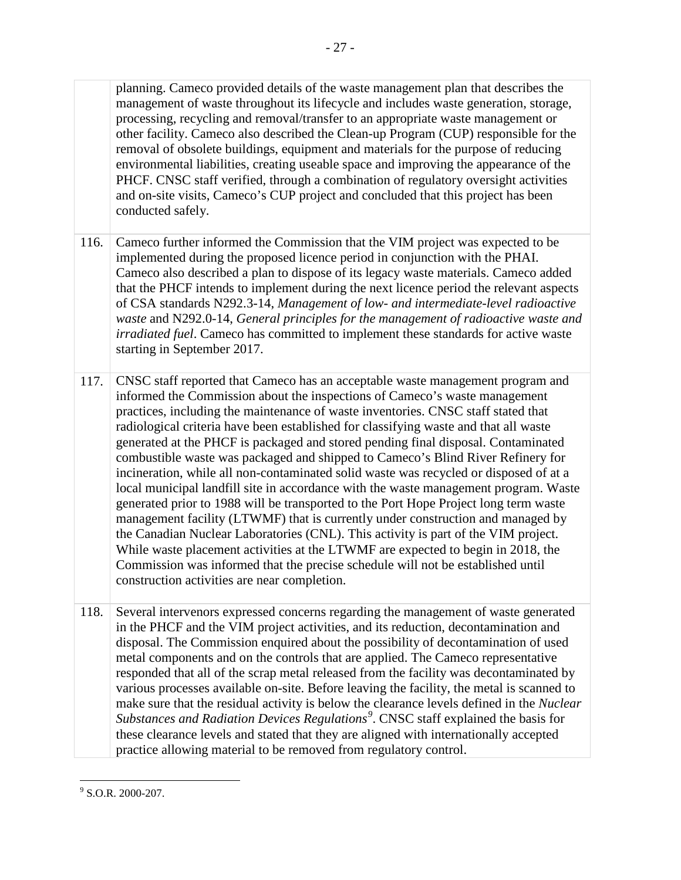planning. Cameco provided details of the waste management plan that describes the management of waste throughout its lifecycle and includes waste generation, storage, processing, recycling and removal/transfer to an appropriate waste management or other facility. Cameco also described the Clean-up Program (CUP) responsible for the removal of obsolete buildings, equipment and materials for the purpose of reducing environmental liabilities, creating useable space and improving the appearance of the PHCF. CNSC staff verified, through a combination of regulatory oversight activities and on-site visits, Cameco's CUP project and concluded that this project has been conducted safely.

116. Cameco further informed the Commission that the VIM project was expected to be implemented during the proposed licence period in conjunction with the PHAI. Cameco also described a plan to dispose of its legacy waste materials. Cameco added that the PHCF intends to implement during the next licence period the relevant aspects of CSA standards N292.3-14, *Management of low- and intermediate-level radioactive waste* and N292.0-14, *General principles for the management of radioactive waste and irradiated fuel*. Cameco has committed to implement these standards for active waste starting in September 2017.

117. CNSC staff reported that Cameco has an acceptable waste management program and informed the Commission about the inspections of Cameco's waste management practices, including the maintenance of waste inventories. CNSC staff stated that radiological criteria have been established for classifying waste and that all waste generated at the PHCF is packaged and stored pending final disposal. Contaminated combustible waste was packaged and shipped to Cameco's Blind River Refinery for incineration, while all non-contaminated solid waste was recycled or disposed of at a local municipal landfill site in accordance with the waste management program. Waste generated prior to 1988 will be transported to the Port Hope Project long term waste management facility (LTWMF) that is currently under construction and managed by the Canadian Nuclear Laboratories (CNL). This activity is part of the VIM project. While waste placement activities at the LTWMF are expected to begin in 2018, the Commission was informed that the precise schedule will not be established until construction activities are near completion.

118. Several intervenors expressed concerns regarding the management of waste generated in the PHCF and the VIM project activities, and its reduction, decontamination and disposal. The Commission enquired about the possibility of decontamination of used metal components and on the controls that are applied. The Cameco representative responded that all of the scrap metal released from the facility was decontaminated by various processes available on-site. Before leaving the facility, the metal is scanned to make sure that the residual activity is below the clearance levels defined in the *Nuclear Substances and Radiation Devices Regulations*[9]. CNSC staff explained the basis for these clearance levels and stated that they are aligned with internationally accepted practice allowing material to be removed from regulatory control.

---

[9] S.O.R. 2000-207.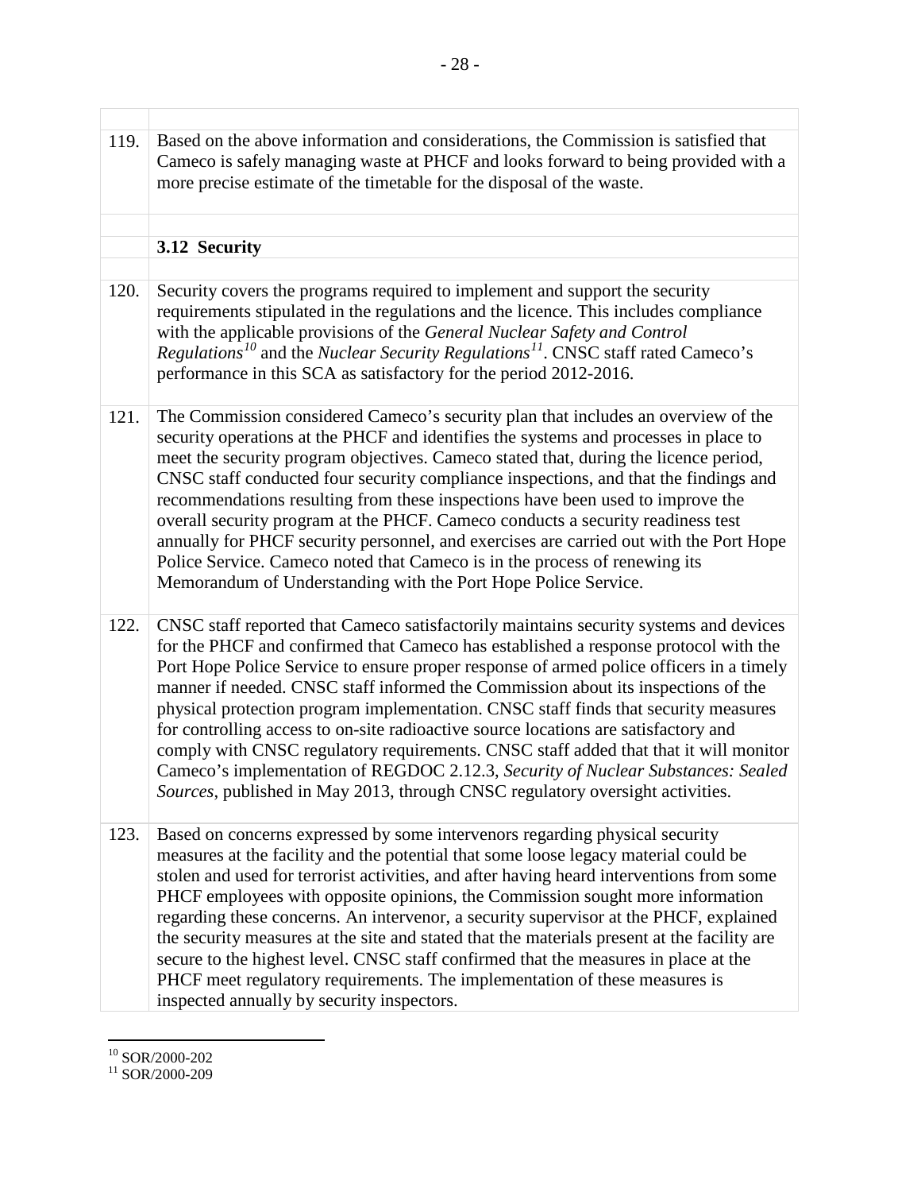119. Based on the above information and considerations, the Commission is satisfied that Cameco is safely managing waste at PHCF and looks forward to being provided with a more precise estimate of the timetable for the disposal of the waste.

### 3.12 Security

120. Security covers the programs required to implement and support the security requirements stipulated in the regulations and the licence. This includes compliance with the applicable provisions of the *General Nuclear Safety and Control Regulations*[10] and the *Nuclear Security Regulations*[11]. CNSC staff rated Cameco's performance in this SCA as satisfactory for the period 2012-2016.

121. The Commission considered Cameco's security plan that includes an overview of the security operations at the PHCF and identifies the systems and processes in place to meet the security program objectives. Cameco stated that, during the licence period, CNSC staff conducted four security compliance inspections, and that the findings and recommendations resulting from these inspections have been used to improve the overall security program at the PHCF. Cameco conducts a security readiness test annually for PHCF security personnel, and exercises are carried out with the Port Hope Police Service. Cameco noted that Cameco is in the process of renewing its Memorandum of Understanding with the Port Hope Police Service.

122. CNSC staff reported that Cameco satisfactorily maintains security systems and devices for the PHCF and confirmed that Cameco has established a response protocol with the Port Hope Police Service to ensure proper response of armed police officers in a timely manner if needed. CNSC staff informed the Commission about its inspections of the physical protection program implementation. CNSC staff finds that security measures for controlling access to on-site radioactive source locations are satisfactory and comply with CNSC regulatory requirements. CNSC staff added that that it will monitor Cameco's implementation of REGDOC 2.12.3, *Security of Nuclear Substances: Sealed Sources*, published in May 2013, through CNSC regulatory oversight activities.

123. Based on concerns expressed by some intervenors regarding physical security measures at the facility and the potential that some loose legacy material could be stolen and used for terrorist activities, and after having heard interventions from some PHCF employees with opposite opinions, the Commission sought more information regarding these concerns. An intervenor, a security supervisor at the PHCF, explained the security measures at the site and stated that the materials present at the facility are secure to the highest level. CNSC staff confirmed that the measures in place at the PHCF meet regulatory requirements. The implementation of these measures is inspected annually by security inspectors.

[10] SOR/2000-202
[11] SOR/2000-209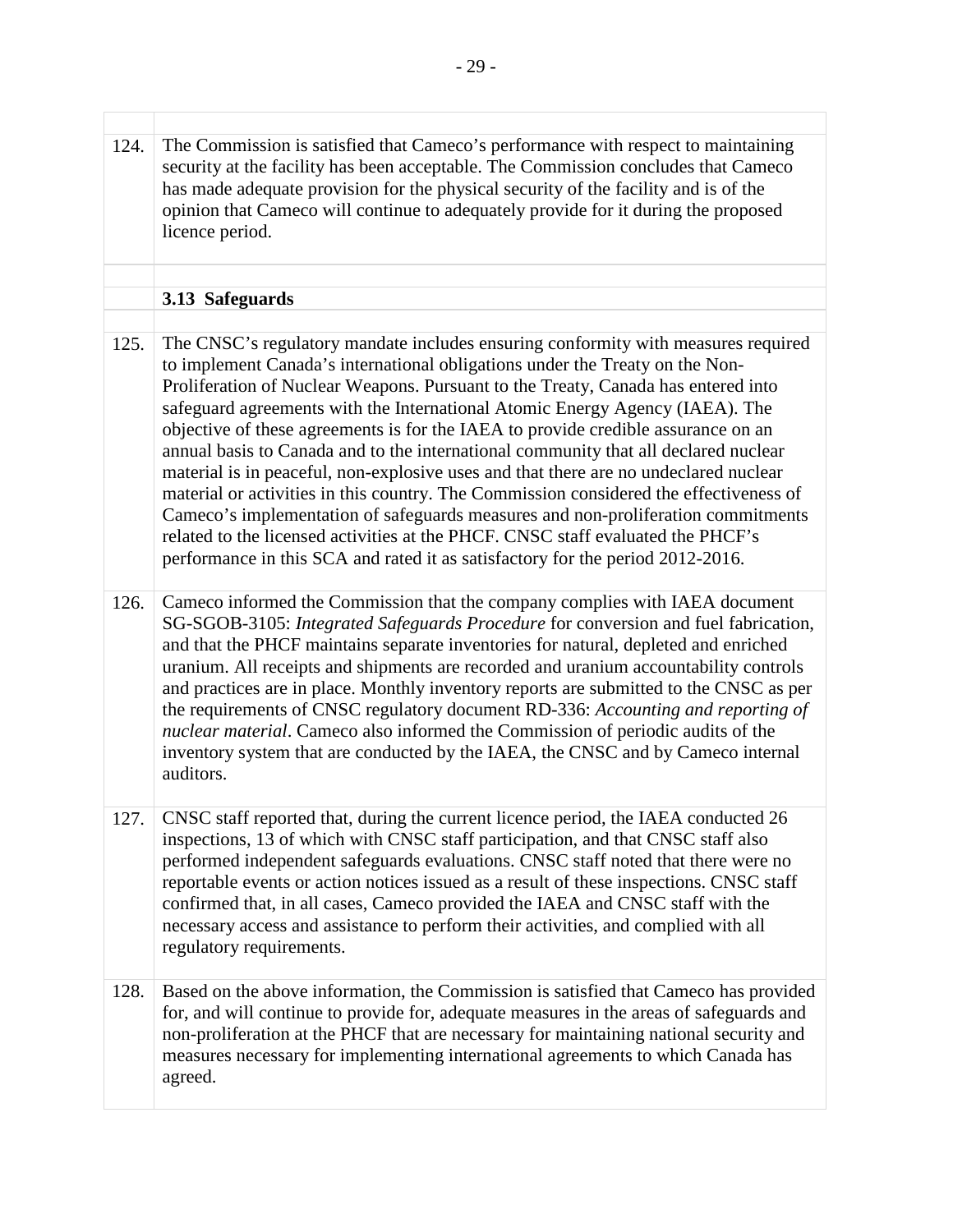124. The Commission is satisfied that Cameco's performance with respect to maintaining security at the facility has been acceptable. The Commission concludes that Cameco has made adequate provision for the physical security of the facility and is of the opinion that Cameco will continue to adequately provide for it during the proposed licence period.

### 3.13 Safeguards

125. The CNSC's regulatory mandate includes ensuring conformity with measures required to implement Canada's international obligations under the Treaty on the Non-Proliferation of Nuclear Weapons. Pursuant to the Treaty, Canada has entered into safeguard agreements with the International Atomic Energy Agency (IAEA). The objective of these agreements is for the IAEA to provide credible assurance on an annual basis to Canada and to the international community that all declared nuclear material is in peaceful, non-explosive uses and that there are no undeclared nuclear material or activities in this country. The Commission considered the effectiveness of Cameco's implementation of safeguards measures and non-proliferation commitments related to the licensed activities at the PHCF. CNSC staff evaluated the PHCF's performance in this SCA and rated it as satisfactory for the period 2012-2016.

126. Cameco informed the Commission that the company complies with IAEA document SG-SGOB-3105: *Integrated Safeguards Procedure* for conversion and fuel fabrication, and that the PHCF maintains separate inventories for natural, depleted and enriched uranium. All receipts and shipments are recorded and uranium accountability controls and practices are in place. Monthly inventory reports are submitted to the CNSC as per the requirements of CNSC regulatory document RD-336: *Accounting and reporting of nuclear material*. Cameco also informed the Commission of periodic audits of the inventory system that are conducted by the IAEA, the CNSC and by Cameco internal auditors.

127. CNSC staff reported that, during the current licence period, the IAEA conducted 26 inspections, 13 of which with CNSC staff participation, and that CNSC staff also performed independent safeguards evaluations. CNSC staff noted that there were no reportable events or action notices issued as a result of these inspections. CNSC staff confirmed that, in all cases, Cameco provided the IAEA and CNSC staff with the necessary access and assistance to perform their activities, and complied with all regulatory requirements.

128. Based on the above information, the Commission is satisfied that Cameco has provided for, and will continue to provide for, adequate measures in the areas of safeguards and non-proliferation at the PHCF that are necessary for maintaining national security and measures necessary for implementing international agreements to which Canada has agreed.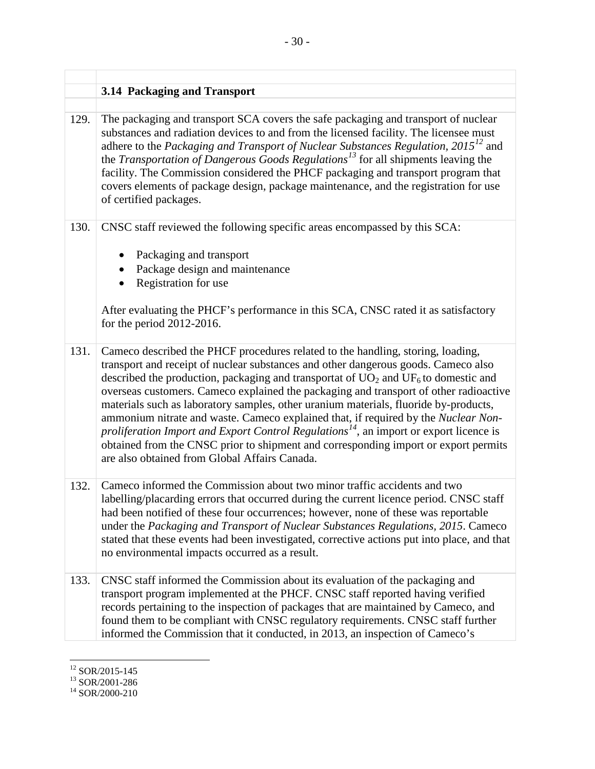### 3.14 Packaging and Transport

129. The packaging and transport SCA covers the safe packaging and transport of nuclear substances and radiation devices to and from the licensed facility. The licensee must adhere to the *Packaging and Transport of Nuclear Substances Regulation, 2015*[12] and the *Transportation of Dangerous Goods Regulations*[13] for all shipments leaving the facility. The Commission considered the PHCF packaging and transport program that covers elements of package design, package maintenance, and the registration for use of certified packages.

130. CNSC staff reviewed the following specific areas encompassed by this SCA:

- Packaging and transport
- Package design and maintenance
- Registration for use

After evaluating the PHCF's performance in this SCA, CNSC rated it as satisfactory for the period 2012-2016.

131. Cameco described the PHCF procedures related to the handling, storing, loading, transport and receipt of nuclear substances and other dangerous goods. Cameco also described the production, packaging and transportat of $UO_2$ and $UF_6$ to domestic and overseas customers. Cameco explained the packaging and transport of other radioactive materials such as laboratory samples, other uranium materials, fluoride by-products, ammonium nitrate and waste. Cameco explained that, if required by the *Nuclear Non-proliferation Import and Export Control Regulations*[14], an import or export licence is obtained from the CNSC prior to shipment and corresponding import or export permits are also obtained from Global Affairs Canada.

132. Cameco informed the Commission about two minor traffic accidents and two labelling/placarding errors that occurred during the current licence period. CNSC staff had been notified of these four occurrences; however, none of these was reportable under the *Packaging and Transport of Nuclear Substances Regulations, 2015*. Cameco stated that these events had been investigated, corrective actions put into place, and that no environmental impacts occurred as a result.

133. CNSC staff informed the Commission about its evaluation of the packaging and transport program implemented at the PHCF. CNSC staff reported having verified records pertaining to the inspection of packages that are maintained by Cameco, and found them to be compliant with CNSC regulatory requirements. CNSC staff further informed the Commission that it conducted, in 2013, an inspection of Cameco's

---

[12] SOR/2015-145
[13] SOR/2001-286
[14] SOR/2000-210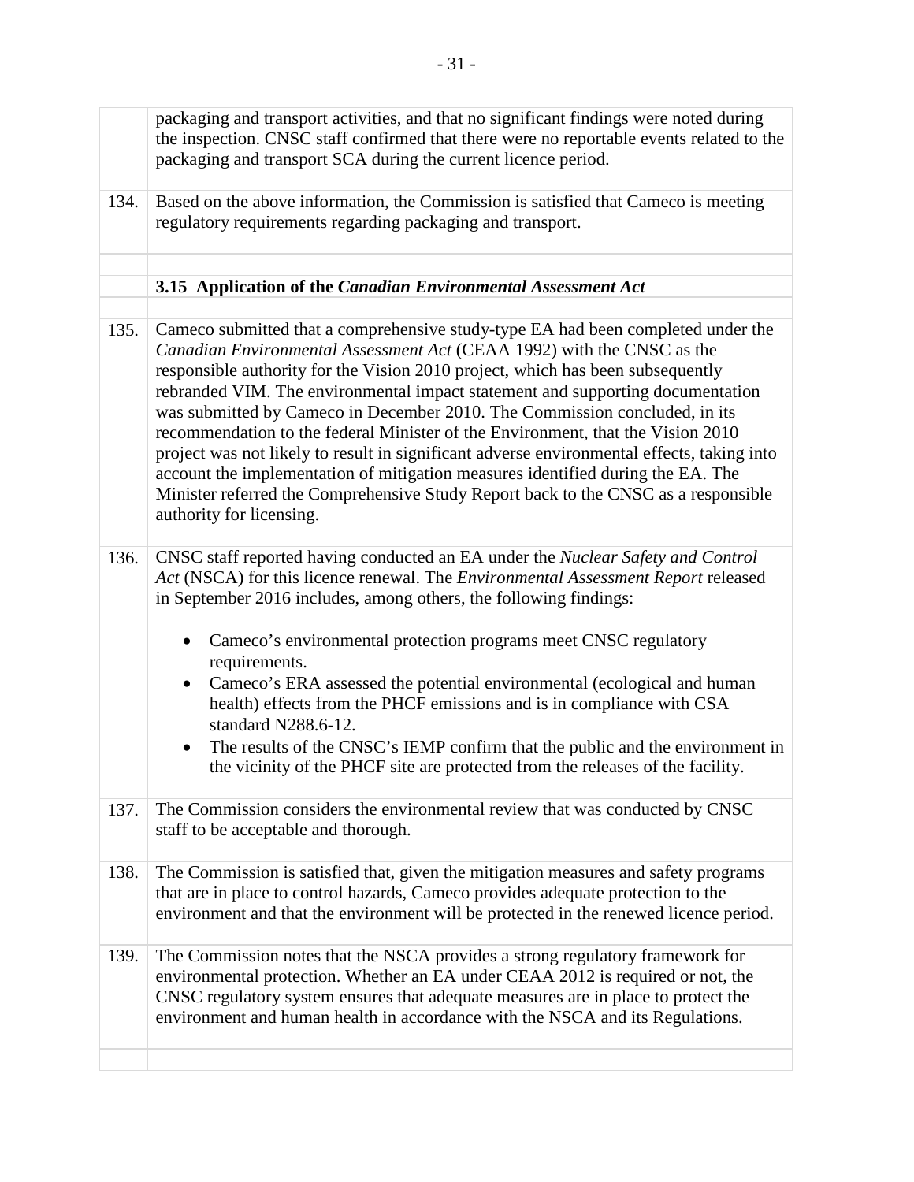packaging and transport activities, and that no significant findings were noted during the inspection. CNSC staff confirmed that there were no reportable events related to the packaging and transport SCA during the current licence period.

134. Based on the above information, the Commission is satisfied that Cameco is meeting regulatory requirements regarding packaging and transport.

### 3.15 Application of the *Canadian Environmental Assessment Act*

135. Cameco submitted that a comprehensive study-type EA had been completed under the *Canadian Environmental Assessment Act* (CEAA 1992) with the CNSC as the responsible authority for the Vision 2010 project, which has been subsequently rebranded VIM. The environmental impact statement and supporting documentation was submitted by Cameco in December 2010. The Commission concluded, in its recommendation to the federal Minister of the Environment, that the Vision 2010 project was not likely to result in significant adverse environmental effects, taking into account the implementation of mitigation measures identified during the EA. The Minister referred the Comprehensive Study Report back to the CNSC as a responsible authority for licensing.

136. CNSC staff reported having conducted an EA under the *Nuclear Safety and Control Act* (NSCA) for this licence renewal. The *Environmental Assessment Report* released in September 2016 includes, among others, the following findings:

- Cameco's environmental protection programs meet CNSC regulatory requirements.
- Cameco's ERA assessed the potential environmental (ecological and human health) effects from the PHCF emissions and is in compliance with CSA standard N288.6-12.
- The results of the CNSC's IEMP confirm that the public and the environment in the vicinity of the PHCF site are protected from the releases of the facility.

137. The Commission considers the environmental review that was conducted by CNSC staff to be acceptable and thorough.

138. The Commission is satisfied that, given the mitigation measures and safety programs that are in place to control hazards, Cameco provides adequate protection to the environment and that the environment will be protected in the renewed licence period.

139. The Commission notes that the NSCA provides a strong regulatory framework for environmental protection. Whether an EA under CEAA 2012 is required or not, the CNSC regulatory system ensures that adequate measures are in place to protect the environment and human health in accordance with the NSCA and its Regulations.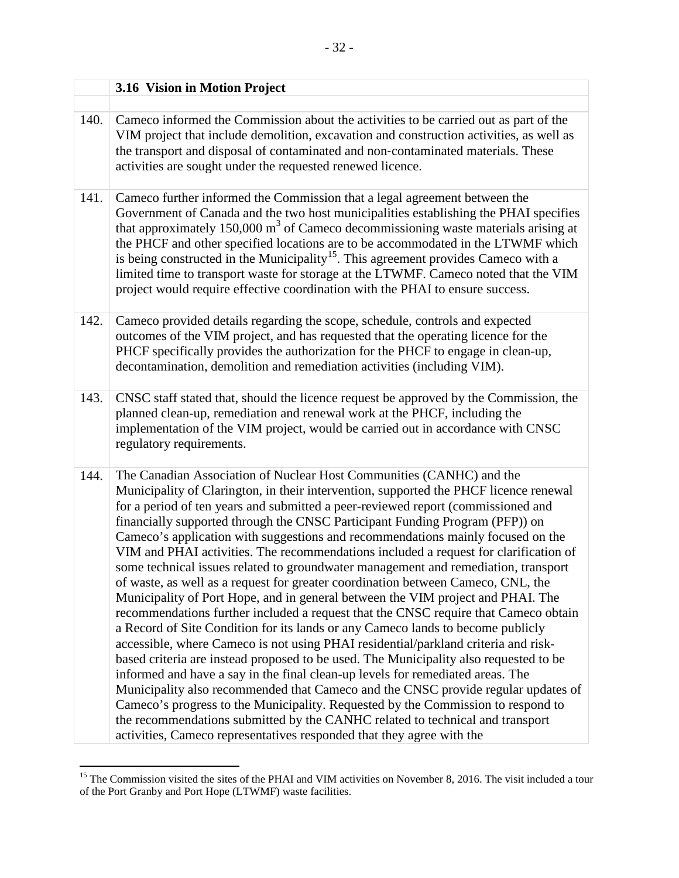### 3.16 Vision in Motion Project

140. Cameco informed the Commission about the activities to be carried out as part of the VIM project that include demolition, excavation and construction activities, as well as the transport and disposal of contaminated and non-contaminated materials. These activities are sought under the requested renewed licence.

141. Cameco further informed the Commission that a legal agreement between the Government of Canada and the two host municipalities establishing the PHAI specifies that approximately 150,000 m$^3$ of Cameco decommissioning waste materials arising at the PHCF and other specified locations are to be accommodated in the LTWMF which is being constructed in the Municipality[15]. This agreement provides Cameco with a limited time to transport waste for storage at the LTWMF. Cameco noted that the VIM project would require effective coordination with the PHAI to ensure success.

142. Cameco provided details regarding the scope, schedule, controls and expected outcomes of the VIM project, and has requested that the operating licence for the PHCF specifically provides the authorization for the PHCF to engage in clean-up, decontamination, demolition and remediation activities (including VIM).

143. CNSC staff stated that, should the licence request be approved by the Commission, the planned clean-up, remediation and renewal work at the PHCF, including the implementation of the VIM project, would be carried out in accordance with CNSC regulatory requirements.

144. The Canadian Association of Nuclear Host Communities (CANHC) and the Municipality of Clarington, in their intervention, supported the PHCF licence renewal for a period of ten years and submitted a peer-reviewed report (commissioned and financially supported through the CNSC Participant Funding Program (PFP)) on Cameco's application with suggestions and recommendations mainly focused on the VIM and PHAI activities. The recommendations included a request for clarification of some technical issues related to groundwater management and remediation, transport of waste, as well as a request for greater coordination between Cameco, CNL, the Municipality of Port Hope, and in general between the VIM project and PHAI. The recommendations further included a request that the CNSC require that Cameco obtain a Record of Site Condition for its lands or any Cameco lands to become publicly accessible, where Cameco is not using PHAI residential/parkland criteria and risk-based criteria are instead proposed to be used. The Municipality also requested to be informed and have a say in the final clean-up levels for remediated areas. The Municipality also recommended that Cameco and the CNSC provide regular updates of Cameco's progress to the Municipality. Requested by the Commission to respond to the recommendations submitted by the CANHC related to technical and transport activities, Cameco representatives responded that they agree with the

---

[15] The Commission visited the sites of the PHAI and VIM activities on November 8, 2016. The visit included a tour of the Port Granby and Port Hope (LTWMF) waste facilities.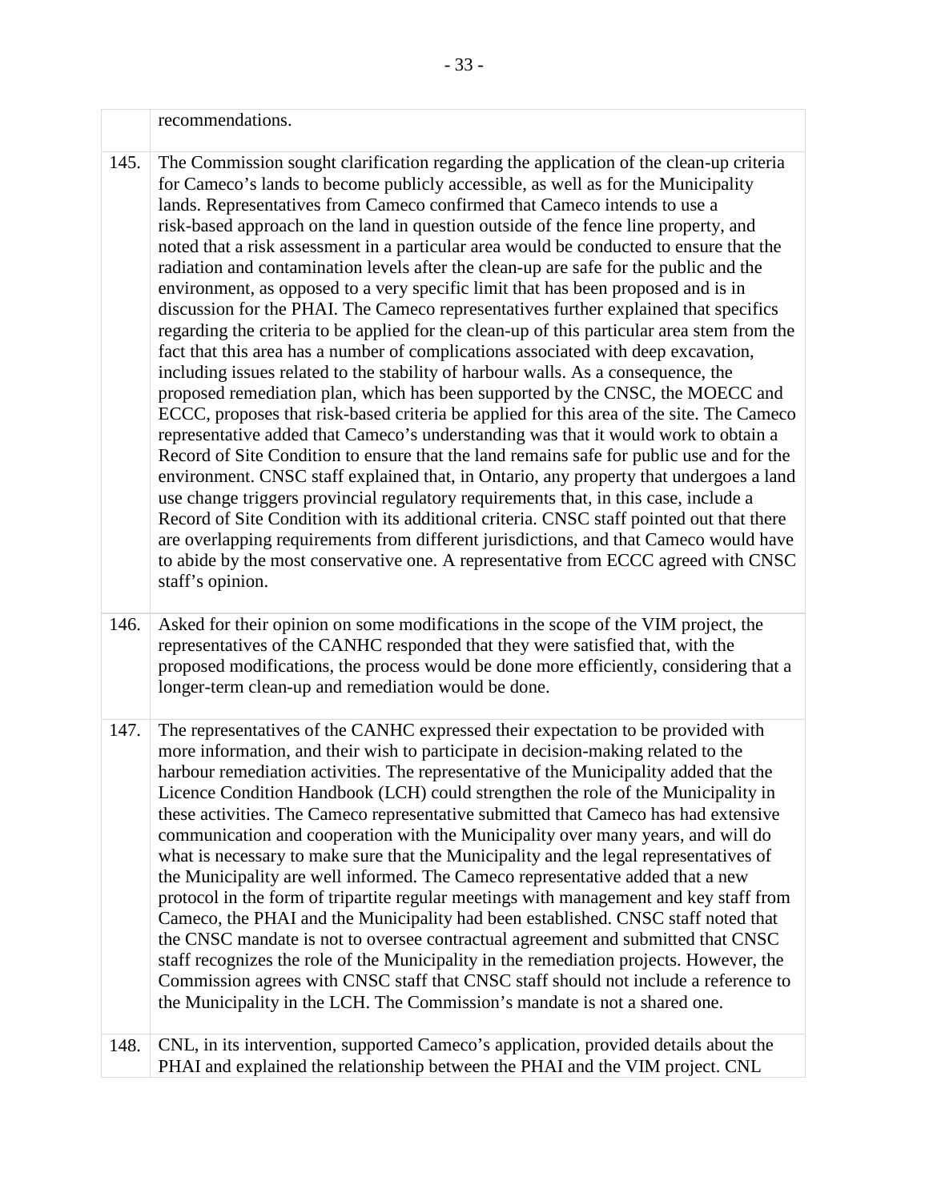| | |
|---|---|
| | recommendations. |
| 145. | The Commission sought clarification regarding the application of the clean-up criteria for Cameco's lands to become publicly accessible, as well as for the Municipality lands. Representatives from Cameco confirmed that Cameco intends to use a risk-based approach on the land in question outside of the fence line property, and noted that a risk assessment in a particular area would be conducted to ensure that the radiation and contamination levels after the clean-up are safe for the public and the environment, as opposed to a very specific limit that has been proposed and is in discussion for the PHAI. The Cameco representatives further explained that specifics regarding the criteria to be applied for the clean-up of this particular area stem from the fact that this area has a number of complications associated with deep excavation, including issues related to the stability of harbour walls. As a consequence, the proposed remediation plan, which has been supported by the CNSC, the MOECC and ECCC, proposes that risk-based criteria be applied for this area of the site. The Cameco representative added that Cameco's understanding was that it would work to obtain a Record of Site Condition to ensure that the land remains safe for public use and for the environment. CNSC staff explained that, in Ontario, any property that undergoes a land use change triggers provincial regulatory requirements that, in this case, include a Record of Site Condition with its additional criteria. CNSC staff pointed out that there are overlapping requirements from different jurisdictions, and that Cameco would have to abide by the most conservative one. A representative from ECCC agreed with CNSC staff's opinion. |
| 146. | Asked for their opinion on some modifications in the scope of the VIM project, the representatives of the CANHC responded that they were satisfied that, with the proposed modifications, the process would be done more efficiently, considering that a longer-term clean-up and remediation would be done. |
| 147. | The representatives of the CANHC expressed their expectation to be provided with more information, and their wish to participate in decision-making related to the harbour remediation activities. The representative of the Municipality added that the Licence Condition Handbook (LCH) could strengthen the role of the Municipality in these activities. The Cameco representative submitted that Cameco has had extensive communication and cooperation with the Municipality over many years, and will do what is necessary to make sure that the Municipality and the legal representatives of the Municipality are well informed. The Cameco representative added that a new protocol in the form of tripartite regular meetings with management and key staff from Cameco, the PHAI and the Municipality had been established. CNSC staff noted that the CNSC mandate is not to oversee contractual agreement and submitted that CNSC staff recognizes the role of the Municipality in the remediation projects. However, the Commission agrees with CNSC staff that CNSC staff should not include a reference to the Municipality in the LCH. The Commission's mandate is not a shared one. |
| 148. | CNL, in its intervention, supported Cameco's application, provided details about the PHAI and explained the relationship between the PHAI and the VIM project. CNL |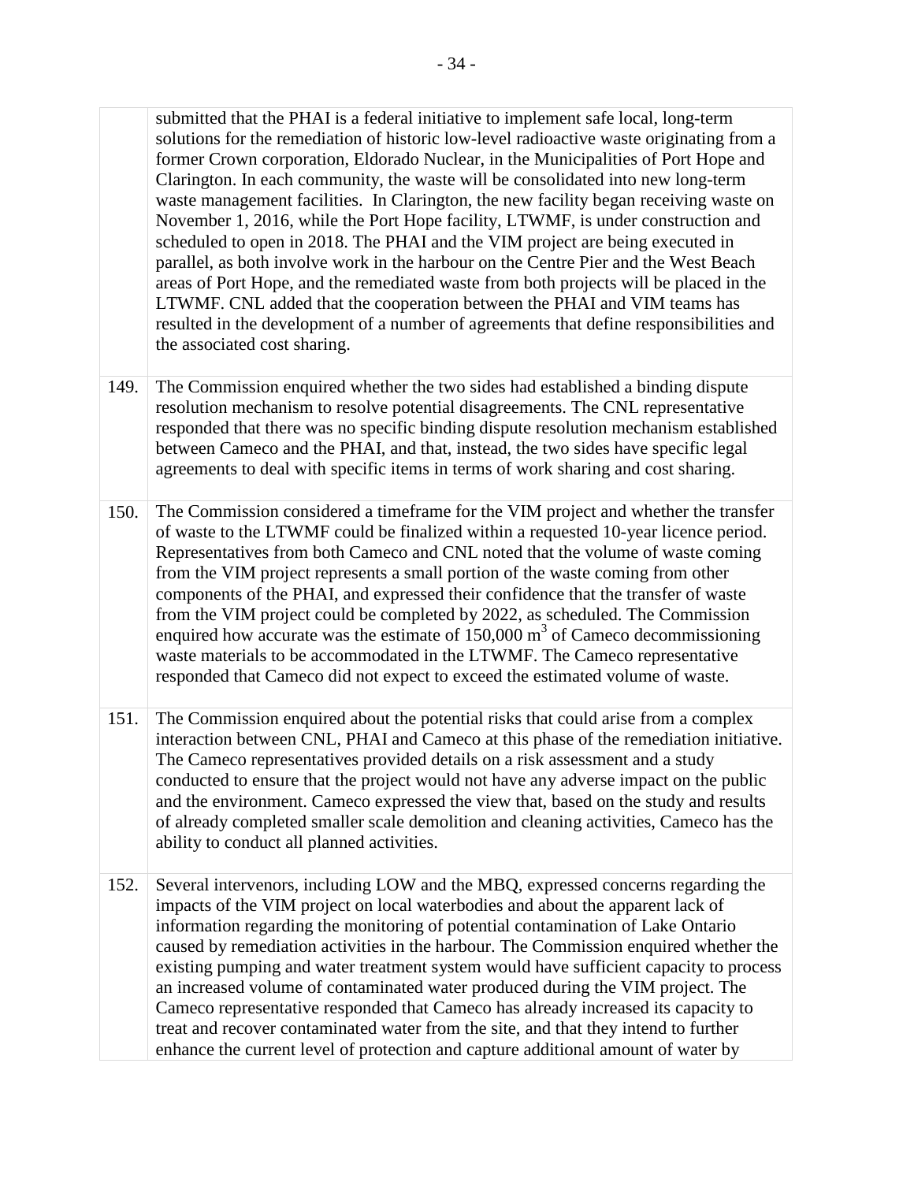submitted that the PHAI is a federal initiative to implement safe local, long-term solutions for the remediation of historic low-level radioactive waste originating from a former Crown corporation, Eldorado Nuclear, in the Municipalities of Port Hope and Clarington. In each community, the waste will be consolidated into new long-term waste management facilities. In Clarington, the new facility began receiving waste on November 1, 2016, while the Port Hope facility, LTWMF, is under construction and scheduled to open in 2018. The PHAI and the VIM project are being executed in parallel, as both involve work in the harbour on the Centre Pier and the West Beach areas of Port Hope, and the remediated waste from both projects will be placed in the LTWMF. CNL added that the cooperation between the PHAI and VIM teams has resulted in the development of a number of agreements that define responsibilities and the associated cost sharing.

149. The Commission enquired whether the two sides had established a binding dispute resolution mechanism to resolve potential disagreements. The CNL representative responded that there was no specific binding dispute resolution mechanism established between Cameco and the PHAI, and that, instead, the two sides have specific legal agreements to deal with specific items in terms of work sharing and cost sharing.

150. The Commission considered a timeframe for the VIM project and whether the transfer of waste to the LTWMF could be finalized within a requested 10-year licence period. Representatives from both Cameco and CNL noted that the volume of waste coming from the VIM project represents a small portion of the waste coming from other components of the PHAI, and expressed their confidence that the transfer of waste from the VIM project could be completed by 2022, as scheduled. The Commission enquired how accurate was the estimate of 150,000 $m^3$ of Cameco decommissioning waste materials to be accommodated in the LTWMF. The Cameco representative responded that Cameco did not expect to exceed the estimated volume of waste.

151. The Commission enquired about the potential risks that could arise from a complex interaction between CNL, PHAI and Cameco at this phase of the remediation initiative. The Cameco representatives provided details on a risk assessment and a study conducted to ensure that the project would not have any adverse impact on the public and the environment. Cameco expressed the view that, based on the study and results of already completed smaller scale demolition and cleaning activities, Cameco has the ability to conduct all planned activities.

152. Several intervenors, including LOW and the MBQ, expressed concerns regarding the impacts of the VIM project on local waterbodies and about the apparent lack of information regarding the monitoring of potential contamination of Lake Ontario caused by remediation activities in the harbour. The Commission enquired whether the existing pumping and water treatment system would have sufficient capacity to process an increased volume of contaminated water produced during the VIM project. The Cameco representative responded that Cameco has already increased its capacity to treat and recover contaminated water from the site, and that they intend to further enhance the current level of protection and capture additional amount of water by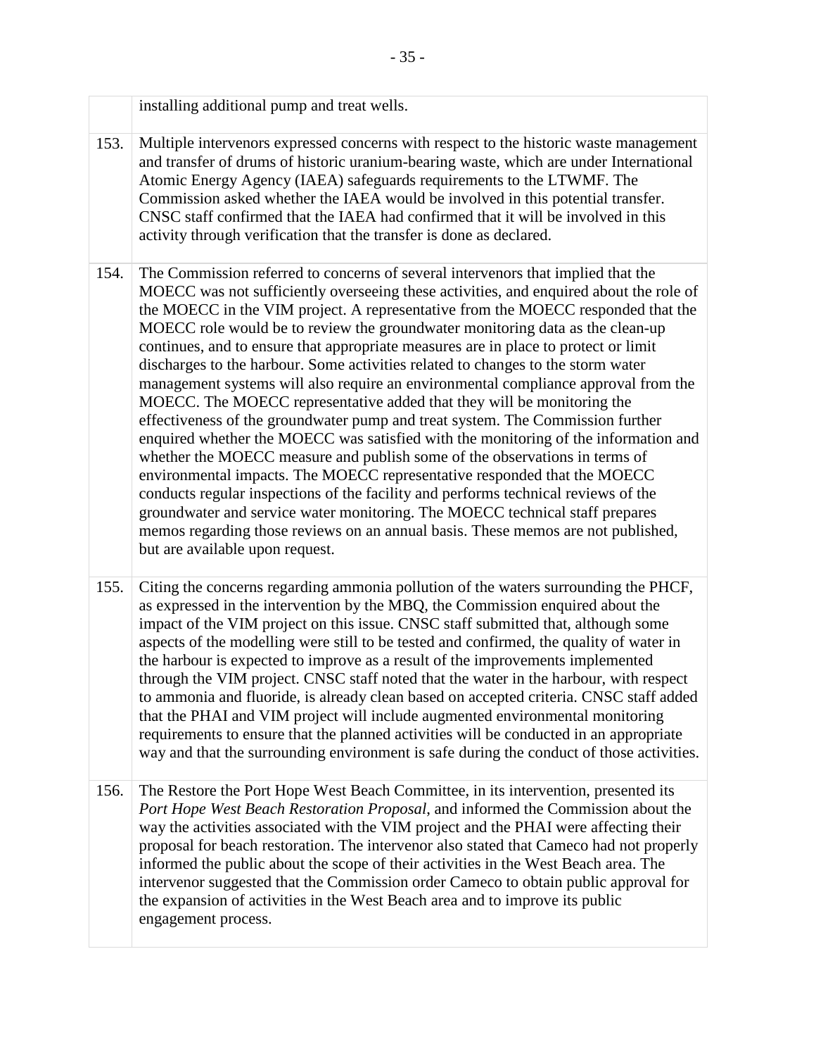| | |
|---|---|
| | installing additional pump and treat wells. |
| 153. | Multiple intervenors expressed concerns with respect to the historic waste management and transfer of drums of historic uranium-bearing waste, which are under International Atomic Energy Agency (IAEA) safeguards requirements to the LTWMF. The Commission asked whether the IAEA would be involved in this potential transfer. CNSC staff confirmed that the IAEA had confirmed that it will be involved in this activity through verification that the transfer is done as declared. |
| 154. | The Commission referred to concerns of several intervenors that implied that the MOECC was not sufficiently overseeing these activities, and enquired about the role of the MOECC in the VIM project. A representative from the MOECC responded that the MOECC role would be to review the groundwater monitoring data as the clean-up continues, and to ensure that appropriate measures are in place to protect or limit discharges to the harbour. Some activities related to changes to the storm water management systems will also require an environmental compliance approval from the MOECC. The MOECC representative added that they will be monitoring the effectiveness of the groundwater pump and treat system. The Commission further enquired whether the MOECC was satisfied with the monitoring of the information and whether the MOECC measure and publish some of the observations in terms of environmental impacts. The MOECC representative responded that the MOECC conducts regular inspections of the facility and performs technical reviews of the groundwater and service water monitoring. The MOECC technical staff prepares memos regarding those reviews on an annual basis. These memos are not published, but are available upon request. |
| 155. | Citing the concerns regarding ammonia pollution of the waters surrounding the PHCF, as expressed in the intervention by the MBQ, the Commission enquired about the impact of the VIM project on this issue. CNSC staff submitted that, although some aspects of the modelling were still to be tested and confirmed, the quality of water in the harbour is expected to improve as a result of the improvements implemented through the VIM project. CNSC staff noted that the water in the harbour, with respect to ammonia and fluoride, is already clean based on accepted criteria. CNSC staff added that the PHAI and VIM project will include augmented environmental monitoring requirements to ensure that the planned activities will be conducted in an appropriate way and that the surrounding environment is safe during the conduct of those activities. |
| 156. | The Restore the Port Hope West Beach Committee, in its intervention, presented its *Port Hope West Beach Restoration Proposal*, and informed the Commission about the way the activities associated with the VIM project and the PHAI were affecting their proposal for beach restoration. The intervenor also stated that Cameco had not properly informed the public about the scope of their activities in the West Beach area. The intervenor suggested that the Commission order Cameco to obtain public approval for the expansion of activities in the West Beach area and to improve its public engagement process. |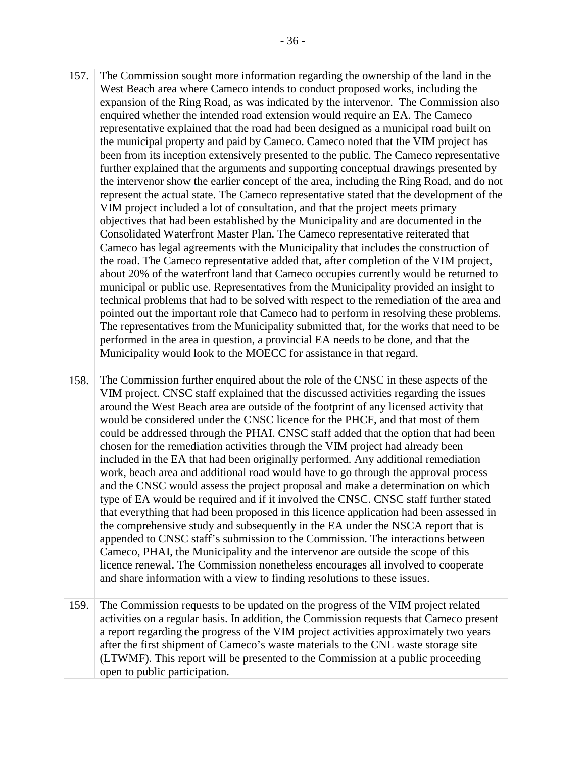| | |
|---|---|
| 157. | The Commission sought more information regarding the ownership of the land in the West Beach area where Cameco intends to conduct proposed works, including the expansion of the Ring Road, as was indicated by the intervenor. The Commission also enquired whether the intended road extension would require an EA. The Cameco representative explained that the road had been designed as a municipal road built on the municipal property and paid by Cameco. Cameco noted that the VIM project has been from its inception extensively presented to the public. The Cameco representative further explained that the arguments and supporting conceptual drawings presented by the intervenor show the earlier concept of the area, including the Ring Road, and do not represent the actual state. The Cameco representative stated that the development of the VIM project included a lot of consultation, and that the project meets primary objectives that had been established by the Municipality and are documented in the Consolidated Waterfront Master Plan. The Cameco representative reiterated that Cameco has legal agreements with the Municipality that includes the construction of the road. The Cameco representative added that, after completion of the VIM project, about 20% of the waterfront land that Cameco occupies currently would be returned to municipal or public use. Representatives from the Municipality provided an insight to technical problems that had to be solved with respect to the remediation of the area and pointed out the important role that Cameco had to perform in resolving these problems. The representatives from the Municipality submitted that, for the works that need to be performed in the area in question, a provincial EA needs to be done, and that the Municipality would look to the MOECC for assistance in that regard. |
| 158. | The Commission further enquired about the role of the CNSC in these aspects of the VIM project. CNSC staff explained that the discussed activities regarding the issues around the West Beach area are outside of the footprint of any licensed activity that would be considered under the CNSC licence for the PHCF, and that most of them could be addressed through the PHAI. CNSC staff added that the option that had been chosen for the remediation activities through the VIM project had already been included in the EA that had been originally performed. Any additional remediation work, beach area and additional road would have to go through the approval process and the CNSC would assess the project proposal and make a determination on which type of EA would be required and if it involved the CNSC. CNSC staff further stated that everything that had been proposed in this licence application had been assessed in the comprehensive study and subsequently in the EA under the NSCA report that is appended to CNSC staff's submission to the Commission. The interactions between Cameco, PHAI, the Municipality and the intervenor are outside the scope of this licence renewal. The Commission nonetheless encourages all involved to cooperate and share information with a view to finding resolutions to these issues. |
| 159. | The Commission requests to be updated on the progress of the VIM project related activities on a regular basis. In addition, the Commission requests that Cameco present a report regarding the progress of the VIM project activities approximately two years after the first shipment of Cameco's waste materials to the CNL waste storage site (LTWMF). This report will be presented to the Commission at a public proceeding open to public participation. |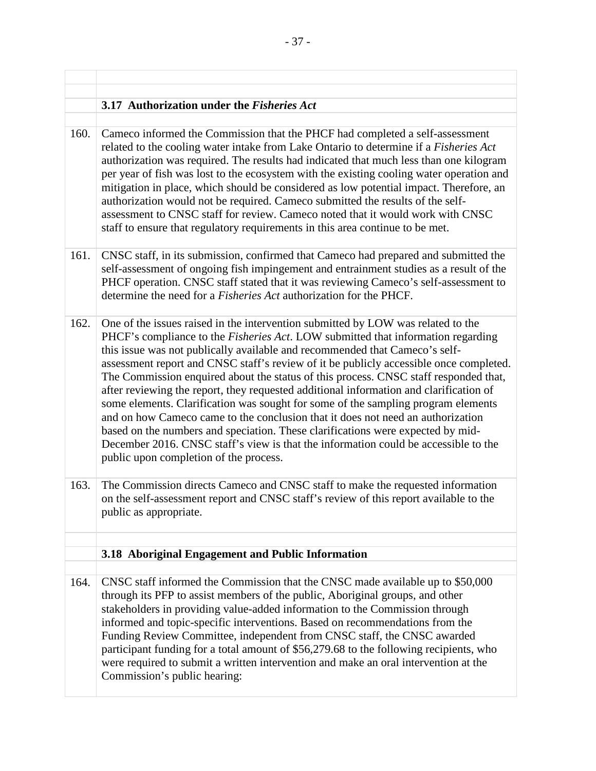### 3.17 Authorization under the *Fisheries Act*

160. Cameco informed the Commission that the PHCF had completed a self-assessment related to the cooling water intake from Lake Ontario to determine if a *Fisheries Act* authorization was required. The results had indicated that much less than one kilogram per year of fish was lost to the ecosystem with the existing cooling water operation and mitigation in place, which should be considered as low potential impact. Therefore, an authorization would not be required. Cameco submitted the results of the self-assessment to CNSC staff for review. Cameco noted that it would work with CNSC staff to ensure that regulatory requirements in this area continue to be met.

161. CNSC staff, in its submission, confirmed that Cameco had prepared and submitted the self-assessment of ongoing fish impingement and entrainment studies as a result of the PHCF operation. CNSC staff stated that it was reviewing Cameco's self-assessment to determine the need for a *Fisheries Act* authorization for the PHCF.

162. One of the issues raised in the intervention submitted by LOW was related to the PHCF's compliance to the *Fisheries Act*. LOW submitted that information regarding this issue was not publically available and recommended that Cameco's self-assessment report and CNSC staff's review of it be publicly accessible once completed. The Commission enquired about the status of this process. CNSC staff responded that, after reviewing the report, they requested additional information and clarification of some elements. Clarification was sought for some of the sampling program elements and on how Cameco came to the conclusion that it does not need an authorization based on the numbers and speciation. These clarifications were expected by mid-December 2016. CNSC staff's view is that the information could be accessible to the public upon completion of the process.

163. The Commission directs Cameco and CNSC staff to make the requested information on the self-assessment report and CNSC staff's review of this report available to the public as appropriate.

### 3.18 Aboriginal Engagement and Public Information

164. CNSC staff informed the Commission that the CNSC made available up to $50,000 through its PFP to assist members of the public, Aboriginal groups, and other stakeholders in providing value-added information to the Commission through informed and topic-specific interventions. Based on recommendations from the Funding Review Committee, independent from CNSC staff, the CNSC awarded participant funding for a total amount of $56,279.68 to the following recipients, who were required to submit a written intervention and make an oral intervention at the Commission's public hearing: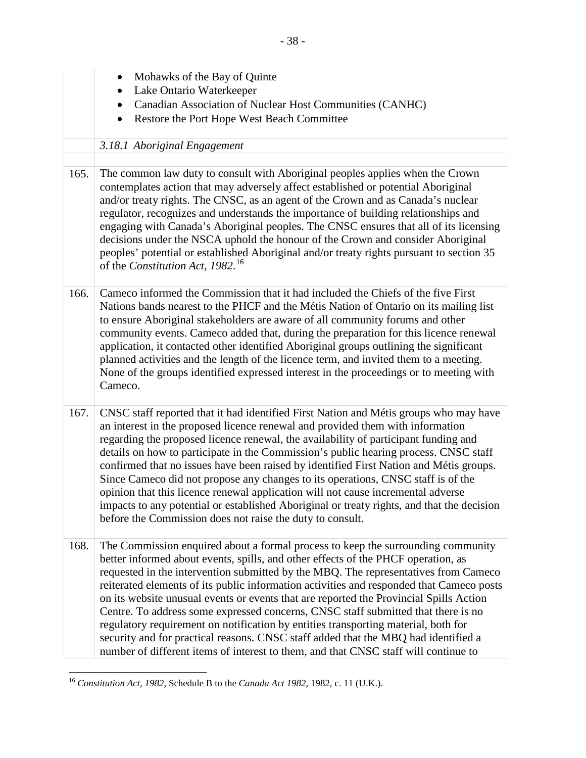- Mohawks of the Bay of Quinte
- Lake Ontario Waterkeeper
- Canadian Association of Nuclear Host Communities (CANHC)
- Restore the Port Hope West Beach Committee

### *3.18.1 Aboriginal Engagement*

165. The common law duty to consult with Aboriginal peoples applies when the Crown contemplates action that may adversely affect established or potential Aboriginal and/or treaty rights. The CNSC, as an agent of the Crown and as Canada's nuclear regulator, recognizes and understands the importance of building relationships and engaging with Canada's Aboriginal peoples. The CNSC ensures that all of its licensing decisions under the NSCA uphold the honour of the Crown and consider Aboriginal peoples' potential or established Aboriginal and/or treaty rights pursuant to section 35 of the *Constitution Act, 1982*.[16]

166. Cameco informed the Commission that it had included the Chiefs of the five First Nations bands nearest to the PHCF and the Métis Nation of Ontario on its mailing list to ensure Aboriginal stakeholders are aware of all community forums and other community events. Cameco added that, during the preparation for this licence renewal application, it contacted other identified Aboriginal groups outlining the significant planned activities and the length of the licence term, and invited them to a meeting. None of the groups identified expressed interest in the proceedings or to meeting with Cameco.

167. CNSC staff reported that it had identified First Nation and Métis groups who may have an interest in the proposed licence renewal and provided them with information regarding the proposed licence renewal, the availability of participant funding and details on how to participate in the Commission's public hearing process. CNSC staff confirmed that no issues have been raised by identified First Nation and Métis groups. Since Cameco did not propose any changes to its operations, CNSC staff is of the opinion that this licence renewal application will not cause incremental adverse impacts to any potential or established Aboriginal or treaty rights, and that the decision before the Commission does not raise the duty to consult.

168. The Commission enquired about a formal process to keep the surrounding community better informed about events, spills, and other effects of the PHCF operation, as requested in the intervention submitted by the MBQ. The representatives from Cameco reiterated elements of its public information activities and responded that Cameco posts on its website unusual events or events that are reported the Provincial Spills Action Centre. To address some expressed concerns, CNSC staff submitted that there is no regulatory requirement on notification by entities transporting material, both for security and for practical reasons. CNSC staff added that the MBQ had identified a number of different items of interest to them, and that CNSC staff will continue to

[16] *Constitution Act, 1982*, Schedule B to the *Canada Act 1982*, 1982, c. 11 (U.K.).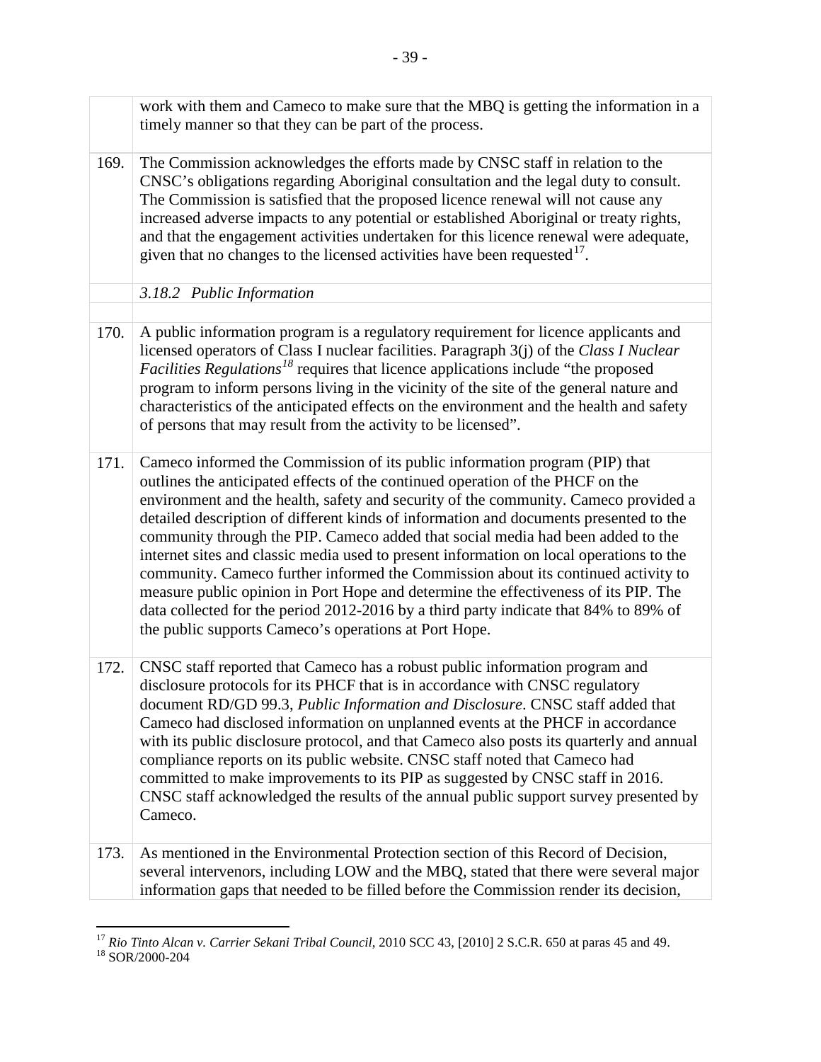work with them and Cameco to make sure that the MBQ is getting the information in a timely manner so that they can be part of the process.

169. The Commission acknowledges the efforts made by CNSC staff in relation to the CNSC's obligations regarding Aboriginal consultation and the legal duty to consult. The Commission is satisfied that the proposed licence renewal will not cause any increased adverse impacts to any potential or established Aboriginal or treaty rights, and that the engagement activities undertaken for this licence renewal were adequate, given that no changes to the licensed activities have been requested[17].

### *3.18.2 Public Information*

170. A public information program is a regulatory requirement for licence applicants and licensed operators of Class I nuclear facilities. Paragraph 3(j) of the *Class I Nuclear Facilities Regulations*[18] requires that licence applications include "the proposed program to inform persons living in the vicinity of the site of the general nature and characteristics of the anticipated effects on the environment and the health and safety of persons that may result from the activity to be licensed".

171. Cameco informed the Commission of its public information program (PIP) that outlines the anticipated effects of the continued operation of the PHCF on the environment and the health, safety and security of the community. Cameco provided a detailed description of different kinds of information and documents presented to the community through the PIP. Cameco added that social media had been added to the internet sites and classic media used to present information on local operations to the community. Cameco further informed the Commission about its continued activity to measure public opinion in Port Hope and determine the effectiveness of its PIP. The data collected for the period 2012-2016 by a third party indicate that 84% to 89% of the public supports Cameco's operations at Port Hope.

172. CNSC staff reported that Cameco has a robust public information program and disclosure protocols for its PHCF that is in accordance with CNSC regulatory document RD/GD 99.3, *Public Information and Disclosure*. CNSC staff added that Cameco had disclosed information on unplanned events at the PHCF in accordance with its public disclosure protocol, and that Cameco also posts its quarterly and annual compliance reports on its public website. CNSC staff noted that Cameco had committed to make improvements to its PIP as suggested by CNSC staff in 2016. CNSC staff acknowledged the results of the annual public support survey presented by Cameco.

173. As mentioned in the Environmental Protection section of this Record of Decision, several intervenors, including LOW and the MBQ, stated that there were several major information gaps that needed to be filled before the Commission render its decision,

---

[17] *Rio Tinto Alcan v. Carrier Sekani Tribal Council*, 2010 SCC 43, [2010] 2 S.C.R. 650 at paras 45 and 49.

[18] SOR/2000-204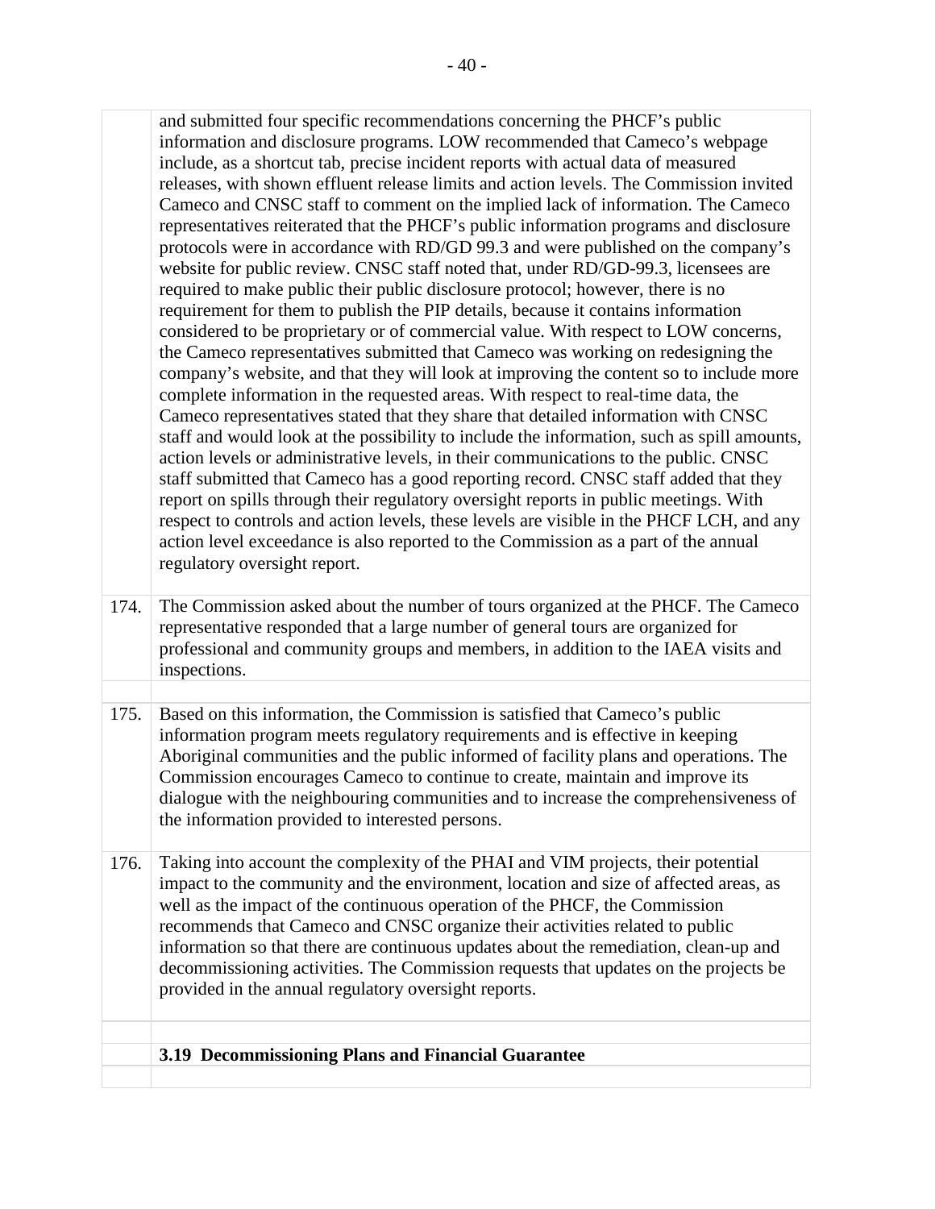and submitted four specific recommendations concerning the PHCF's public information and disclosure programs. LOW recommended that Cameco's webpage include, as a shortcut tab, precise incident reports with actual data of measured releases, with shown effluent release limits and action levels. The Commission invited Cameco and CNSC staff to comment on the implied lack of information. The Cameco representatives reiterated that the PHCF's public information programs and disclosure protocols were in accordance with RD/GD 99.3 and were published on the company's website for public review. CNSC staff noted that, under RD/GD-99.3, licensees are required to make public their public disclosure protocol; however, there is no requirement for them to publish the PIP details, because it contains information considered to be proprietary or of commercial value. With respect to LOW concerns, the Cameco representatives submitted that Cameco was working on redesigning the company's website, and that they will look at improving the content so to include more complete information in the requested areas. With respect to real-time data, the Cameco representatives stated that they share that detailed information with CNSC staff and would look at the possibility to include the information, such as spill amounts, action levels or administrative levels, in their communications to the public. CNSC staff submitted that Cameco has a good reporting record. CNSC staff added that they report on spills through their regulatory oversight reports in public meetings. With respect to controls and action levels, these levels are visible in the PHCF LCH, and any action level exceedance is also reported to the Commission as a part of the annual regulatory oversight report.

174. The Commission asked about the number of tours organized at the PHCF. The Cameco representative responded that a large number of general tours are organized for professional and community groups and members, in addition to the IAEA visits and inspections.

175. Based on this information, the Commission is satisfied that Cameco's public information program meets regulatory requirements and is effective in keeping Aboriginal communities and the public informed of facility plans and operations. The Commission encourages Cameco to continue to create, maintain and improve its dialogue with the neighbouring communities and to increase the comprehensiveness of the information provided to interested persons.

176. Taking into account the complexity of the PHAI and VIM projects, their potential impact to the community and the environment, location and size of affected areas, as well as the impact of the continuous operation of the PHCF, the Commission recommends that Cameco and CNSC organize their activities related to public information so that there are continuous updates about the remediation, clean-up and decommissioning activities. The Commission requests that updates on the projects be provided in the annual regulatory oversight reports.

### 3.19 Decommissioning Plans and Financial Guarantee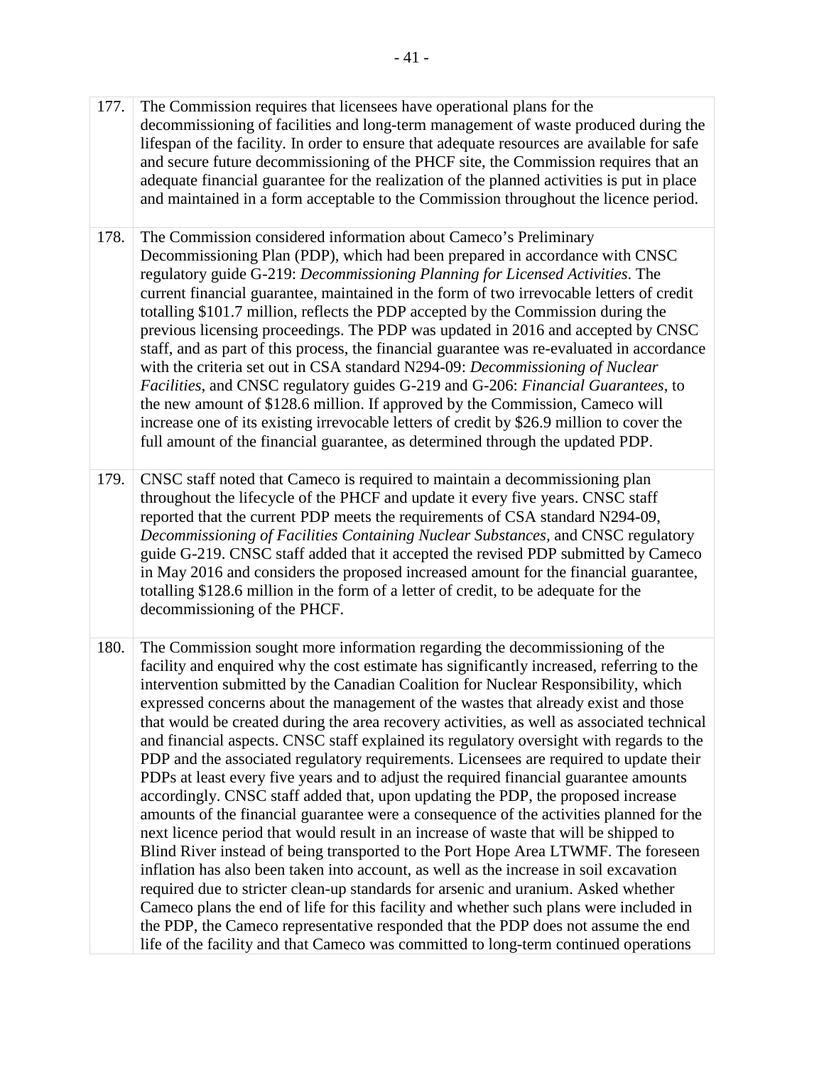177. The Commission requires that licensees have operational plans for the decommissioning of facilities and long-term management of waste produced during the lifespan of the facility. In order to ensure that adequate resources are available for safe and secure future decommissioning of the PHCF site, the Commission requires that an adequate financial guarantee for the realization of the planned activities is put in place and maintained in a form acceptable to the Commission throughout the licence period.

178. The Commission considered information about Cameco's Preliminary Decommissioning Plan (PDP), which had been prepared in accordance with CNSC regulatory guide G-219: *Decommissioning Planning for Licensed Activities*. The current financial guarantee, maintained in the form of two irrevocable letters of credit totalling $101.7 million, reflects the PDP accepted by the Commission during the previous licensing proceedings. The PDP was updated in 2016 and accepted by CNSC staff, and as part of this process, the financial guarantee was re-evaluated in accordance with the criteria set out in CSA standard N294-09: *Decommissioning of Nuclear Facilities*, and CNSC regulatory guides G-219 and G-206: *Financial Guarantees*, to the new amount of $128.6 million. If approved by the Commission, Cameco will increase one of its existing irrevocable letters of credit by $26.9 million to cover the full amount of the financial guarantee, as determined through the updated PDP.

179. CNSC staff noted that Cameco is required to maintain a decommissioning plan throughout the lifecycle of the PHCF and update it every five years. CNSC staff reported that the current PDP meets the requirements of CSA standard N294-09, *Decommissioning of Facilities Containing Nuclear Substances*, and CNSC regulatory guide G-219. CNSC staff added that it accepted the revised PDP submitted by Cameco in May 2016 and considers the proposed increased amount for the financial guarantee, totalling $128.6 million in the form of a letter of credit, to be adequate for the decommissioning of the PHCF.

180. The Commission sought more information regarding the decommissioning of the facility and enquired why the cost estimate has significantly increased, referring to the intervention submitted by the Canadian Coalition for Nuclear Responsibility, which expressed concerns about the management of the wastes that already exist and those that would be created during the area recovery activities, as well as associated technical and financial aspects. CNSC staff explained its regulatory oversight with regards to the PDP and the associated regulatory requirements. Licensees are required to update their PDPs at least every five years and to adjust the required financial guarantee amounts accordingly. CNSC staff added that, upon updating the PDP, the proposed increase amounts of the financial guarantee were a consequence of the activities planned for the next licence period that would result in an increase of waste that will be shipped to Blind River instead of being transported to the Port Hope Area LTWMF. The foreseen inflation has also been taken into account, as well as the increase in soil excavation required due to stricter clean-up standards for arsenic and uranium. Asked whether Cameco plans the end of life for this facility and whether such plans were included in the PDP, the Cameco representative responded that the PDP does not assume the end life of the facility and that Cameco was committed to long-term continued operations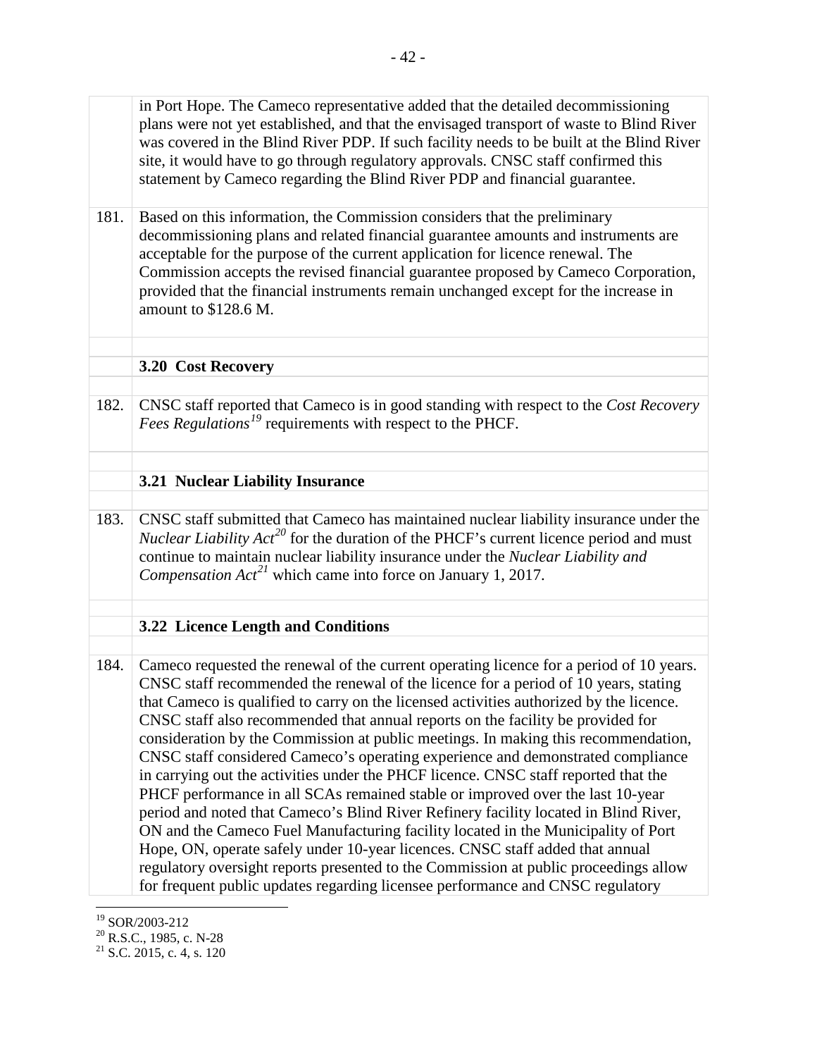in Port Hope. The Cameco representative added that the detailed decommissioning plans were not yet established, and that the envisaged transport of waste to Blind River was covered in the Blind River PDP. If such facility needs to be built at the Blind River site, it would have to go through regulatory approvals. CNSC staff confirmed this statement by Cameco regarding the Blind River PDP and financial guarantee.

181. Based on this information, the Commission considers that the preliminary decommissioning plans and related financial guarantee amounts and instruments are acceptable for the purpose of the current application for licence renewal. The Commission accepts the revised financial guarantee proposed by Cameco Corporation, provided that the financial instruments remain unchanged except for the increase in amount to \$128.6 M.

### 3.20 Cost Recovery

182. CNSC staff reported that Cameco is in good standing with respect to the *Cost Recovery Fees Regulations*[19] requirements with respect to the PHCF.

### 3.21 Nuclear Liability Insurance

183. CNSC staff submitted that Cameco has maintained nuclear liability insurance under the *Nuclear Liability Act*[20] for the duration of the PHCF's current licence period and must continue to maintain nuclear liability insurance under the *Nuclear Liability and Compensation Act*[21] which came into force on January 1, 2017.

### 3.22 Licence Length and Conditions

184. Cameco requested the renewal of the current operating licence for a period of 10 years. CNSC staff recommended the renewal of the licence for a period of 10 years, stating that Cameco is qualified to carry on the licensed activities authorized by the licence. CNSC staff also recommended that annual reports on the facility be provided for consideration by the Commission at public meetings. In making this recommendation, CNSC staff considered Cameco's operating experience and demonstrated compliance in carrying out the activities under the PHCF licence. CNSC staff reported that the PHCF performance in all SCAs remained stable or improved over the last 10-year period and noted that Cameco's Blind River Refinery facility located in Blind River, ON and the Cameco Fuel Manufacturing facility located in the Municipality of Port Hope, ON, operate safely under 10-year licences. CNSC staff added that annual regulatory oversight reports presented to the Commission at public proceedings allow for frequent public updates regarding licensee performance and CNSC regulatory

---

[19] SOR/2003-212

[20] R.S.C., 1985, c. N-28

[21] S.C. 2015, c. 4, s. 120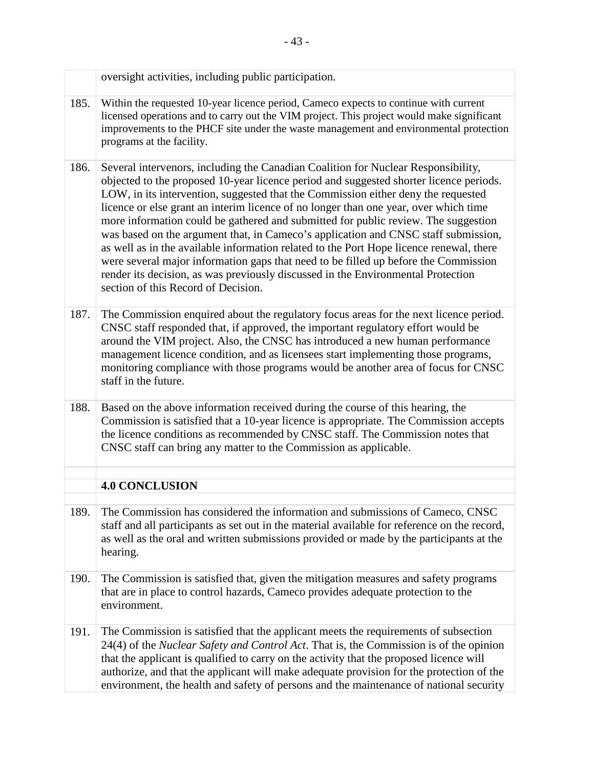oversight activities, including public participation.

185. Within the requested 10-year licence period, Cameco expects to continue with current licensed operations and to carry out the VIM project. This project would make significant improvements to the PHCF site under the waste management and environmental protection programs at the facility.

186. Several intervenors, including the Canadian Coalition for Nuclear Responsibility, objected to the proposed 10-year licence period and suggested shorter licence periods. LOW, in its intervention, suggested that the Commission either deny the requested licence or else grant an interim licence of no longer than one year, over which time more information could be gathered and submitted for public review. The suggestion was based on the argument that, in Cameco's application and CNSC staff submission, as well as in the available information related to the Port Hope licence renewal, there were several major information gaps that need to be filled up before the Commission render its decision, as was previously discussed in the Environmental Protection section of this Record of Decision.

187. The Commission enquired about the regulatory focus areas for the next licence period. CNSC staff responded that, if approved, the important regulatory effort would be around the VIM project. Also, the CNSC has introduced a new human performance management licence condition, and as licensees start implementing those programs, monitoring compliance with those programs would be another area of focus for CNSC staff in the future.

188. Based on the above information received during the course of this hearing, the Commission is satisfied that a 10-year licence is appropriate. The Commission accepts the licence conditions as recommended by CNSC staff. The Commission notes that CNSC staff can bring any matter to the Commission as applicable.

## 4.0 CONCLUSION

189. The Commission has considered the information and submissions of Cameco, CNSC staff and all participants as set out in the material available for reference on the record, as well as the oral and written submissions provided or made by the participants at the hearing.

190. The Commission is satisfied that, given the mitigation measures and safety programs that are in place to control hazards, Cameco provides adequate protection to the environment.

191. The Commission is satisfied that the applicant meets the requirements of subsection 24(4) of the *Nuclear Safety and Control Act*. That is, the Commission is of the opinion that the applicant is qualified to carry on the activity that the proposed licence will authorize, and that the applicant will make adequate provision for the protection of the environment, the health and safety of persons and the maintenance of national security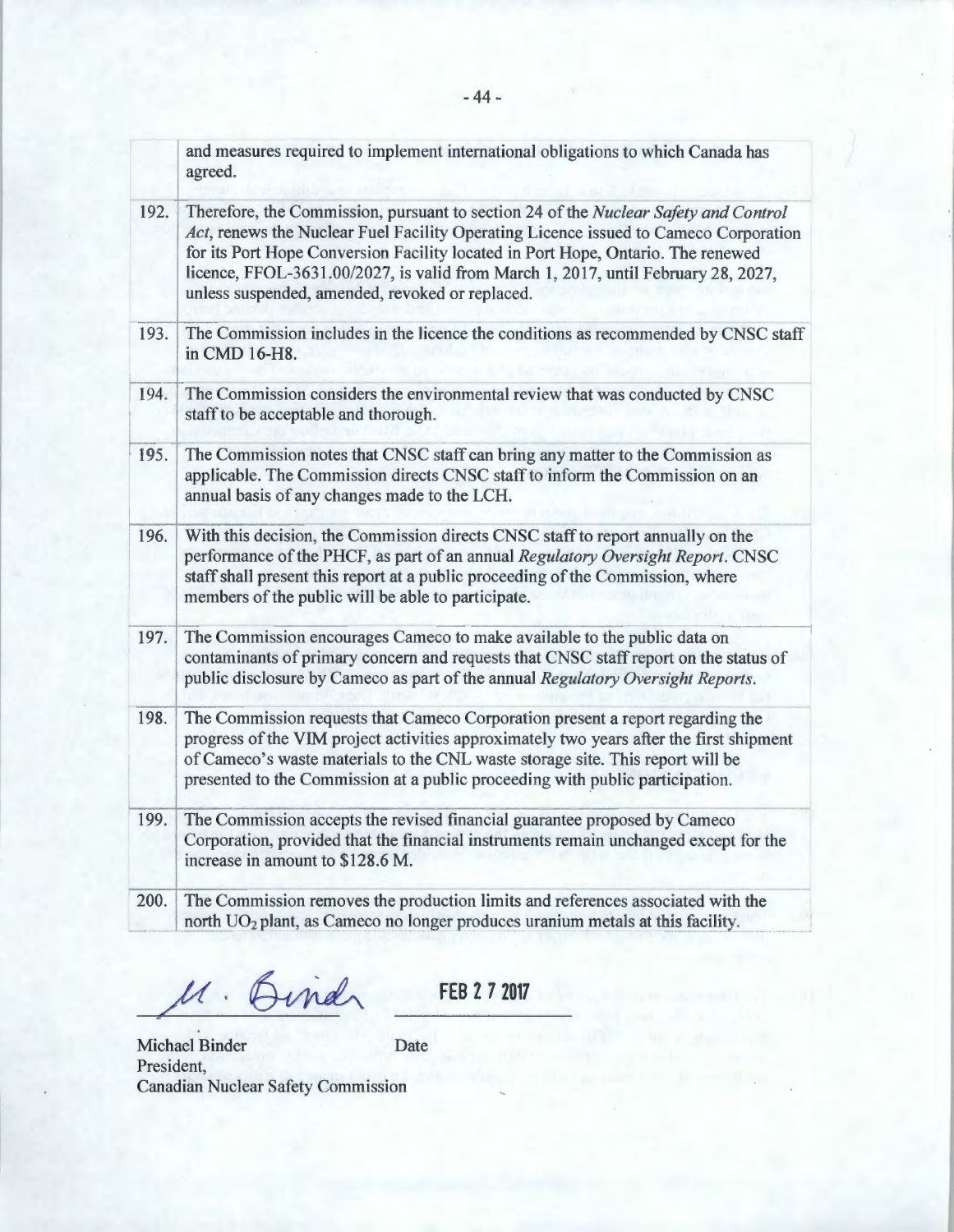| | |
|---|---|
| | and measures required to implement international obligations to which Canada has agreed. |
| 192. | Therefore, the Commission, pursuant to section 24 of the *Nuclear Safety and Control Act*, renews the Nuclear Fuel Facility Operating Licence issued to Cameco Corporation for its Port Hope Conversion Facility located in Port Hope, Ontario. The renewed licence, FFOL-3631.00/2027, is valid from March 1, 2017, until February 28, 2027, unless suspended, amended, revoked or replaced. |
| 193. | The Commission includes in the licence the conditions as recommended by CNSC staff in CMD 16-H8. |
| 194. | The Commission considers the environmental review that was conducted by CNSC staff to be acceptable and thorough. |
| 195. | The Commission notes that CNSC staff can bring any matter to the Commission as applicable. The Commission directs CNSC staff to inform the Commission on an annual basis of any changes made to the LCH. |
| 196. | With this decision, the Commission directs CNSC staff to report annually on the performance of the PHCF, as part of an annual *Regulatory Oversight Report*. CNSC staff shall present this report at a public proceeding of the Commission, where members of the public will be able to participate. |
| 197. | The Commission encourages Cameco to make available to the public data on contaminants of primary concern and requests that CNSC staff report on the status of public disclosure by Cameco as part of the annual *Regulatory Oversight Reports*. |
| 198. | The Commission requests that Cameco Corporation present a report regarding the progress of the VIM project activities approximately two years after the first shipment of Cameco's waste materials to the CNL waste storage site. This report will be presented to the Commission at a public proceeding with public participation. |
| 199. | The Commission accepts the revised financial guarantee proposed by Cameco Corporation, provided that the financial instruments remain unchanged except for the increase in amount to \$128.6 M. |
| 200. | The Commission removes the production limits and references associated with the north $UO_2$ plant, as Cameco no longer produces uranium metals at this facility. |

M. Binder — FEB 2 7 2017

Michael Binder — Date
President,
Canadian Nuclear Safety Commission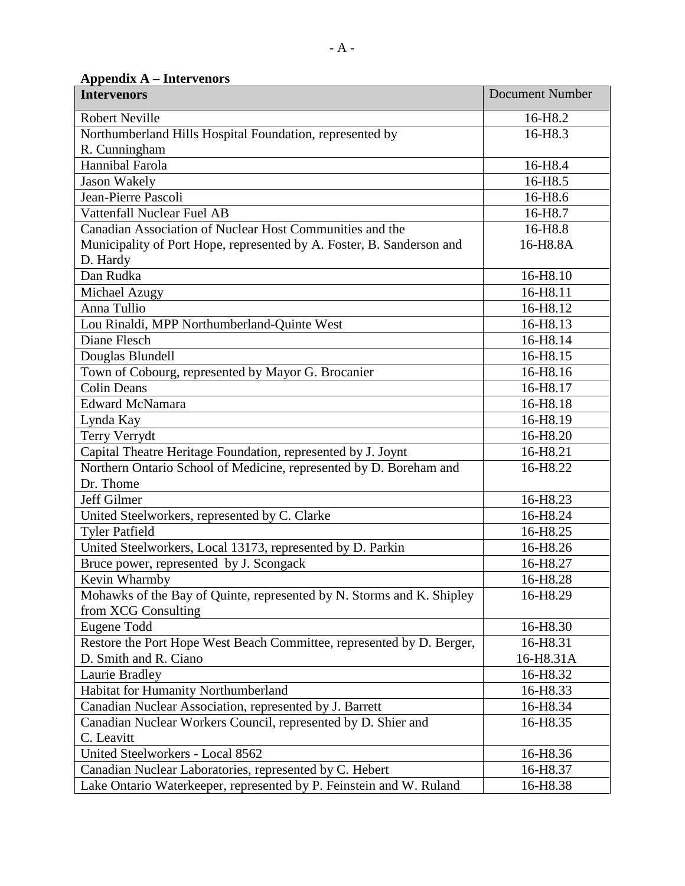**Appendix A – Intervenors**

| Intervenors | Document Number |
|---|---|
| Robert Neville | 16-H8.2 |
| Northumberland Hills Hospital Foundation, represented by R. Cunningham | 16-H8.3 |
| Hannibal Farola | 16-H8.4 |
| Jason Wakely | 16-H8.5 |
| Jean-Pierre Pascoli | 16-H8.6 |
| Vattenfall Nuclear Fuel AB | 16-H8.7 |
| Canadian Association of Nuclear Host Communities and the Municipality of Port Hope, represented by A. Foster, B. Sanderson and D. Hardy | 16-H8.8<br>16-H8.8A |
| Dan Rudka | 16-H8.10 |
| Michael Azugy | 16-H8.11 |
| Anna Tullio | 16-H8.12 |
| Lou Rinaldi, MPP Northumberland-Quinte West | 16-H8.13 |
| Diane Flesch | 16-H8.14 |
| Douglas Blundell | 16-H8.15 |
| Town of Cobourg, represented by Mayor G. Brocanier | 16-H8.16 |
| Colin Deans | 16-H8.17 |
| Edward McNamara | 16-H8.18 |
| Lynda Kay | 16-H8.19 |
| Terry Verrydt | 16-H8.20 |
| Capital Theatre Heritage Foundation, represented by J. Joynt | 16-H8.21 |
| Northern Ontario School of Medicine, represented by D. Boreham and Dr. Thome | 16-H8.22 |
| Jeff Gilmer | 16-H8.23 |
| United Steelworkers, represented by C. Clarke | 16-H8.24 |
| Tyler Patfield | 16-H8.25 |
| United Steelworkers, Local 13173, represented by D. Parkin | 16-H8.26 |
| Bruce power, represented by J. Scongack | 16-H8.27 |
| Kevin Wharmby | 16-H8.28 |
| Mohawks of the Bay of Quinte, represented by N. Storms and K. Shipley from XCG Consulting | 16-H8.29 |
| Eugene Todd | 16-H8.30 |
| Restore the Port Hope West Beach Committee, represented by D. Berger, D. Smith and R. Ciano | 16-H8.31<br>16-H8.31A |
| Laurie Bradley | 16-H8.32 |
| Habitat for Humanity Northumberland | 16-H8.33 |
| Canadian Nuclear Association, represented by J. Barrett | 16-H8.34 |
| Canadian Nuclear Workers Council, represented by D. Shier and C. Leavitt | 16-H8.35 |
| United Steelworkers - Local 8562 | 16-H8.36 |
| Canadian Nuclear Laboratories, represented by C. Hebert | 16-H8.37 |
| Lake Ontario Waterkeeper, represented by P. Feinstein and W. Ruland | 16-H8.38 |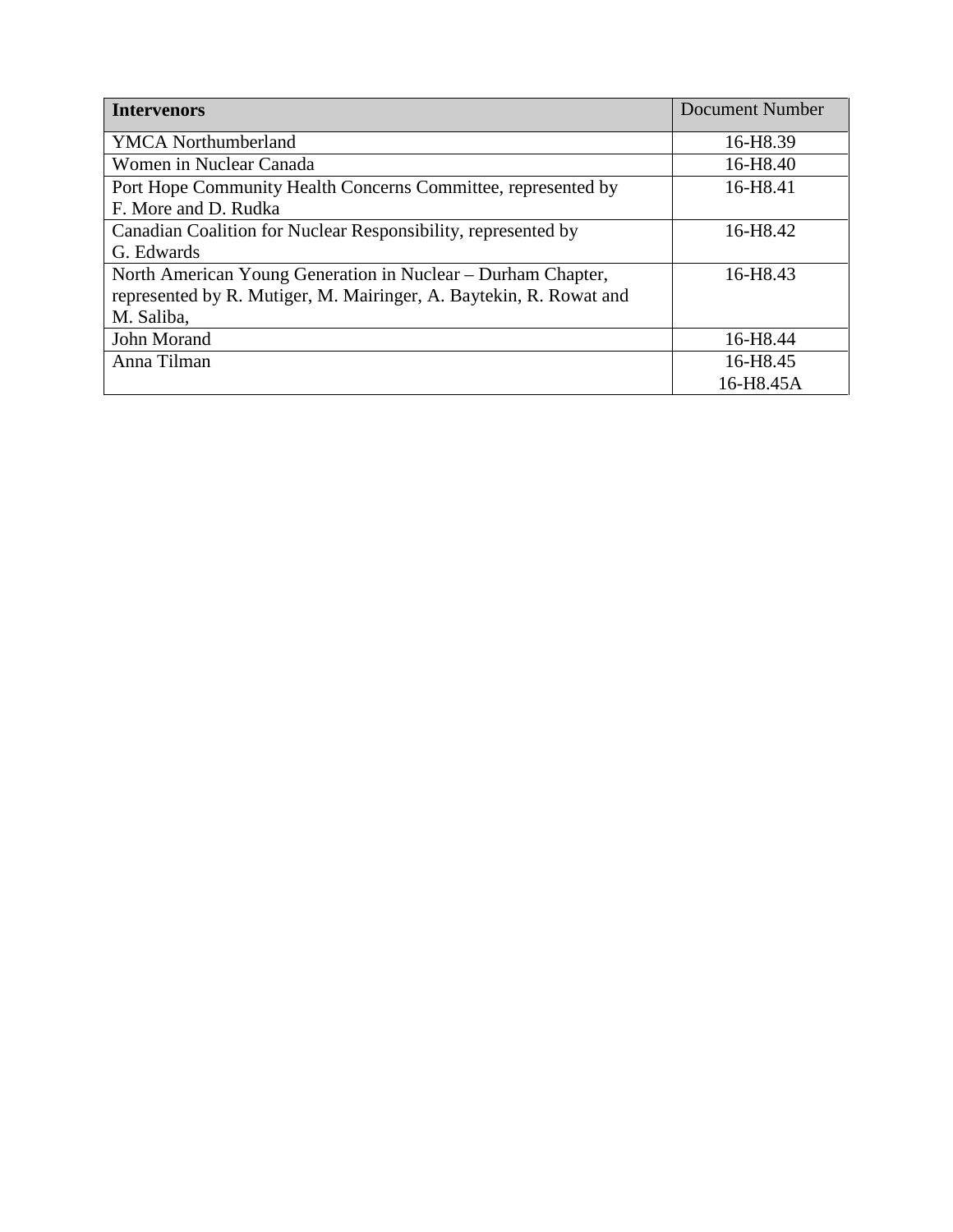| **Intervenors** | Document Number |
| --- | --- |
| YMCA Northumberland | 16-H8.39 |
| Women in Nuclear Canada | 16-H8.40 |
| Port Hope Community Health Concerns Committee, represented by F. More and D. Rudka | 16-H8.41 |
| Canadian Coalition for Nuclear Responsibility, represented by G. Edwards | 16-H8.42 |
| North American Young Generation in Nuclear – Durham Chapter, represented by R. Mutiger, M. Mairinger, A. Baytekin, R. Rowat and M. Saliba, | 16-H8.43 |
| John Morand | 16-H8.44 |
| Anna Tilman | 16-H8.45<br>16-H8.45A |